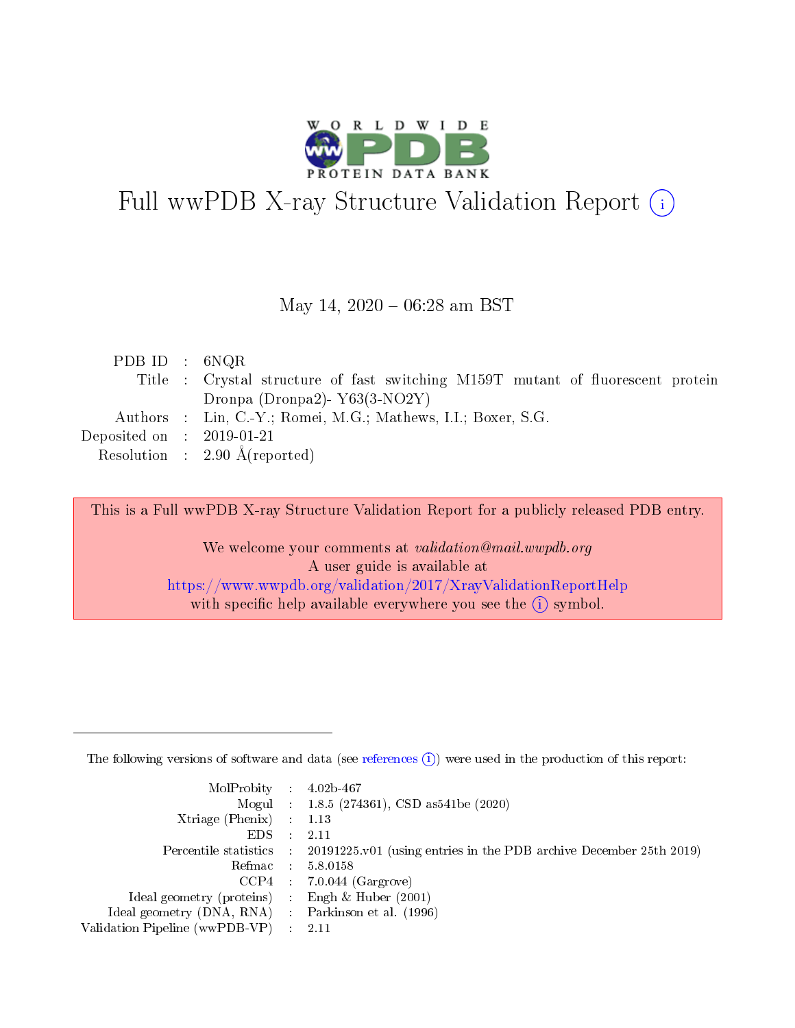# Full wwPDB X-ray Structure Validation Report (i)

May 14, 2020 – 06:28 am BST

| | | |
|---|---|---|
| PDB ID | : | 6NQR |
| Title | : | Crystal structure of fast switching M159T mutant of fluorescent protein Dronpa (Dronpa2)- Y63(3-NO2Y) |
| Authors | : | Lin, C.-Y.; Romei, M.G.; Mathews, I.I.; Boxer, S.G. |
| Deposited on | : | 2019-01-21 |
| Resolution | : | 2.90 Å(reported) |

This is a Full wwPDB X-ray Structure Validation Report for a publicly released PDB entry.

We welcome your comments at *validation@mail.wwpdb.org*
A user guide is available at
https://www.wwpdb.org/validation/2017/XrayValidationReportHelp
with specific help available everywhere you see the (i) symbol.

---

The following versions of software and data (see references (i)) were used in the production of this report:

| | | |
|---|---|---|
| MolProbity | : | 4.02b-467 |
| Mogul | : | 1.8.5 (274361), CSD as541be (2020) |
| Xtriage (Phenix) | : | 1.13 |
| EDS | : | 2.11 |
| Percentile statistics | : | 20191225.v01 (using entries in the PDB archive December 25th 2019) |
| Refmac | : | 5.8.0158 |
| CCP4 | : | 7.0.044 (Gargrove) |
| Ideal geometry (proteins) | : | Engh & Huber (2001) |
| Ideal geometry (DNA, RNA) | : | Parkinson et al. (1996) |
| Validation Pipeline (wwPDB-VP) | : | 2.11 |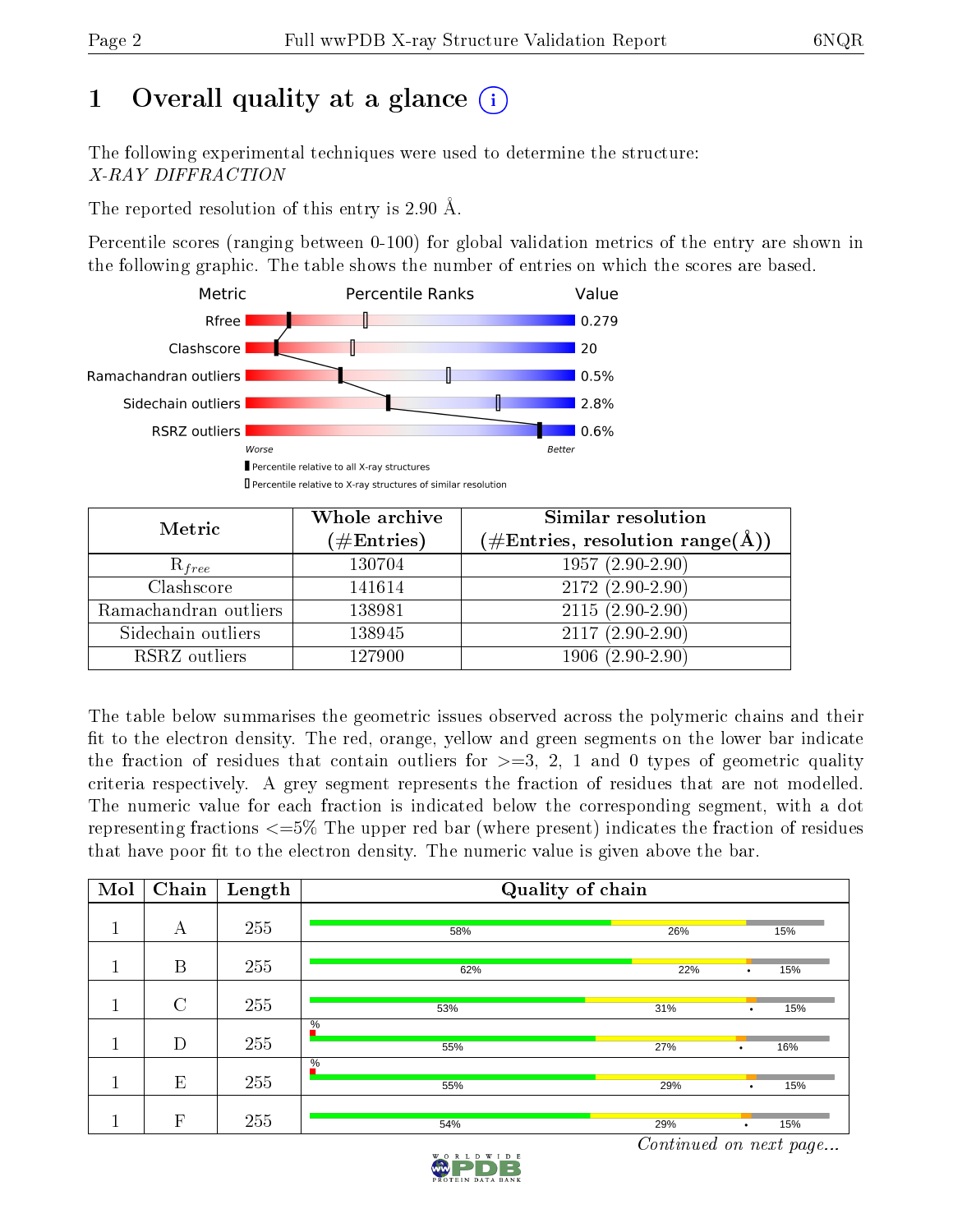# 1 Overall quality at a glance (i)

The following experimental techniques were used to determine the structure:
*X-RAY DIFFRACTION*

The reported resolution of this entry is 2.90 Å.

Percentile scores (ranging between 0-100) for global validation metrics of the entry are shown in the following graphic. The table shows the number of entries on which the scores are based.

| Metric | Value |
|---|---|
| Rfree | 0.279 |
| Clashscore | 20 |
| Ramachandran outliers | 0.5% |
| Sidechain outliers | 2.8% |
| RSRZ outliers | 0.6% |

Worse — Better

▮ Percentile relative to all X-ray structures
▯ Percentile relative to X-ray structures of similar resolution

| Metric | Whole archive (#Entries) | Similar resolution (#Entries, resolution range(Å)) |
|---|---|---|
| $R_{free}$ | 130704 | 1957 (2.90-2.90) |
| Clashscore | 141614 | 2172 (2.90-2.90) |
| Ramachandran outliers | 138981 | 2115 (2.90-2.90) |
| Sidechain outliers | 138945 | 2117 (2.90-2.90) |
| RSRZ outliers | 127900 | 1906 (2.90-2.90) |

The table below summarises the geometric issues observed across the polymeric chains and their fit to the electron density. The red, orange, yellow and green segments on the lower bar indicate the fraction of residues that contain outliers for >=3, 2, 1 and 0 types of geometric quality criteria respectively. A grey segment represents the fraction of residues that are not modelled. The numeric value for each fraction is indicated below the corresponding segment, with a dot representing fractions <=5% The upper red bar (where present) indicates the fraction of residues that have poor fit to the electron density. The numeric value is given above the bar.

| Mol | Chain | Length | Quality of chain |
|---|---|---|---|
| 1 | A | 255 | 58% 26% 15% |
| 1 | B | 255 | 62% 22% • 15% |
| 1 | C | 255 | 53% 31% • 15% |
| 1 | D | 255 | % 55% 27% • 16% |
| 1 | E | 255 | % 55% 29% • 15% |
| 1 | F | 255 | 54% 29% • 15% |

*Continued on next page...*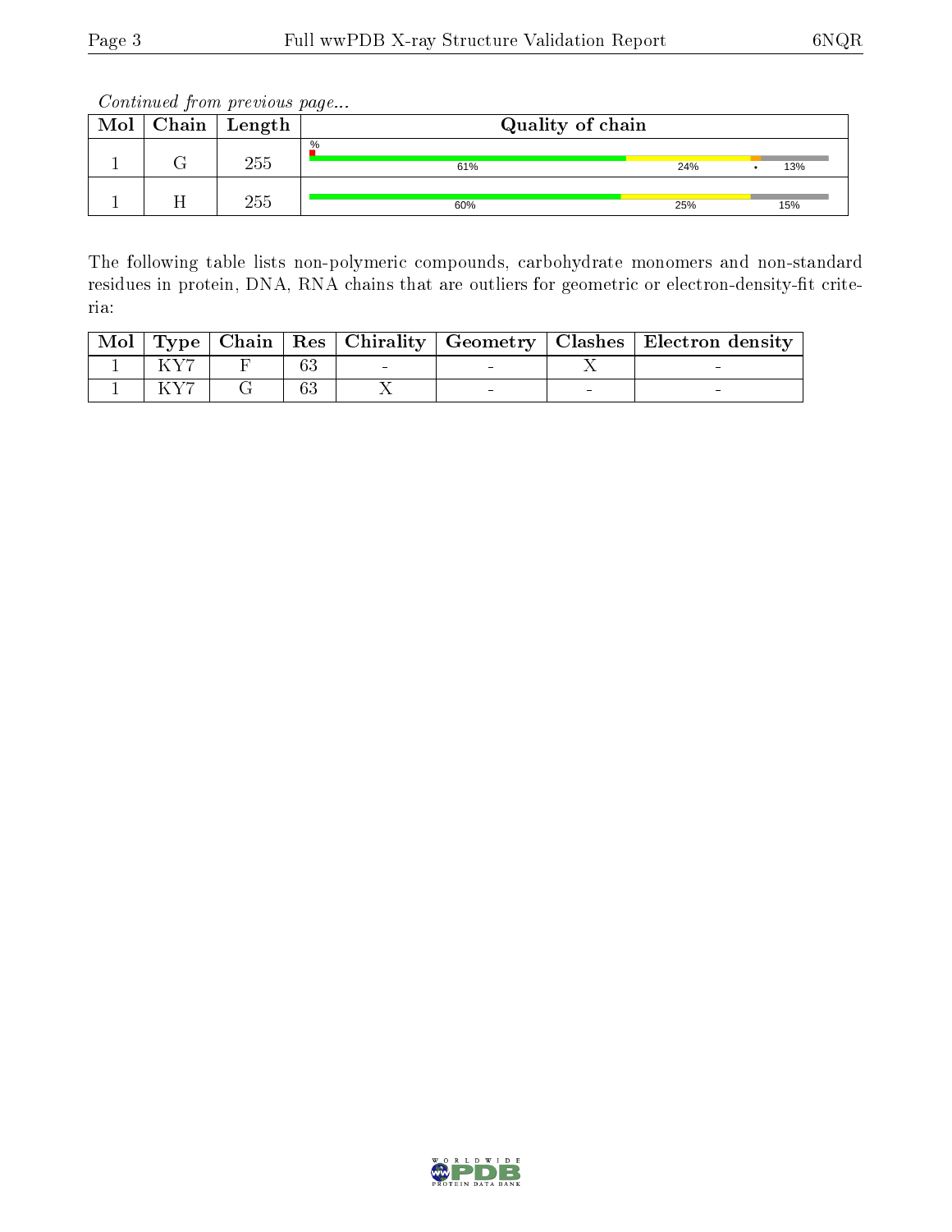*Continued from previous page...*

| Mol | Chain | Length | Quality of chain |
|---|---|---|---|
| 1 | G | 255 | % 61% 24% • 13% |
| 1 | H | 255 | 60% 25% 15% |

The following table lists non-polymeric compounds, carbohydrate monomers and non-standard residues in protein, DNA, RNA chains that are outliers for geometric or electron-density-fit criteria:

| Mol | Type | Chain | Res | Chirality | Geometry | Clashes | Electron density |
|---|---|---|---|---|---|---|---|
| 1 | KY7 | F | 63 | - | - | X | - |
| 1 | KY7 | G | 63 | X | - | - | - |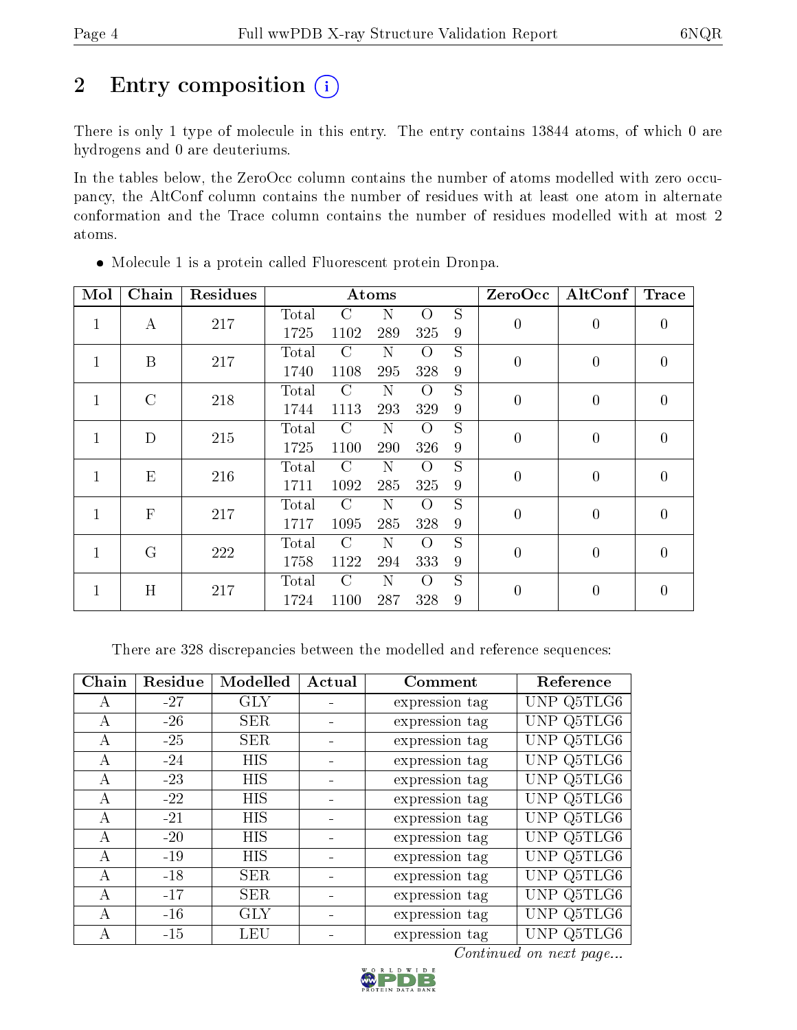# 2 Entry composition

There is only 1 type of molecule in this entry. The entry contains 13844 atoms, of which 0 are hydrogens and 0 are deuteriums.

In the tables below, the ZeroOcc column contains the number of atoms modelled with zero occupancy, the AltConf column contains the number of residues with at least one atom in alternate conformation and the Trace column contains the number of residues modelled with at most 2 atoms.

- Molecule 1 is a protein called Fluorescent protein Dronpa.

| Mol | Chain | Residues | Atoms | | | | | ZeroOcc | AltConf | Trace |
|---|---|---|---|---|---|---|---|---|---|---|
| 1 | A | 217 | Total 1725 | C 1102 | N 289 | O 325 | S 9 | 0 | 0 | 0 |
| 1 | B | 217 | Total 1740 | C 1108 | N 295 | O 328 | S 9 | 0 | 0 | 0 |
| 1 | C | 218 | Total 1744 | C 1113 | N 293 | O 329 | S 9 | 0 | 0 | 0 |
| 1 | D | 215 | Total 1725 | C 1100 | N 290 | O 326 | S 9 | 0 | 0 | 0 |
| 1 | E | 216 | Total 1711 | C 1092 | N 285 | O 325 | S 9 | 0 | 0 | 0 |
| 1 | F | 217 | Total 1717 | C 1095 | N 285 | O 328 | S 9 | 0 | 0 | 0 |
| 1 | G | 222 | Total 1758 | C 1122 | N 294 | O 333 | S 9 | 0 | 0 | 0 |
| 1 | H | 217 | Total 1724 | C 1100 | N 287 | O 328 | S 9 | 0 | 0 | 0 |

There are 328 discrepancies between the modelled and reference sequences:

| Chain | Residue | Modelled | Actual | Comment | Reference |
|---|---|---|---|---|---|
| A | -27 | GLY | - | expression tag | UNP Q5TLG6 |
| A | -26 | SER | - | expression tag | UNP Q5TLG6 |
| A | -25 | SER | - | expression tag | UNP Q5TLG6 |
| A | -24 | HIS | - | expression tag | UNP Q5TLG6 |
| A | -23 | HIS | - | expression tag | UNP Q5TLG6 |
| A | -22 | HIS | - | expression tag | UNP Q5TLG6 |
| A | -21 | HIS | - | expression tag | UNP Q5TLG6 |
| A | -20 | HIS | - | expression tag | UNP Q5TLG6 |
| A | -19 | HIS | - | expression tag | UNP Q5TLG6 |
| A | -18 | SER | - | expression tag | UNP Q5TLG6 |
| A | -17 | SER | - | expression tag | UNP Q5TLG6 |
| A | -16 | GLY | - | expression tag | UNP Q5TLG6 |
| A | -15 | LEU | - | expression tag | UNP Q5TLG6 |

*Continued on next page...*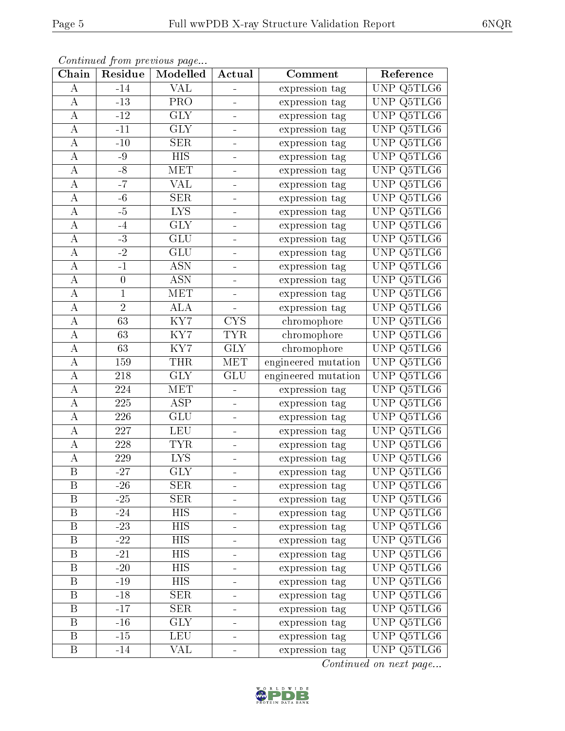*Continued from previous page...*

| Chain | Residue | Modelled | Actual | Comment | Reference |
|---|---|---|---|---|---|
| A | -14 | VAL | - | expression tag | UNP Q5TLG6 |
| A | -13 | PRO | - | expression tag | UNP Q5TLG6 |
| A | -12 | GLY | - | expression tag | UNP Q5TLG6 |
| A | -11 | GLY | - | expression tag | UNP Q5TLG6 |
| A | -10 | SER | - | expression tag | UNP Q5TLG6 |
| A | -9 | HIS | - | expression tag | UNP Q5TLG6 |
| A | -8 | MET | - | expression tag | UNP Q5TLG6 |
| A | -7 | VAL | - | expression tag | UNP Q5TLG6 |
| A | -6 | SER | - | expression tag | UNP Q5TLG6 |
| A | -5 | LYS | - | expression tag | UNP Q5TLG6 |
| A | -4 | GLY | - | expression tag | UNP Q5TLG6 |
| A | -3 | GLU | - | expression tag | UNP Q5TLG6 |
| A | -2 | GLU | - | expression tag | UNP Q5TLG6 |
| A | -1 | ASN | - | expression tag | UNP Q5TLG6 |
| A | 0 | ASN | - | expression tag | UNP Q5TLG6 |
| A | 1 | MET | - | expression tag | UNP Q5TLG6 |
| A | 2 | ALA | - | expression tag | UNP Q5TLG6 |
| A | 63 | KY7 | CYS | chromophore | UNP Q5TLG6 |
| A | 63 | KY7 | TYR | chromophore | UNP Q5TLG6 |
| A | 63 | KY7 | GLY | chromophore | UNP Q5TLG6 |
| A | 159 | THR | MET | engineered mutation | UNP Q5TLG6 |
| A | 218 | GLY | GLU | engineered mutation | UNP Q5TLG6 |
| A | 224 | MET | - | expression tag | UNP Q5TLG6 |
| A | 225 | ASP | - | expression tag | UNP Q5TLG6 |
| A | 226 | GLU | - | expression tag | UNP Q5TLG6 |
| A | 227 | LEU | - | expression tag | UNP Q5TLG6 |
| A | 228 | TYR | - | expression tag | UNP Q5TLG6 |
| A | 229 | LYS | - | expression tag | UNP Q5TLG6 |
| B | -27 | GLY | - | expression tag | UNP Q5TLG6 |
| B | -26 | SER | - | expression tag | UNP Q5TLG6 |
| B | -25 | SER | - | expression tag | UNP Q5TLG6 |
| B | -24 | HIS | - | expression tag | UNP Q5TLG6 |
| B | -23 | HIS | - | expression tag | UNP Q5TLG6 |
| B | -22 | HIS | - | expression tag | UNP Q5TLG6 |
| B | -21 | HIS | - | expression tag | UNP Q5TLG6 |
| B | -20 | HIS | - | expression tag | UNP Q5TLG6 |
| B | -19 | HIS | - | expression tag | UNP Q5TLG6 |
| B | -18 | SER | - | expression tag | UNP Q5TLG6 |
| B | -17 | SER | - | expression tag | UNP Q5TLG6 |
| B | -16 | GLY | - | expression tag | UNP Q5TLG6 |
| B | -15 | LEU | - | expression tag | UNP Q5TLG6 |
| B | -14 | VAL | - | expression tag | UNP Q5TLG6 |

*Continued on next page...*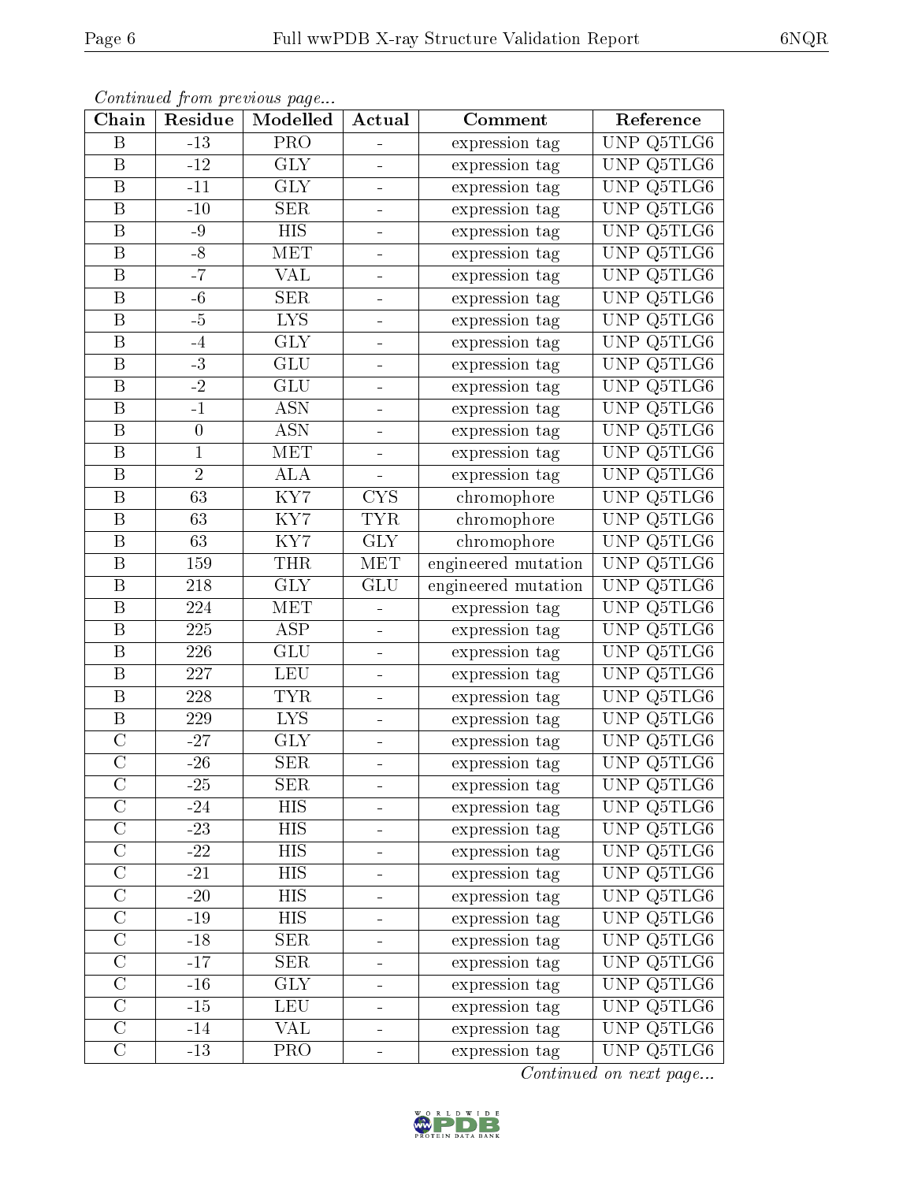*Continued from previous page...*

| Chain | Residue | Modelled | Actual | Comment | Reference |
|---|---|---|---|---|---|
| B | -13 | PRO | - | expression tag | UNP Q5TLG6 |
| B | -12 | GLY | - | expression tag | UNP Q5TLG6 |
| B | -11 | GLY | - | expression tag | UNP Q5TLG6 |
| B | -10 | SER | - | expression tag | UNP Q5TLG6 |
| B | -9 | HIS | - | expression tag | UNP Q5TLG6 |
| B | -8 | MET | - | expression tag | UNP Q5TLG6 |
| B | -7 | VAL | - | expression tag | UNP Q5TLG6 |
| B | -6 | SER | - | expression tag | UNP Q5TLG6 |
| B | -5 | LYS | - | expression tag | UNP Q5TLG6 |
| B | -4 | GLY | - | expression tag | UNP Q5TLG6 |
| B | -3 | GLU | - | expression tag | UNP Q5TLG6 |
| B | -2 | GLU | - | expression tag | UNP Q5TLG6 |
| B | -1 | ASN | - | expression tag | UNP Q5TLG6 |
| B | 0 | ASN | - | expression tag | UNP Q5TLG6 |
| B | 1 | MET | - | expression tag | UNP Q5TLG6 |
| B | 2 | ALA | - | expression tag | UNP Q5TLG6 |
| B | 63 | KY7 | CYS | chromophore | UNP Q5TLG6 |
| B | 63 | KY7 | TYR | chromophore | UNP Q5TLG6 |
| B | 63 | KY7 | GLY | chromophore | UNP Q5TLG6 |
| B | 159 | THR | MET | engineered mutation | UNP Q5TLG6 |
| B | 218 | GLY | GLU | engineered mutation | UNP Q5TLG6 |
| B | 224 | MET | - | expression tag | UNP Q5TLG6 |
| B | 225 | ASP | - | expression tag | UNP Q5TLG6 |
| B | 226 | GLU | - | expression tag | UNP Q5TLG6 |
| B | 227 | LEU | - | expression tag | UNP Q5TLG6 |
| B | 228 | TYR | - | expression tag | UNP Q5TLG6 |
| B | 229 | LYS | - | expression tag | UNP Q5TLG6 |
| C | -27 | GLY | - | expression tag | UNP Q5TLG6 |
| C | -26 | SER | - | expression tag | UNP Q5TLG6 |
| C | -25 | SER | - | expression tag | UNP Q5TLG6 |
| C | -24 | HIS | - | expression tag | UNP Q5TLG6 |
| C | -23 | HIS | - | expression tag | UNP Q5TLG6 |
| C | -22 | HIS | - | expression tag | UNP Q5TLG6 |
| C | -21 | HIS | - | expression tag | UNP Q5TLG6 |
| C | -20 | HIS | - | expression tag | UNP Q5TLG6 |
| C | -19 | HIS | - | expression tag | UNP Q5TLG6 |
| C | -18 | SER | - | expression tag | UNP Q5TLG6 |
| C | -17 | SER | - | expression tag | UNP Q5TLG6 |
| C | -16 | GLY | - | expression tag | UNP Q5TLG6 |
| C | -15 | LEU | - | expression tag | UNP Q5TLG6 |
| C | -14 | VAL | - | expression tag | UNP Q5TLG6 |
| C | -13 | PRO | - | expression tag | UNP Q5TLG6 |

*Continued on next page...*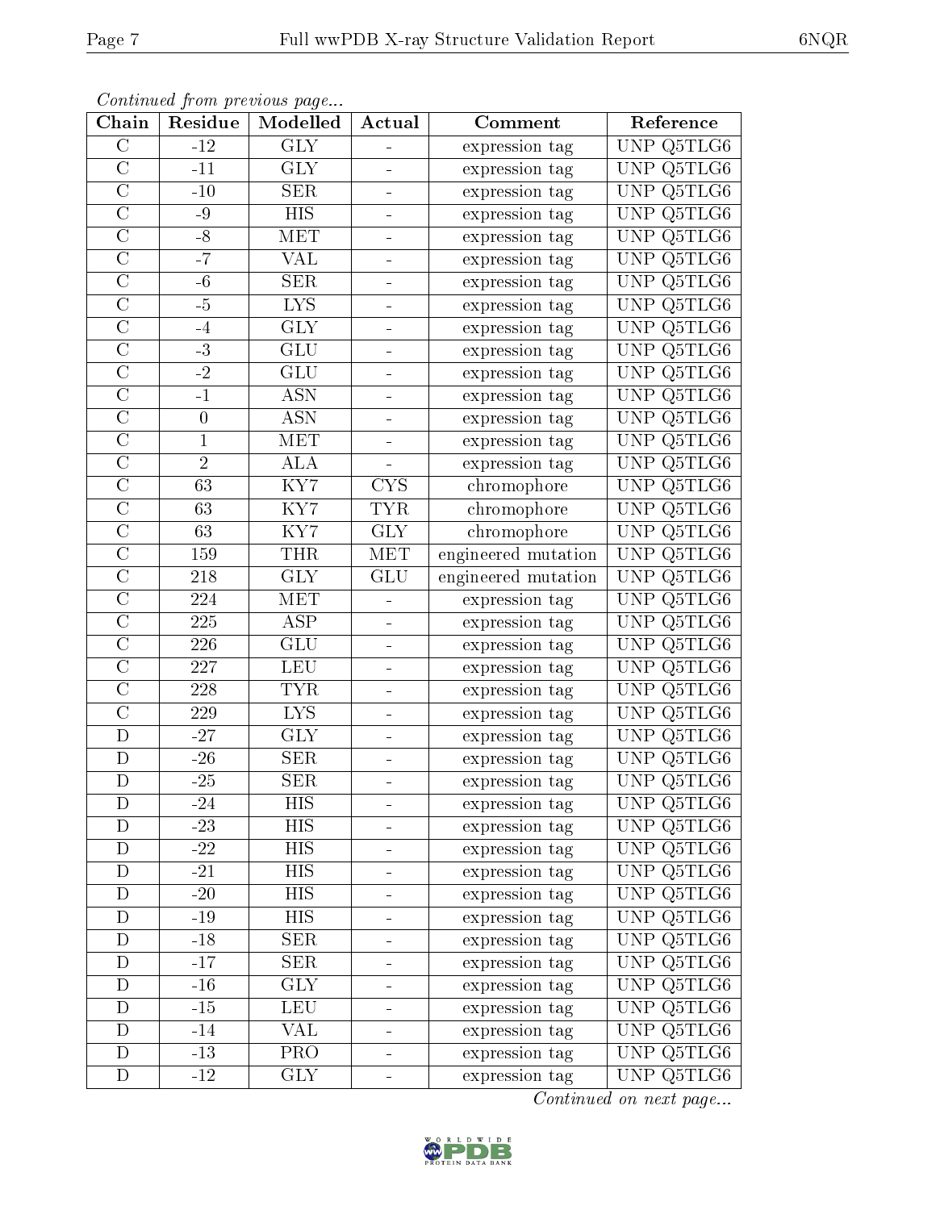*Continued from previous page...*

| Chain | Residue | Modelled | Actual | Comment | Reference |
| --- | --- | --- | --- | --- | --- |
| C | -12 | GLY | - | expression tag | UNP Q5TLG6 |
| C | -11 | GLY | - | expression tag | UNP Q5TLG6 |
| C | -10 | SER | - | expression tag | UNP Q5TLG6 |
| C | -9 | HIS | - | expression tag | UNP Q5TLG6 |
| C | -8 | MET | - | expression tag | UNP Q5TLG6 |
| C | -7 | VAL | - | expression tag | UNP Q5TLG6 |
| C | -6 | SER | - | expression tag | UNP Q5TLG6 |
| C | -5 | LYS | - | expression tag | UNP Q5TLG6 |
| C | -4 | GLY | - | expression tag | UNP Q5TLG6 |
| C | -3 | GLU | - | expression tag | UNP Q5TLG6 |
| C | -2 | GLU | - | expression tag | UNP Q5TLG6 |
| C | -1 | ASN | - | expression tag | UNP Q5TLG6 |
| C | 0 | ASN | - | expression tag | UNP Q5TLG6 |
| C | 1 | MET | - | expression tag | UNP Q5TLG6 |
| C | 2 | ALA | - | expression tag | UNP Q5TLG6 |
| C | 63 | KY7 | CYS | chromophore | UNP Q5TLG6 |
| C | 63 | KY7 | TYR | chromophore | UNP Q5TLG6 |
| C | 63 | KY7 | GLY | chromophore | UNP Q5TLG6 |
| C | 159 | THR | MET | engineered mutation | UNP Q5TLG6 |
| C | 218 | GLY | GLU | engineered mutation | UNP Q5TLG6 |
| C | 224 | MET | - | expression tag | UNP Q5TLG6 |
| C | 225 | ASP | - | expression tag | UNP Q5TLG6 |
| C | 226 | GLU | - | expression tag | UNP Q5TLG6 |
| C | 227 | LEU | - | expression tag | UNP Q5TLG6 |
| C | 228 | TYR | - | expression tag | UNP Q5TLG6 |
| C | 229 | LYS | - | expression tag | UNP Q5TLG6 |
| D | -27 | GLY | - | expression tag | UNP Q5TLG6 |
| D | -26 | SER | - | expression tag | UNP Q5TLG6 |
| D | -25 | SER | - | expression tag | UNP Q5TLG6 |
| D | -24 | HIS | - | expression tag | UNP Q5TLG6 |
| D | -23 | HIS | - | expression tag | UNP Q5TLG6 |
| D | -22 | HIS | - | expression tag | UNP Q5TLG6 |
| D | -21 | HIS | - | expression tag | UNP Q5TLG6 |
| D | -20 | HIS | - | expression tag | UNP Q5TLG6 |
| D | -19 | HIS | - | expression tag | UNP Q5TLG6 |
| D | -18 | SER | - | expression tag | UNP Q5TLG6 |
| D | -17 | SER | - | expression tag | UNP Q5TLG6 |
| D | -16 | GLY | - | expression tag | UNP Q5TLG6 |
| D | -15 | LEU | - | expression tag | UNP Q5TLG6 |
| D | -14 | VAL | - | expression tag | UNP Q5TLG6 |
| D | -13 | PRO | - | expression tag | UNP Q5TLG6 |
| D | -12 | GLY | - | expression tag | UNP Q5TLG6 |

*Continued on next page...*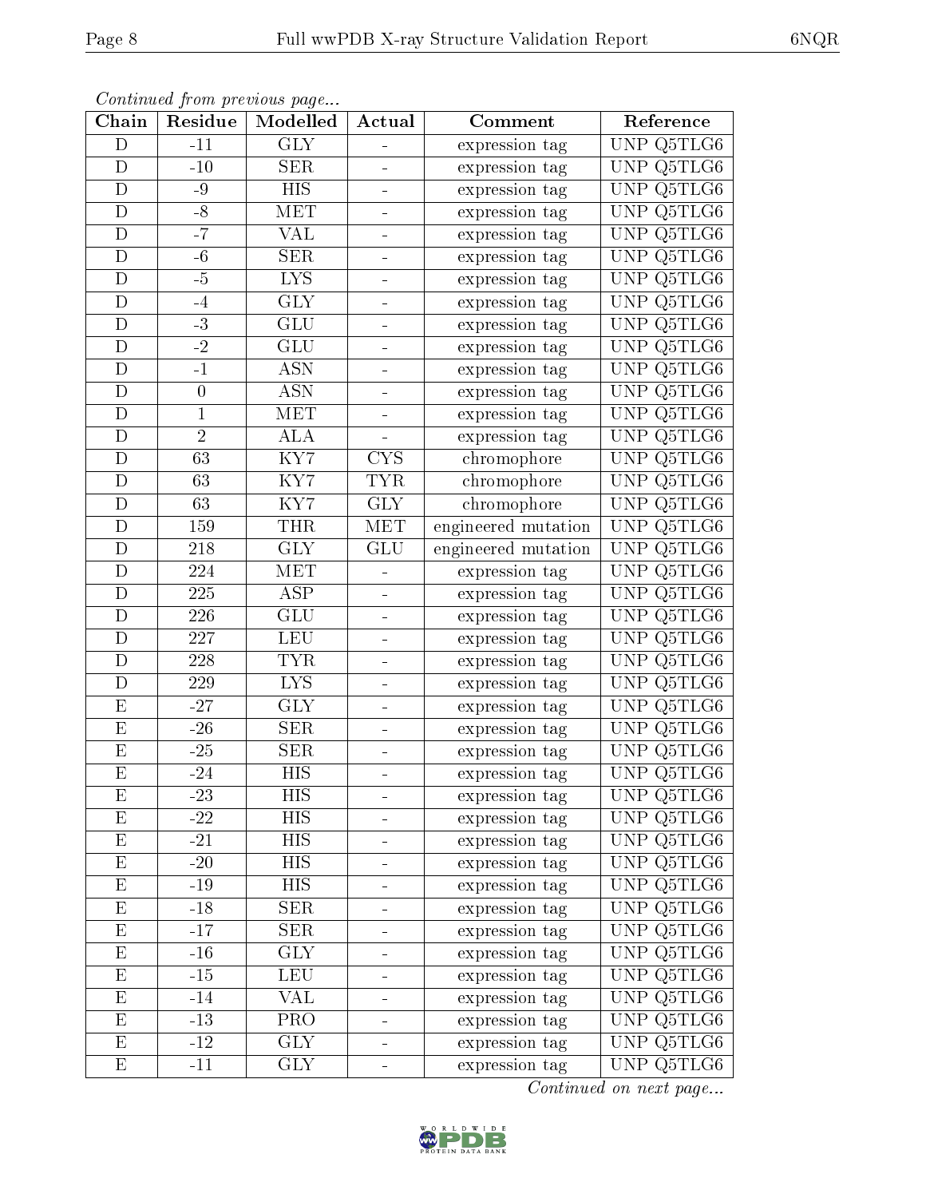*Continued from previous page...*

| Chain | Residue | Modelled | Actual | Comment | Reference |
| --- | --- | --- | --- | --- | --- |
| D | -11 | GLY | - | expression tag | UNP Q5TLG6 |
| D | -10 | SER | - | expression tag | UNP Q5TLG6 |
| D | -9 | HIS | - | expression tag | UNP Q5TLG6 |
| D | -8 | MET | - | expression tag | UNP Q5TLG6 |
| D | -7 | VAL | - | expression tag | UNP Q5TLG6 |
| D | -6 | SER | - | expression tag | UNP Q5TLG6 |
| D | -5 | LYS | - | expression tag | UNP Q5TLG6 |
| D | -4 | GLY | - | expression tag | UNP Q5TLG6 |
| D | -3 | GLU | - | expression tag | UNP Q5TLG6 |
| D | -2 | GLU | - | expression tag | UNP Q5TLG6 |
| D | -1 | ASN | - | expression tag | UNP Q5TLG6 |
| D | 0 | ASN | - | expression tag | UNP Q5TLG6 |
| D | 1 | MET | - | expression tag | UNP Q5TLG6 |
| D | 2 | ALA | - | expression tag | UNP Q5TLG6 |
| D | 63 | KY7 | CYS | chromophore | UNP Q5TLG6 |
| D | 63 | KY7 | TYR | chromophore | UNP Q5TLG6 |
| D | 63 | KY7 | GLY | chromophore | UNP Q5TLG6 |
| D | 159 | THR | MET | engineered mutation | UNP Q5TLG6 |
| D | 218 | GLY | GLU | engineered mutation | UNP Q5TLG6 |
| D | 224 | MET | - | expression tag | UNP Q5TLG6 |
| D | 225 | ASP | - | expression tag | UNP Q5TLG6 |
| D | 226 | GLU | - | expression tag | UNP Q5TLG6 |
| D | 227 | LEU | - | expression tag | UNP Q5TLG6 |
| D | 228 | TYR | - | expression tag | UNP Q5TLG6 |
| D | 229 | LYS | - | expression tag | UNP Q5TLG6 |
| E | -27 | GLY | - | expression tag | UNP Q5TLG6 |
| E | -26 | SER | - | expression tag | UNP Q5TLG6 |
| E | -25 | SER | - | expression tag | UNP Q5TLG6 |
| E | -24 | HIS | - | expression tag | UNP Q5TLG6 |
| E | -23 | HIS | - | expression tag | UNP Q5TLG6 |
| E | -22 | HIS | - | expression tag | UNP Q5TLG6 |
| E | -21 | HIS | - | expression tag | UNP Q5TLG6 |
| E | -20 | HIS | - | expression tag | UNP Q5TLG6 |
| E | -19 | HIS | - | expression tag | UNP Q5TLG6 |
| E | -18 | SER | - | expression tag | UNP Q5TLG6 |
| E | -17 | SER | - | expression tag | UNP Q5TLG6 |
| E | -16 | GLY | - | expression tag | UNP Q5TLG6 |
| E | -15 | LEU | - | expression tag | UNP Q5TLG6 |
| E | -14 | VAL | - | expression tag | UNP Q5TLG6 |
| E | -13 | PRO | - | expression tag | UNP Q5TLG6 |
| E | -12 | GLY | - | expression tag | UNP Q5TLG6 |
| E | -11 | GLY | - | expression tag | UNP Q5TLG6 |

*Continued on next page...*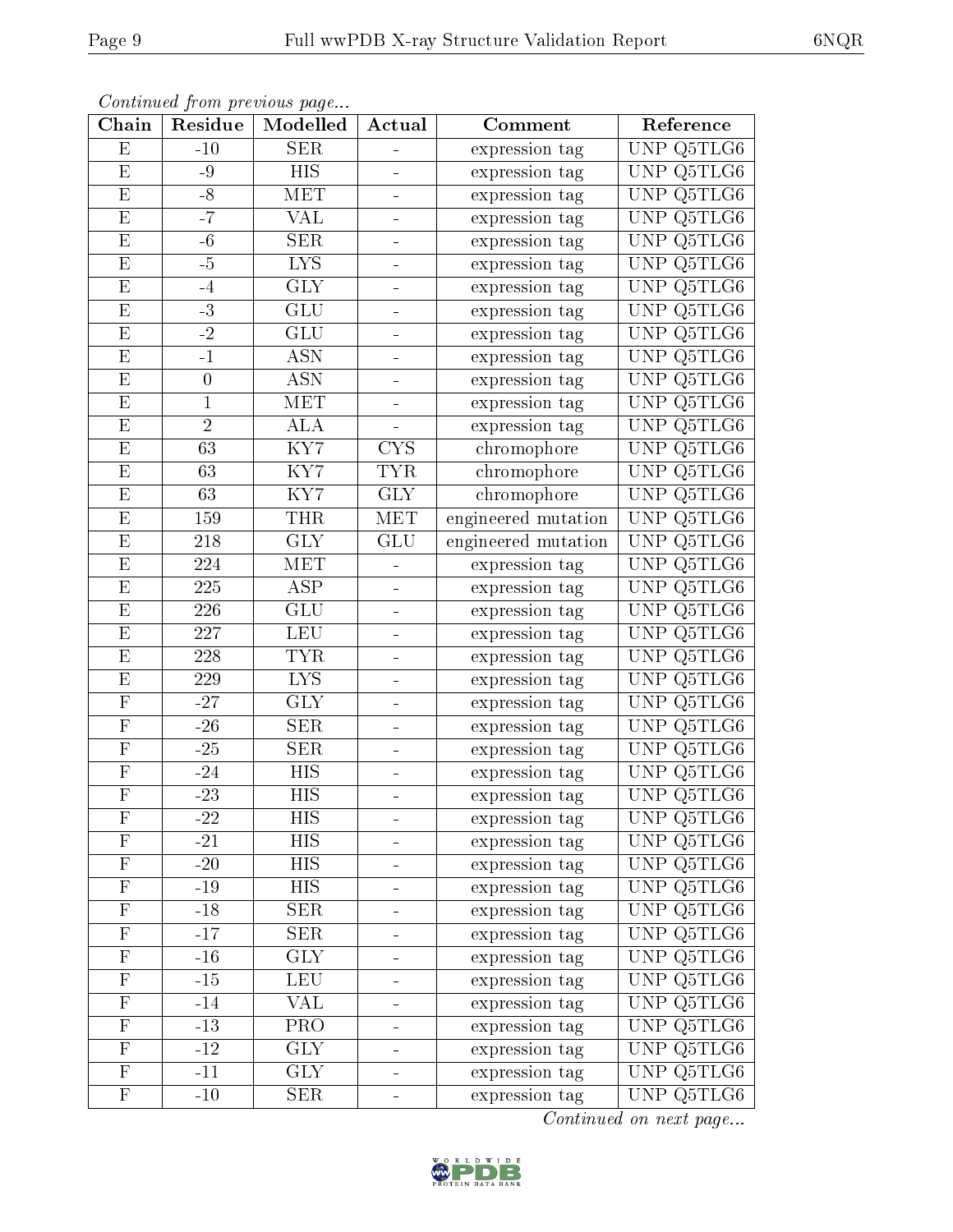*Continued from previous page...*

| Chain | Residue | Modelled | Actual | Comment | Reference |
| --- | --- | --- | --- | --- | --- |
| E | -10 | SER | - | expression tag | UNP Q5TLG6 |
| E | -9 | HIS | - | expression tag | UNP Q5TLG6 |
| E | -8 | MET | - | expression tag | UNP Q5TLG6 |
| E | -7 | VAL | - | expression tag | UNP Q5TLG6 |
| E | -6 | SER | - | expression tag | UNP Q5TLG6 |
| E | -5 | LYS | - | expression tag | UNP Q5TLG6 |
| E | -4 | GLY | - | expression tag | UNP Q5TLG6 |
| E | -3 | GLU | - | expression tag | UNP Q5TLG6 |
| E | -2 | GLU | - | expression tag | UNP Q5TLG6 |
| E | -1 | ASN | - | expression tag | UNP Q5TLG6 |
| E | 0 | ASN | - | expression tag | UNP Q5TLG6 |
| E | 1 | MET | - | expression tag | UNP Q5TLG6 |
| E | 2 | ALA | - | expression tag | UNP Q5TLG6 |
| E | 63 | KY7 | CYS | chromophore | UNP Q5TLG6 |
| E | 63 | KY7 | TYR | chromophore | UNP Q5TLG6 |
| E | 63 | KY7 | GLY | chromophore | UNP Q5TLG6 |
| E | 159 | THR | MET | engineered mutation | UNP Q5TLG6 |
| E | 218 | GLY | GLU | engineered mutation | UNP Q5TLG6 |
| E | 224 | MET | - | expression tag | UNP Q5TLG6 |
| E | 225 | ASP | - | expression tag | UNP Q5TLG6 |
| E | 226 | GLU | - | expression tag | UNP Q5TLG6 |
| E | 227 | LEU | - | expression tag | UNP Q5TLG6 |
| E | 228 | TYR | - | expression tag | UNP Q5TLG6 |
| E | 229 | LYS | - | expression tag | UNP Q5TLG6 |
| F | -27 | GLY | - | expression tag | UNP Q5TLG6 |
| F | -26 | SER | - | expression tag | UNP Q5TLG6 |
| F | -25 | SER | - | expression tag | UNP Q5TLG6 |
| F | -24 | HIS | - | expression tag | UNP Q5TLG6 |
| F | -23 | HIS | - | expression tag | UNP Q5TLG6 |
| F | -22 | HIS | - | expression tag | UNP Q5TLG6 |
| F | -21 | HIS | - | expression tag | UNP Q5TLG6 |
| F | -20 | HIS | - | expression tag | UNP Q5TLG6 |
| F | -19 | HIS | - | expression tag | UNP Q5TLG6 |
| F | -18 | SER | - | expression tag | UNP Q5TLG6 |
| F | -17 | SER | - | expression tag | UNP Q5TLG6 |
| F | -16 | GLY | - | expression tag | UNP Q5TLG6 |
| F | -15 | LEU | - | expression tag | UNP Q5TLG6 |
| F | -14 | VAL | - | expression tag | UNP Q5TLG6 |
| F | -13 | PRO | - | expression tag | UNP Q5TLG6 |
| F | -12 | GLY | - | expression tag | UNP Q5TLG6 |
| F | -11 | GLY | - | expression tag | UNP Q5TLG6 |
| F | -10 | SER | - | expression tag | UNP Q5TLG6 |

*Continued on next page...*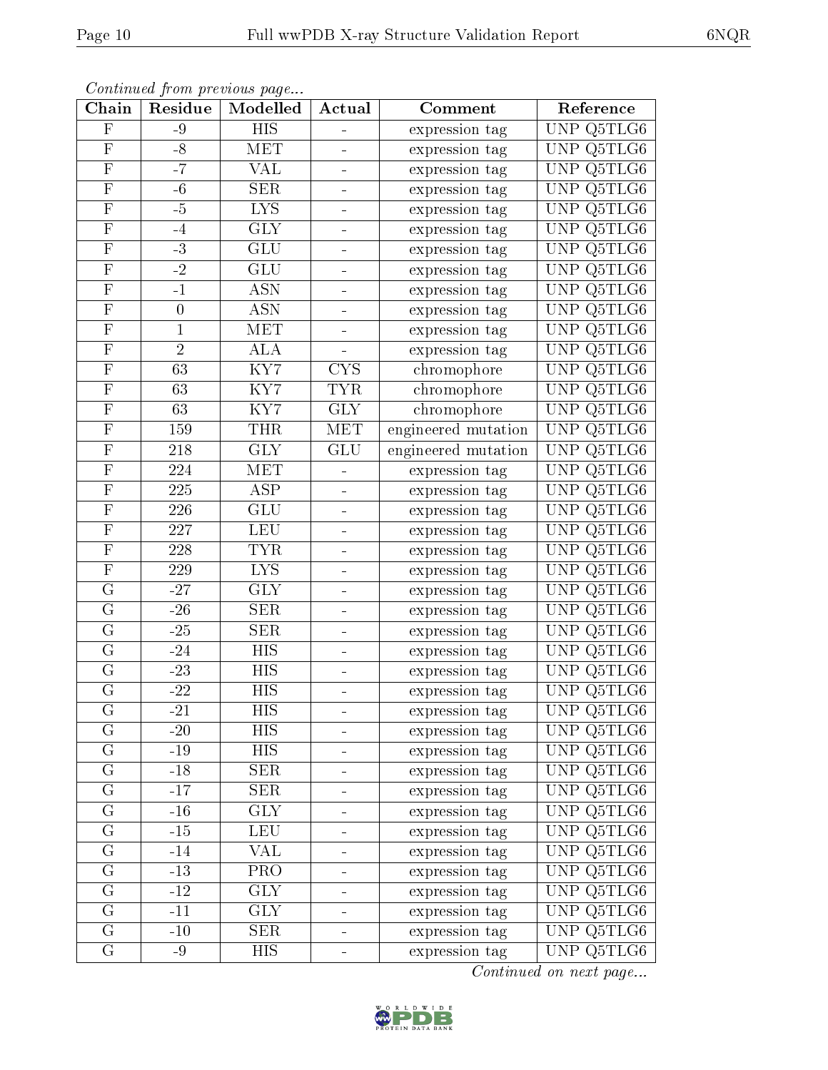*Continued from previous page...*

| Chain | Residue | Modelled | Actual | Comment | Reference |
|---|---|---|---|---|---|
| F | -9 | HIS | - | expression tag | UNP Q5TLG6 |
| F | -8 | MET | - | expression tag | UNP Q5TLG6 |
| F | -7 | VAL | - | expression tag | UNP Q5TLG6 |
| F | -6 | SER | - | expression tag | UNP Q5TLG6 |
| F | -5 | LYS | - | expression tag | UNP Q5TLG6 |
| F | -4 | GLY | - | expression tag | UNP Q5TLG6 |
| F | -3 | GLU | - | expression tag | UNP Q5TLG6 |
| F | -2 | GLU | - | expression tag | UNP Q5TLG6 |
| F | -1 | ASN | - | expression tag | UNP Q5TLG6 |
| F | 0 | ASN | - | expression tag | UNP Q5TLG6 |
| F | 1 | MET | - | expression tag | UNP Q5TLG6 |
| F | 2 | ALA | - | expression tag | UNP Q5TLG6 |
| F | 63 | KY7 | CYS | chromophore | UNP Q5TLG6 |
| F | 63 | KY7 | TYR | chromophore | UNP Q5TLG6 |
| F | 63 | KY7 | GLY | chromophore | UNP Q5TLG6 |
| F | 159 | THR | MET | engineered mutation | UNP Q5TLG6 |
| F | 218 | GLY | GLU | engineered mutation | UNP Q5TLG6 |
| F | 224 | MET | - | expression tag | UNP Q5TLG6 |
| F | 225 | ASP | - | expression tag | UNP Q5TLG6 |
| F | 226 | GLU | - | expression tag | UNP Q5TLG6 |
| F | 227 | LEU | - | expression tag | UNP Q5TLG6 |
| F | 228 | TYR | - | expression tag | UNP Q5TLG6 |
| F | 229 | LYS | - | expression tag | UNP Q5TLG6 |
| G | -27 | GLY | - | expression tag | UNP Q5TLG6 |
| G | -26 | SER | - | expression tag | UNP Q5TLG6 |
| G | -25 | SER | - | expression tag | UNP Q5TLG6 |
| G | -24 | HIS | - | expression tag | UNP Q5TLG6 |
| G | -23 | HIS | - | expression tag | UNP Q5TLG6 |
| G | -22 | HIS | - | expression tag | UNP Q5TLG6 |
| G | -21 | HIS | - | expression tag | UNP Q5TLG6 |
| G | -20 | HIS | - | expression tag | UNP Q5TLG6 |
| G | -19 | HIS | - | expression tag | UNP Q5TLG6 |
| G | -18 | SER | - | expression tag | UNP Q5TLG6 |
| G | -17 | SER | - | expression tag | UNP Q5TLG6 |
| G | -16 | GLY | - | expression tag | UNP Q5TLG6 |
| G | -15 | LEU | - | expression tag | UNP Q5TLG6 |
| G | -14 | VAL | - | expression tag | UNP Q5TLG6 |
| G | -13 | PRO | - | expression tag | UNP Q5TLG6 |
| G | -12 | GLY | - | expression tag | UNP Q5TLG6 |
| G | -11 | GLY | - | expression tag | UNP Q5TLG6 |
| G | -10 | SER | - | expression tag | UNP Q5TLG6 |
| G | -9 | HIS | - | expression tag | UNP Q5TLG6 |

*Continued on next page...*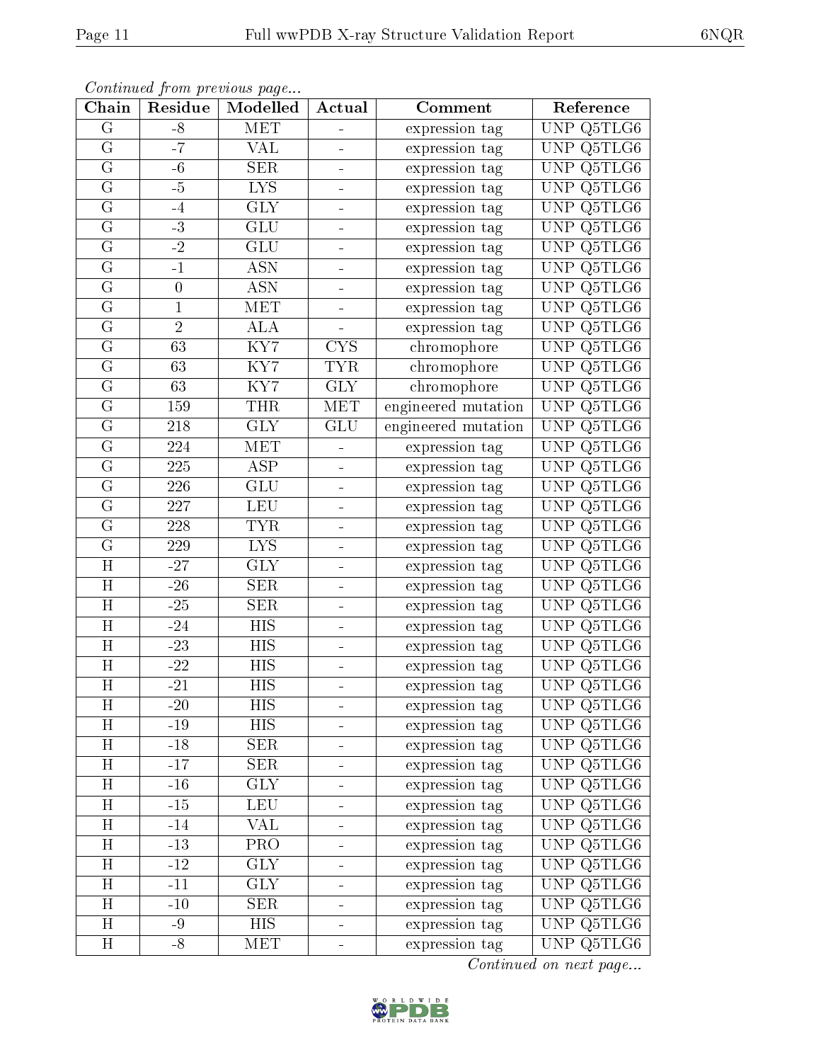*Continued from previous page...*

| Chain | Residue | Modelled | Actual | Comment | Reference |
|---|---|---|---|---|---|
| G | -8 | MET | - | expression tag | UNP Q5TLG6 |
| G | -7 | VAL | - | expression tag | UNP Q5TLG6 |
| G | -6 | SER | - | expression tag | UNP Q5TLG6 |
| G | -5 | LYS | - | expression tag | UNP Q5TLG6 |
| G | -4 | GLY | - | expression tag | UNP Q5TLG6 |
| G | -3 | GLU | - | expression tag | UNP Q5TLG6 |
| G | -2 | GLU | - | expression tag | UNP Q5TLG6 |
| G | -1 | ASN | - | expression tag | UNP Q5TLG6 |
| G | 0 | ASN | - | expression tag | UNP Q5TLG6 |
| G | 1 | MET | - | expression tag | UNP Q5TLG6 |
| G | 2 | ALA | - | expression tag | UNP Q5TLG6 |
| G | 63 | KY7 | CYS | chromophore | UNP Q5TLG6 |
| G | 63 | KY7 | TYR | chromophore | UNP Q5TLG6 |
| G | 63 | KY7 | GLY | chromophore | UNP Q5TLG6 |
| G | 159 | THR | MET | engineered mutation | UNP Q5TLG6 |
| G | 218 | GLY | GLU | engineered mutation | UNP Q5TLG6 |
| G | 224 | MET | - | expression tag | UNP Q5TLG6 |
| G | 225 | ASP | - | expression tag | UNP Q5TLG6 |
| G | 226 | GLU | - | expression tag | UNP Q5TLG6 |
| G | 227 | LEU | - | expression tag | UNP Q5TLG6 |
| G | 228 | TYR | - | expression tag | UNP Q5TLG6 |
| G | 229 | LYS | - | expression tag | UNP Q5TLG6 |
| H | -27 | GLY | - | expression tag | UNP Q5TLG6 |
| H | -26 | SER | - | expression tag | UNP Q5TLG6 |
| H | -25 | SER | - | expression tag | UNP Q5TLG6 |
| H | -24 | HIS | - | expression tag | UNP Q5TLG6 |
| H | -23 | HIS | - | expression tag | UNP Q5TLG6 |
| H | -22 | HIS | - | expression tag | UNP Q5TLG6 |
| H | -21 | HIS | - | expression tag | UNP Q5TLG6 |
| H | -20 | HIS | - | expression tag | UNP Q5TLG6 |
| H | -19 | HIS | - | expression tag | UNP Q5TLG6 |
| H | -18 | SER | - | expression tag | UNP Q5TLG6 |
| H | -17 | SER | - | expression tag | UNP Q5TLG6 |
| H | -16 | GLY | - | expression tag | UNP Q5TLG6 |
| H | -15 | LEU | - | expression tag | UNP Q5TLG6 |
| H | -14 | VAL | - | expression tag | UNP Q5TLG6 |
| H | -13 | PRO | - | expression tag | UNP Q5TLG6 |
| H | -12 | GLY | - | expression tag | UNP Q5TLG6 |
| H | -11 | GLY | - | expression tag | UNP Q5TLG6 |
| H | -10 | SER | - | expression tag | UNP Q5TLG6 |
| H | -9 | HIS | - | expression tag | UNP Q5TLG6 |
| H | -8 | MET | - | expression tag | UNP Q5TLG6 |

*Continued on next page...*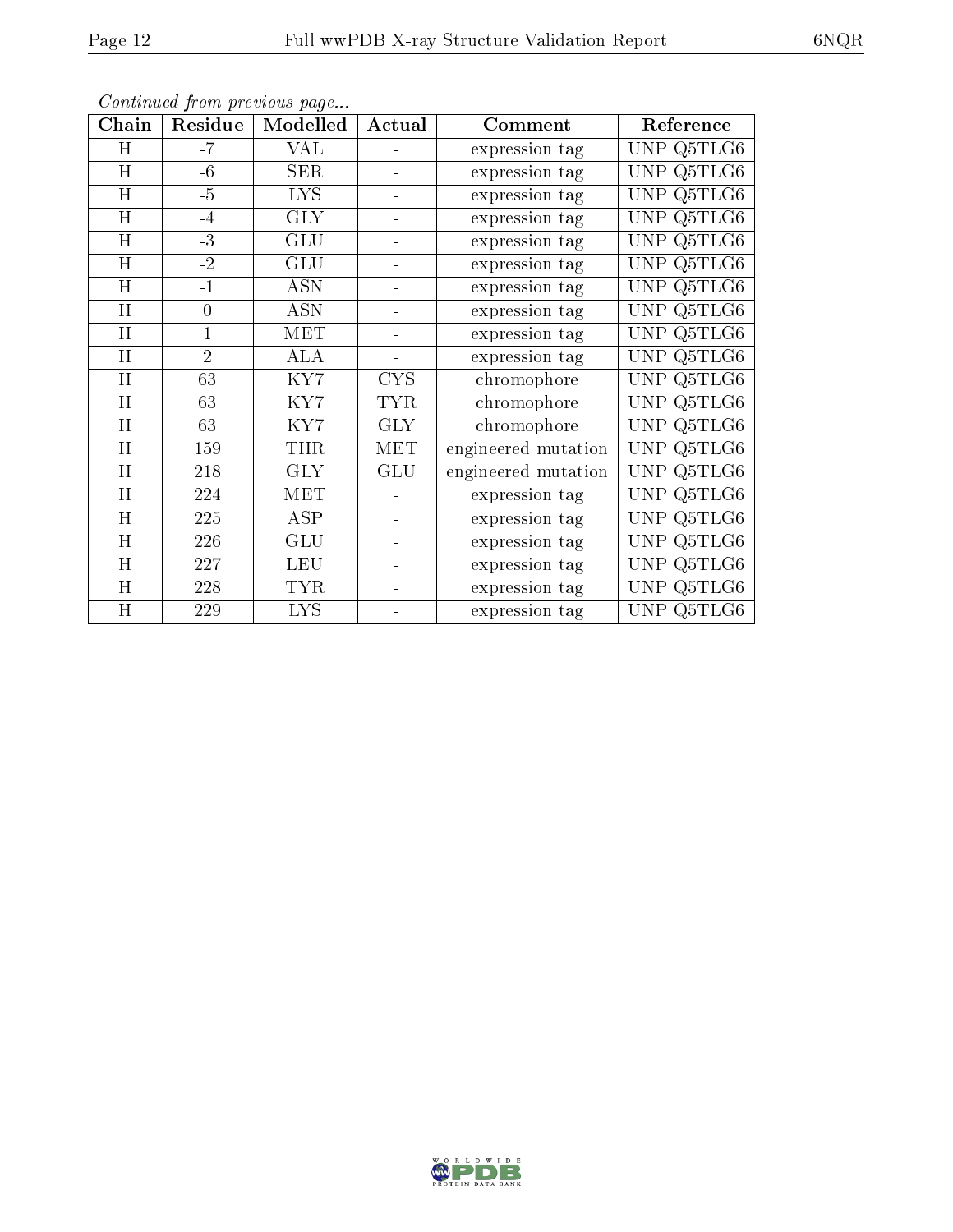*Continued from previous page...*

| Chain | Residue | Modelled | Actual | Comment | Reference |
|---|---|---|---|---|---|
| H | -7 | VAL | - | expression tag | UNP Q5TLG6 |
| H | -6 | SER | - | expression tag | UNP Q5TLG6 |
| H | -5 | LYS | - | expression tag | UNP Q5TLG6 |
| H | -4 | GLY | - | expression tag | UNP Q5TLG6 |
| H | -3 | GLU | - | expression tag | UNP Q5TLG6 |
| H | -2 | GLU | - | expression tag | UNP Q5TLG6 |
| H | -1 | ASN | - | expression tag | UNP Q5TLG6 |
| H | 0 | ASN | - | expression tag | UNP Q5TLG6 |
| H | 1 | MET | - | expression tag | UNP Q5TLG6 |
| H | 2 | ALA | - | expression tag | UNP Q5TLG6 |
| H | 63 | KY7 | CYS | chromophore | UNP Q5TLG6 |
| H | 63 | KY7 | TYR | chromophore | UNP Q5TLG6 |
| H | 63 | KY7 | GLY | chromophore | UNP Q5TLG6 |
| H | 159 | THR | MET | engineered mutation | UNP Q5TLG6 |
| H | 218 | GLY | GLU | engineered mutation | UNP Q5TLG6 |
| H | 224 | MET | - | expression tag | UNP Q5TLG6 |
| H | 225 | ASP | - | expression tag | UNP Q5TLG6 |
| H | 226 | GLU | - | expression tag | UNP Q5TLG6 |
| H | 227 | LEU | - | expression tag | UNP Q5TLG6 |
| H | 228 | TYR | - | expression tag | UNP Q5TLG6 |
| H | 229 | LYS | - | expression tag | UNP Q5TLG6 |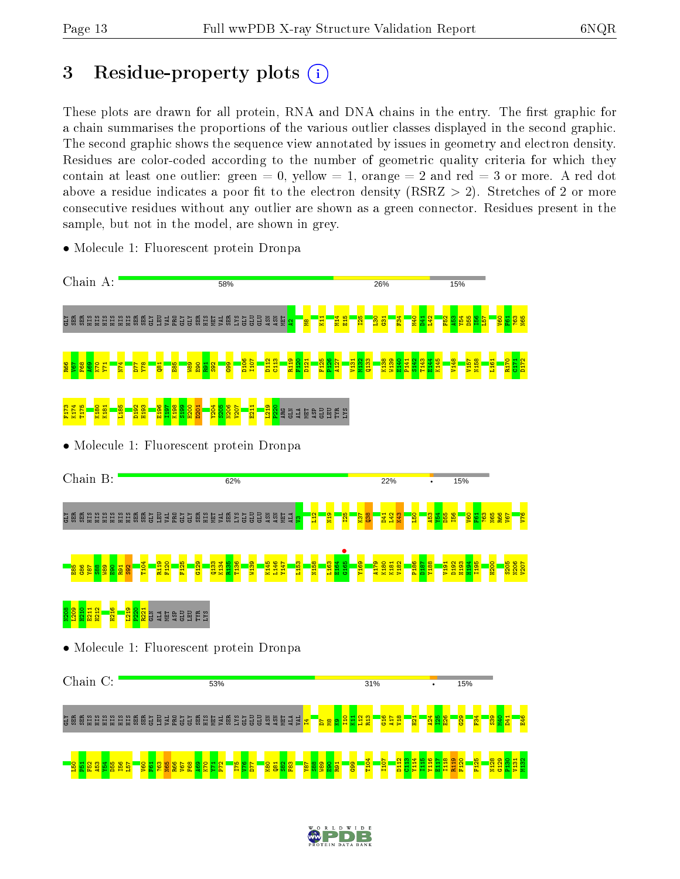# 3 Residue-property plots

These plots are drawn for all protein, RNA and DNA chains in the entry. The first graphic for a chain summarises the proportions of the various outlier classes displayed in the second graphic. The second graphic shows the sequence view annotated by issues in geometry and electron density. Residues are color-coded according to the number of geometric quality criteria for which they contain at least one outlier: green = 0, yellow = 1, orange = 2 and red = 3 or more. A red dot above a residue indicates a poor fit to the electron density (RSRZ > 2). Stretches of 2 or more consecutive residues without any outlier are shown as a green connector. Residues present in the sample, but not in the model, are shown in grey.

- Molecule 1: Fluorescent protein Dronpa

Chain A: 58% 26% 15%

- Molecule 1: Fluorescent protein Dronpa

Chain B: 62% 22% • 15%

- Molecule 1: Fluorescent protein Dronpa

Chain C: 53% 31% • 15%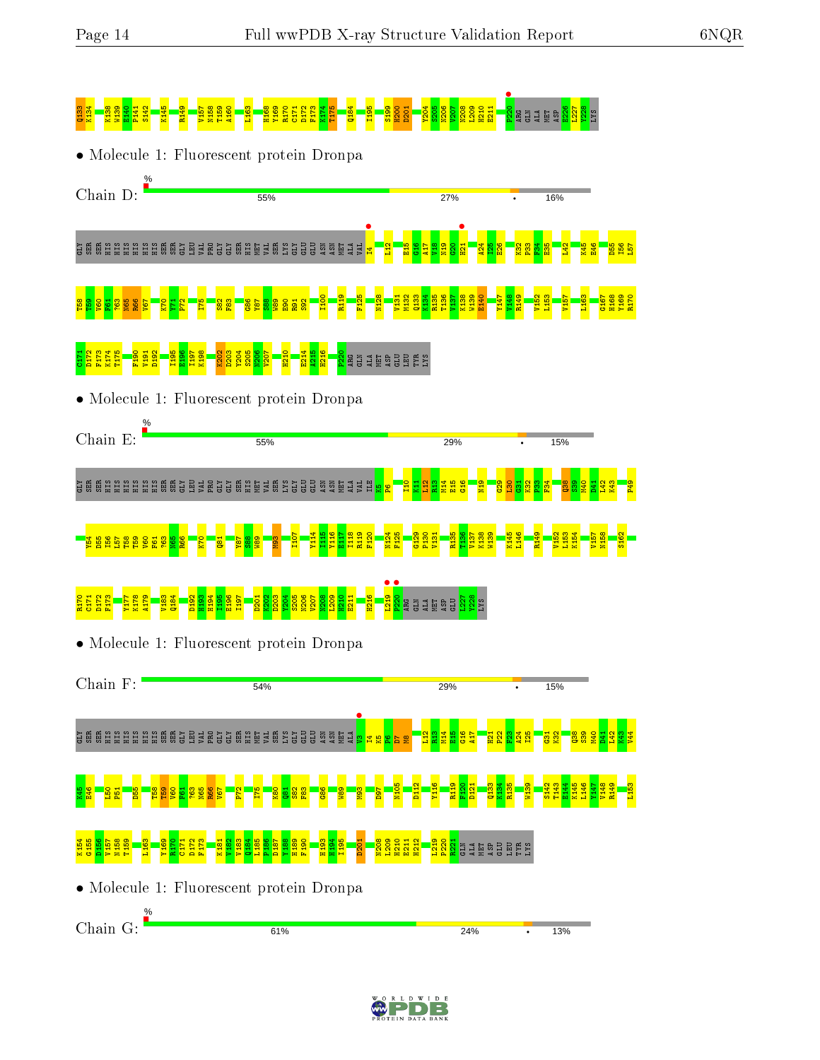Q133 K134 K138 W139 E140 P141 S142 K145 R149 V157 N158 T159 A160 L163 H168 Y169 R170 C171 D172 F173 K174 T175 Q184 I195 S199 H200 D201 Y204 S205 N206 V207 N208 L209 H210 E211 P220 ARG GLN ALA MET ASP E226 L227 Y228 LYS

• Molecule 1: Fluorescent protein Dronpa

Chain D: 55% 27% • 16%

GLY SER SER HIS HIS HIS HIS HIS HIS SER SER GLY LEU VAL PRO GLY GLY SER HIS MET VAL SER LYS GLY GLU ASN ASN MET ALA VAL I4 L12 E15 G16 A17 V18 N19 G20 H21 A24 I25 E26 K32 P33 F34 E35 L42 K45 E46 D55 I56 L57

T58 T59 C60 F61 ?63 N65 R66 V67 K70 Y71 P72 I75 S82 F83 G86 Y87 S88 W89 E90 R91 S92 I100 R119 F125 N128 V131 M132 Q133 K134 R135 T136 V137 K138 W139 E140 Y147 V148 R149 V152 L153 V157 L163 G167 H168 Y169 R170

C171 D172 F173 K174 T175 F190 V191 D192 I195 E196 I197 K198 K202 D203 Y204 S205 N206 V207 H210 E214 K215 H216 P220 ARG GLN ALA MET ASP GLU LEU TYR LYS

• Molecule 1: Fluorescent protein Dronpa

Chain E: 55% 29% • 15%

GLY SER SER HIS HIS HIS HIS HIS HIS SER SER GLY LEU VAL PRO GLY GLY SER HIS MET VAL SER LYS GLY GLU ASN ASN MET ALA VAL ILE K5 P6 I10 K11 R12 R13 M14 E15 G16 N19 G29 L30 G31 K32 P33 F34 Q38 S39 N40 D41 L42 K43 P49

Y54 D55 I56 L57 T58 T59 V60 F61 ?63 N65 R66 K70 Q81 Y87 S88 W89 M93 I107 Y114 I115 Y116 E117 I118 R119 F120 N124 F125 G129 P130 V131 R135 T136 V137 K138 W139 K145 L146 R149 V152 L153 K154 V157 N158 S162

R170 C171 D172 F173 Y177 K178 A179 V183 Q184 D192 H193 H194 I195 E196 I197 D201 K202 D203 Y204 S205 N206 V207 N208 L209 H210 E211 H216 L219 P220 ARG GLN ALA MET ASP GLU L227 Y228 LYS

• Molecule 1: Fluorescent protein Dronpa

Chain F: 54% 29% • 15%

GLY SER SER HIS HIS HIS HIS HIS HIS SER SER GLY LEU VAL PRO GLY GLY SER HIS MET VAL SER LYS GLY GLU ASN ASN MET ALA V3 I4 K5 P6 D7 M8 L12 R13 M14 E15 G16 A17 H21 P22 F23 A24 I25 G31 K32 Q38 S39 N40 D41 L42 K43 V44

K45 E46 L51 P51 D55 T58 T59 V60 F61 ?63 N65 R66 V67 P72 I75 K80 Q81 S82 F83 G86 W89 M93 D97 N105 D112 Y116 R119 F120 D121 Q133 K134 R135 W139 S142 T143 E144 K145 L146 Y147 V148 R149 L153

K154 G155 D156 V157 N158 T159 L163 Y169 R170 C171 D172 F173 K181 V182 V183 Q184 L185 P186 D187 Y188 H189 F190 H193 H194 I195 D201 N208 L209 H210 E211 H212 L219 P220 R221 GLN ALA MET ASP GLU LEU TYR LYS

• Molecule 1: Fluorescent protein Dronpa

Chain G: 61% 24% • 13%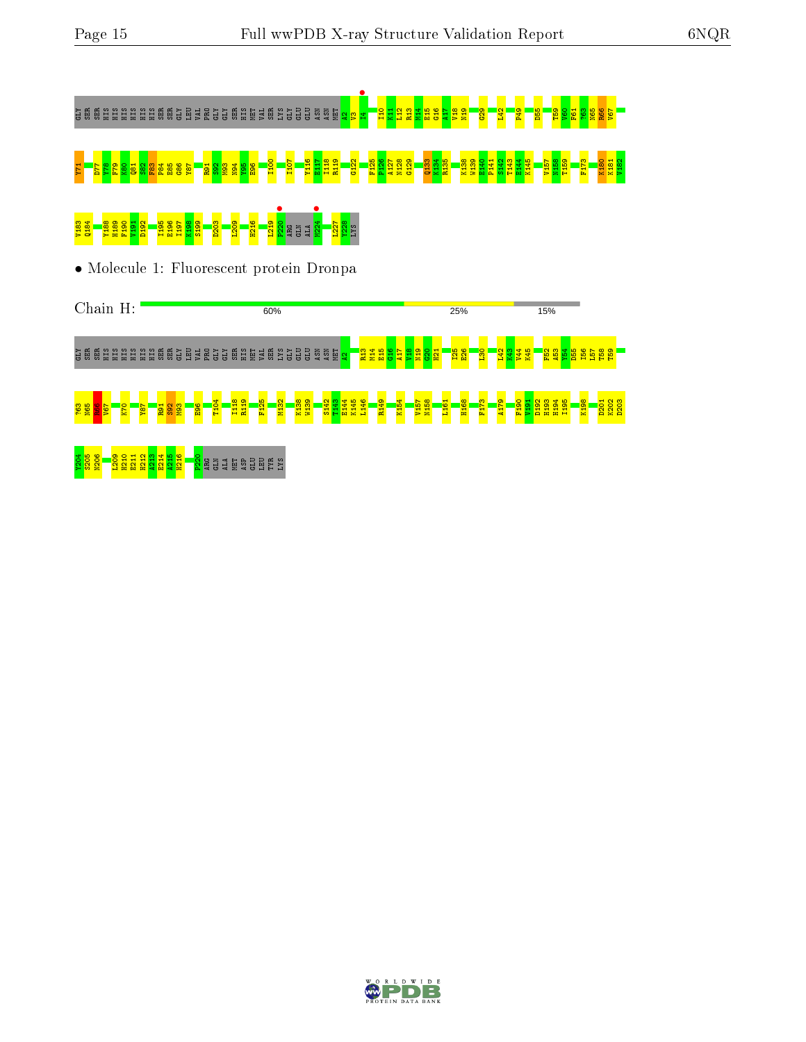GLY SER SER HIS HIS HIS HIS HIS HIS SER SER GLY LEU VAL PRO GLY GLY SER HIS MET VAL SER LYS GLY GLU GLU ASN ASN MET A2 V3 I4 I10 K11 L12 R13 M14 E15 G16 A17 V18 N19 G29 L42 P49 D55 T59 V60 F61 Y63 N65 R66 V67

Y71 D77 V78 F79 K80 Q81 S82 F83 P84 E85 G86 Y87 R91 S92 M93 N94 Y95 E96 I100 I107 Y116 E117 I118 R119 G122 F125 F126 A127 A128 G129 Q133 K134 R135 K138 W139 E140 P141 S142 T143 E144 K145 V157 A158 T159 F173 K180 K181 V182

V183 Q184 Y188 H189 F190 V191 D192 I195 E196 I197 K198 S199 D203 L209 H216 L219 P220 ARG GLN ALA M224 L227 Y228 LYS

• Molecule 1: Fluorescent protein Dronpa

Chain H: 60% | 25% | 15%

GLY SER SER HIS HIS HIS HIS HIS HIS SER SER GLY LEU VAL PRO GLY GLY SER HIS MET VAL SER LYS GLY GLU GLU ASN ASN MET A2 R13 M14 E15 G16 A17 V18 N19 G20 H21 I25 E26 L30 L42 K43 V44 K45 F52 A53 Y54 D55 I56 L57 T58 T59

Y63 N65 R66 V67 K70 Y87 R91 S92 M93 E96 Y104 I118 R119 F125 M132 K138 W139 S142 T143 E144 K145 L146 R149 K154 V157 N158 I161 H168 F173 A179 F190 V191 D192 H193 H194 I195 K198 D201 K202 D203

Y204 S205 N206 L209 H210 E211 H212 A213 E214 A215 H216 P220 ARG GLN ALA MET ASP GLU LEU TYR LYS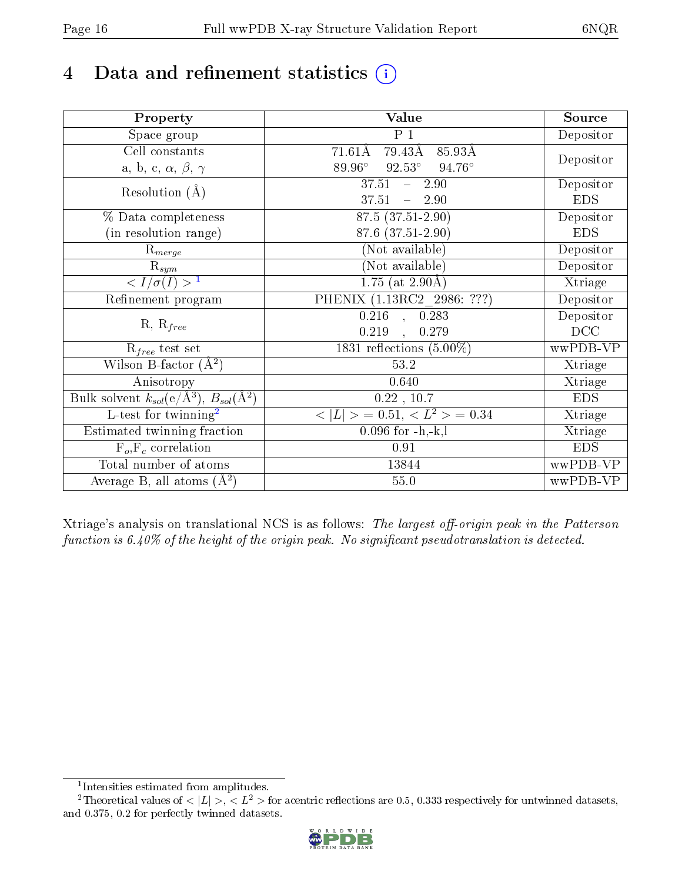# 4 Data and refinement statistics (i)

| Property | Value | Source |
|---|---|---|
| Space group | P 1 | Depositor |
| Cell constants<br>a, b, c, $\alpha$, $\beta$, $\gamma$ | 71.61Å 79.43Å 85.93Å<br>89.96° 92.53° 94.76° | Depositor |
| Resolution (Å) | 37.51 – 2.90 | Depositor |
| | 37.51 – 2.90 | EDS |
| % Data completeness<br>(in resolution range) | 87.5 (37.51-2.90) | Depositor |
| | 87.6 (37.51-2.90) | EDS |
| $R_{merge}$ | (Not available) | Depositor |
| $R_{sym}$ | (Not available) | Depositor |
| $< I/\sigma(I) >$ [1] | 1.75 (at 2.90Å) | Xtriage |
| Refinement program | PHENIX (1.13RC2_2986: ???) | Depositor |
| R, $R_{free}$ | 0.216 , 0.283 | Depositor |
| | 0.219 , 0.279 | DCC |
| $R_{free}$ test set | 1831 reflections (5.00%) | wwPDB-VP |
| Wilson B-factor (Å$^2$) | 53.2 | Xtriage |
| Anisotropy | 0.640 | Xtriage |
| Bulk solvent $k_{sol}$(e/Å$^3$), $B_{sol}$(Å$^2$) | 0.22 , 10.7 | EDS |
| L-test for twinning[2] | $< \|L\| > = 0.51$, $< L^2 > = 0.34$ | Xtriage |
| Estimated twinning fraction | 0.096 for -h,-k,l | Xtriage |
| $F_o$,$F_c$ correlation | 0.91 | EDS |
| Total number of atoms | 13844 | wwPDB-VP |
| Average B, all atoms (Å$^2$) | 55.0 | wwPDB-VP |

Xtriage's analysis on translational NCS is as follows: *The largest off-origin peak in the Patterson function is 6.40% of the height of the origin peak. No significant pseudotranslation is detected.*

[1] Intensities estimated from amplitudes.

[2] Theoretical values of $< |L| >$, $< L^2 >$ for acentric reflections are 0.5, 0.333 respectively for untwinned datasets, and 0.375, 0.2 for perfectly twinned datasets.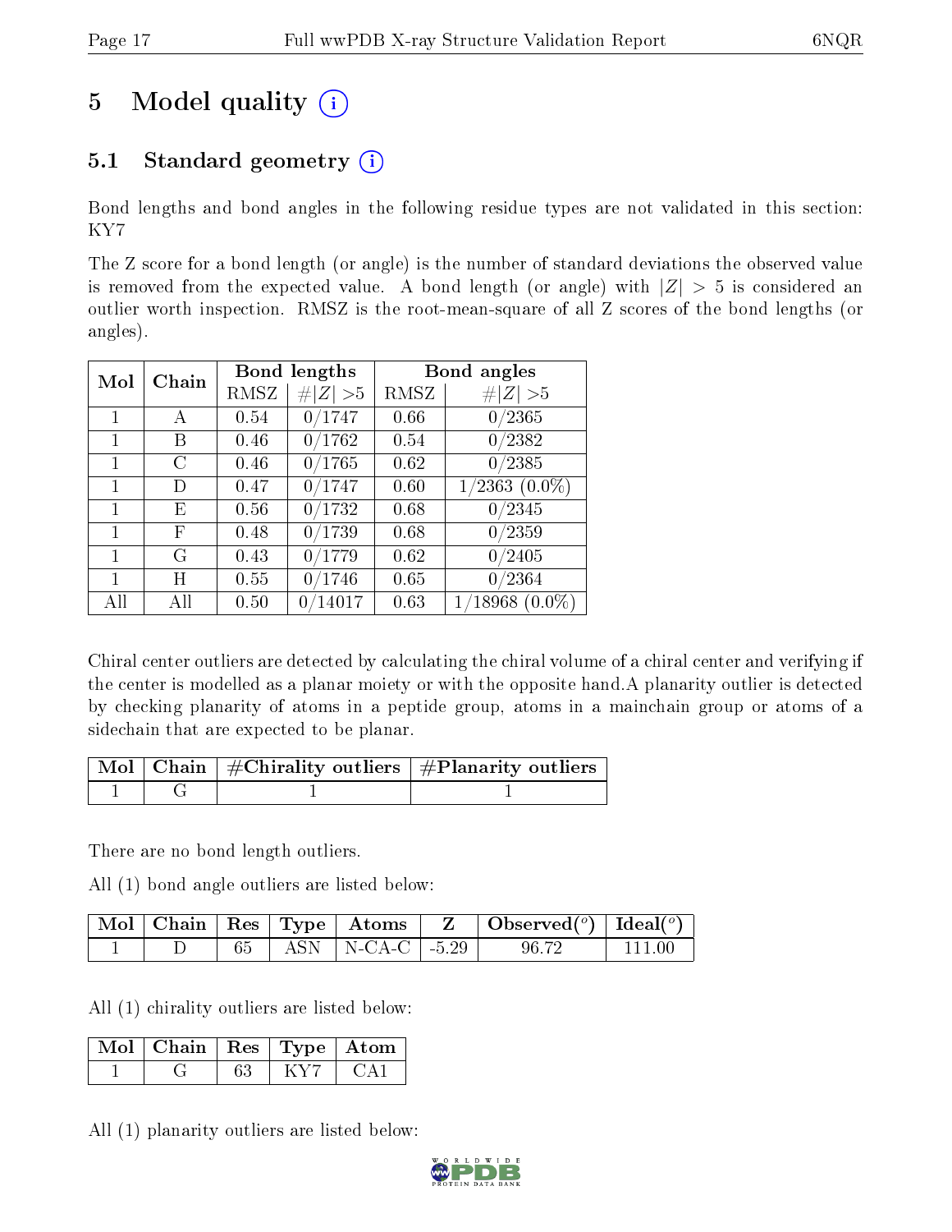# 5 Model quality (i)

## 5.1 Standard geometry (i)

Bond lengths and bond angles in the following residue types are not validated in this section: KY7

The Z score for a bond length (or angle) is the number of standard deviations the observed value is removed from the expected value. A bond length (or angle) with $|Z| > 5$ is considered an outlier worth inspection. RMSZ is the root-mean-square of all Z scores of the bond lengths (or angles).

| Mol | Chain | Bond lengths | | Bond angles | |
|---|---|---|---|---|---|
| | | RMSZ | #$\|Z\|$ >5 | RMSZ | #$\|Z\|$ >5 |
| 1 | A | 0.54 | 0/1747 | 0.66 | 0/2365 |
| 1 | B | 0.46 | 0/1762 | 0.54 | 0/2382 |
| 1 | C | 0.46 | 0/1765 | 0.62 | 0/2385 |
| 1 | D | 0.47 | 0/1747 | 0.60 | 1/2363 (0.0%) |
| 1 | E | 0.56 | 0/1732 | 0.68 | 0/2345 |
| 1 | F | 0.48 | 0/1739 | 0.68 | 0/2359 |
| 1 | G | 0.43 | 0/1779 | 0.62 | 0/2405 |
| 1 | H | 0.55 | 0/1746 | 0.65 | 0/2364 |
| All | All | 0.50 | 0/14017 | 0.63 | 1/18968 (0.0%) |

Chiral center outliers are detected by calculating the chiral volume of a chiral center and verifying if the center is modelled as a planar moiety or with the opposite hand.A planarity outlier is detected by checking planarity of atoms in a peptide group, atoms in a mainchain group or atoms of a sidechain that are expected to be planar.

| Mol | Chain | #Chirality outliers | #Planarity outliers |
|---|---|---|---|
| 1 | G | 1 | 1 |

There are no bond length outliers.

All (1) bond angle outliers are listed below:

| Mol | Chain | Res | Type | Atoms | Z | Observed($^o$) | Ideal($^o$) |
|---|---|---|---|---|---|---|---|
| 1 | D | 65 | ASN | N-CA-C | -5.29 | 96.72 | 111.00 |

All (1) chirality outliers are listed below:

| Mol | Chain | Res | Type | Atom |
|---|---|---|---|---|
| 1 | G | 63 | KY7 | CA1 |

All (1) planarity outliers are listed below: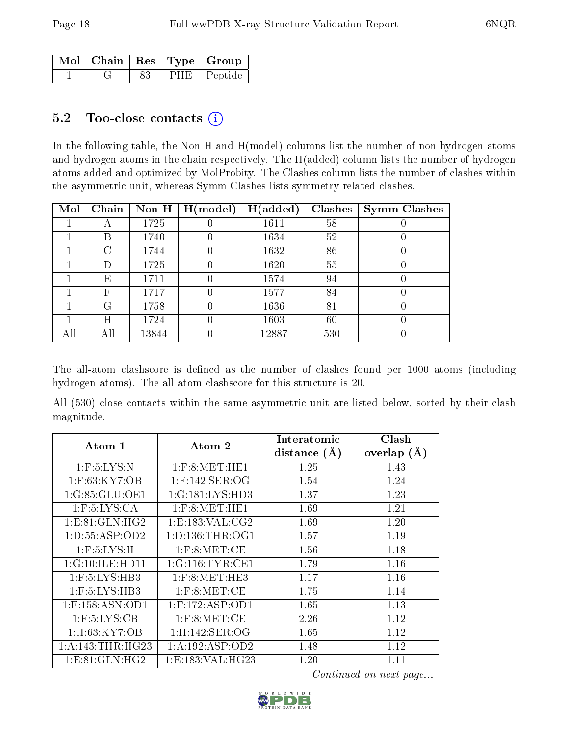| Mol | Chain | Res | Type | Group |
|---|---|---|---|---|
| 1 | G | 83 | PHE | Peptide |

### 5.2 Too-close contacts (i)

In the following table, the Non-H and H(model) columns list the number of non-hydrogen atoms and hydrogen atoms in the chain respectively. The H(added) column lists the number of hydrogen atoms added and optimized by MolProbity. The Clashes column lists the number of clashes within the asymmetric unit, whereas Symm-Clashes lists symmetry related clashes.

| Mol | Chain | Non-H | H(model) | H(added) | Clashes | Symm-Clashes |
|---|---|---|---|---|---|---|
| 1 | A | 1725 | 0 | 1611 | 58 | 0 |
| 1 | B | 1740 | 0 | 1634 | 52 | 0 |
| 1 | C | 1744 | 0 | 1632 | 86 | 0 |
| 1 | D | 1725 | 0 | 1620 | 55 | 0 |
| 1 | E | 1711 | 0 | 1574 | 94 | 0 |
| 1 | F | 1717 | 0 | 1577 | 84 | 0 |
| 1 | G | 1758 | 0 | 1636 | 81 | 0 |
| 1 | H | 1724 | 0 | 1603 | 60 | 0 |
| All | All | 13844 | 0 | 12887 | 530 | 0 |

The all-atom clashscore is defined as the number of clashes found per 1000 atoms (including hydrogen atoms). The all-atom clashscore for this structure is 20.

All (530) close contacts within the same asymmetric unit are listed below, sorted by their clash magnitude.

| Atom-1 | Atom-2 | Interatomic distance (Å) | Clash overlap (Å) |
|---|---|---|---|
| 1:F:5:LYS:N | 1:F:8:MET:HE1 | 1.25 | 1.43 |
| 1:F:63:KY7:OB | 1:F:142:SER:OG | 1.54 | 1.24 |
| 1:G:85:GLU:OE1 | 1:G:181:LYS:HD3 | 1.37 | 1.23 |
| 1:F:5:LYS:CA | 1:F:8:MET:HE1 | 1.69 | 1.21 |
| 1:E:81:GLN:HG2 | 1:E:183:VAL:CG2 | 1.69 | 1.20 |
| 1:D:55:ASP:OD2 | 1:D:136:THR:OG1 | 1.57 | 1.19 |
| 1:F:5:LYS:H | 1:F:8:MET:CE | 1.56 | 1.18 |
| 1:G:10:ILE:HD11 | 1:G:116:TYR:CE1 | 1.79 | 1.16 |
| 1:F:5:LYS:HB3 | 1:F:8:MET:HE3 | 1.17 | 1.16 |
| 1:F:5:LYS:HB3 | 1:F:8:MET:CE | 1.75 | 1.14 |
| 1:F:158:ASN:OD1 | 1:F:172:ASP:OD1 | 1.65 | 1.13 |
| 1:F:5:LYS:CB | 1:F:8:MET:CE | 2.26 | 1.12 |
| 1:H:63:KY7:OB | 1:H:142:SER:OG | 1.65 | 1.12 |
| 1:A:143:THR:HG23 | 1:A:192:ASP:OD2 | 1.48 | 1.12 |
| 1:E:81:GLN:HG2 | 1:E:183:VAL:HG23 | 1.20 | 1.11 |

*Continued on next page...*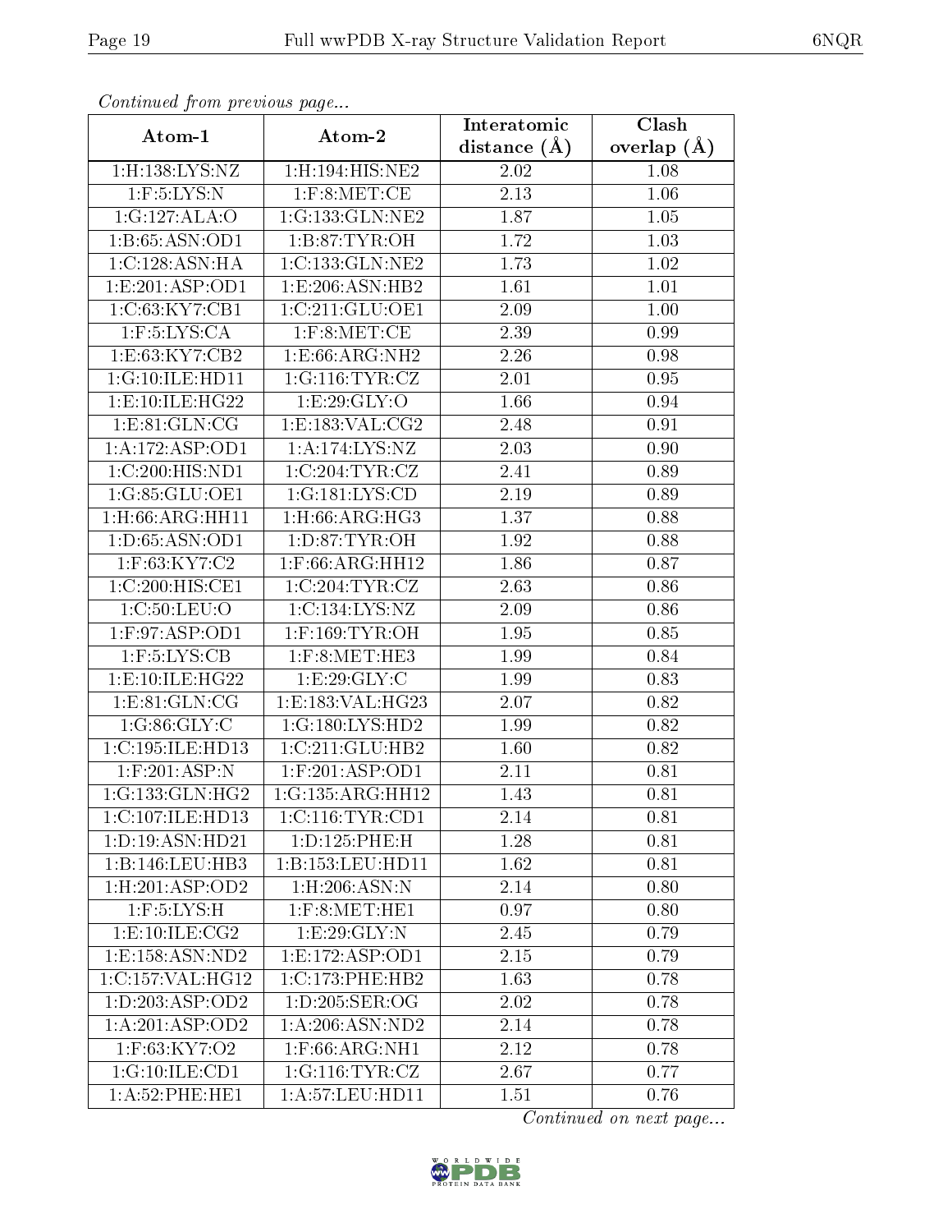*Continued from previous page...*

| Atom-1 | Atom-2 | Interatomic distance (Å) | Clash overlap (Å) |
|---|---|---|---|
| 1:H:138:LYS:NZ | 1:H:194:HIS:NE2 | 2.02 | 1.08 |
| 1:F:5:LYS:N | 1:F:8:MET:CE | 2.13 | 1.06 |
| 1:G:127:ALA:O | 1:G:133:GLN:NE2 | 1.87 | 1.05 |
| 1:B:65:ASN:OD1 | 1:B:87:TYR:OH | 1.72 | 1.03 |
| 1:C:128:ASN:HA | 1:C:133:GLN:NE2 | 1.73 | 1.02 |
| 1:E:201:ASP:OD1 | 1:E:206:ASN:HB2 | 1.61 | 1.01 |
| 1:C:63:KY7:CB1 | 1:C:211:GLU:OE1 | 2.09 | 1.00 |
| 1:F:5:LYS:CA | 1:F:8:MET:CE | 2.39 | 0.99 |
| 1:E:63:KY7:CB2 | 1:E:66:ARG:NH2 | 2.26 | 0.98 |
| 1:G:10:ILE:HD11 | 1:G:116:TYR:CZ | 2.01 | 0.95 |
| 1:E:10:ILE:HG22 | 1:E:29:GLY:O | 1.66 | 0.94 |
| 1:E:81:GLN:CG | 1:E:183:VAL:CG2 | 2.48 | 0.91 |
| 1:A:172:ASP:OD1 | 1:A:174:LYS:NZ | 2.03 | 0.90 |
| 1:C:200:HIS:ND1 | 1:C:204:TYR:CZ | 2.41 | 0.89 |
| 1:G:85:GLU:OE1 | 1:G:181:LYS:CD | 2.19 | 0.89 |
| 1:H:66:ARG:HH11 | 1:H:66:ARG:HG3 | 1.37 | 0.88 |
| 1:D:65:ASN:OD1 | 1:D:87:TYR:OH | 1.92 | 0.88 |
| 1:F:63:KY7:C2 | 1:F:66:ARG:HH12 | 1.86 | 0.87 |
| 1:C:200:HIS:CE1 | 1:C:204:TYR:CZ | 2.63 | 0.86 |
| 1:C:50:LEU:O | 1:C:134:LYS:NZ | 2.09 | 0.86 |
| 1:F:97:ASP:OD1 | 1:F:169:TYR:OH | 1.95 | 0.85 |
| 1:F:5:LYS:CB | 1:F:8:MET:HE3 | 1.99 | 0.84 |
| 1:E:10:ILE:HG22 | 1:E:29:GLY:C | 1.99 | 0.83 |
| 1:E:81:GLN:CG | 1:E:183:VAL:HG23 | 2.07 | 0.82 |
| 1:G:86:GLY:C | 1:G:180:LYS:HD2 | 1.99 | 0.82 |
| 1:C:195:ILE:HD13 | 1:C:211:GLU:HB2 | 1.60 | 0.82 |
| 1:F:201:ASP:N | 1:F:201:ASP:OD1 | 2.11 | 0.81 |
| 1:G:133:GLN:HG2 | 1:G:135:ARG:HH12 | 1.43 | 0.81 |
| 1:C:107:ILE:HD13 | 1:C:116:TYR:CD1 | 2.14 | 0.81 |
| 1:D:19:ASN:HD21 | 1:D:125:PHE:H | 1.28 | 0.81 |
| 1:B:146:LEU:HB3 | 1:B:153:LEU:HD11 | 1.62 | 0.81 |
| 1:H:201:ASP:OD2 | 1:H:206:ASN:N | 2.14 | 0.80 |
| 1:F:5:LYS:H | 1:F:8:MET:HE1 | 0.97 | 0.80 |
| 1:E:10:ILE:CG2 | 1:E:29:GLY:N | 2.45 | 0.79 |
| 1:E:158:ASN:ND2 | 1:E:172:ASP:OD1 | 2.15 | 0.79 |
| 1:C:157:VAL:HG12 | 1:C:173:PHE:HB2 | 1.63 | 0.78 |
| 1:D:203:ASP:OD2 | 1:D:205:SER:OG | 2.02 | 0.78 |
| 1:A:201:ASP:OD2 | 1:A:206:ASN:ND2 | 2.14 | 0.78 |
| 1:F:63:KY7:O2 | 1:F:66:ARG:NH1 | 2.12 | 0.78 |
| 1:G:10:ILE:CD1 | 1:G:116:TYR:CZ | 2.67 | 0.77 |
| 1:A:52:PHE:HE1 | 1:A:57:LEU:HD11 | 1.51 | 0.76 |

*Continued on next page...*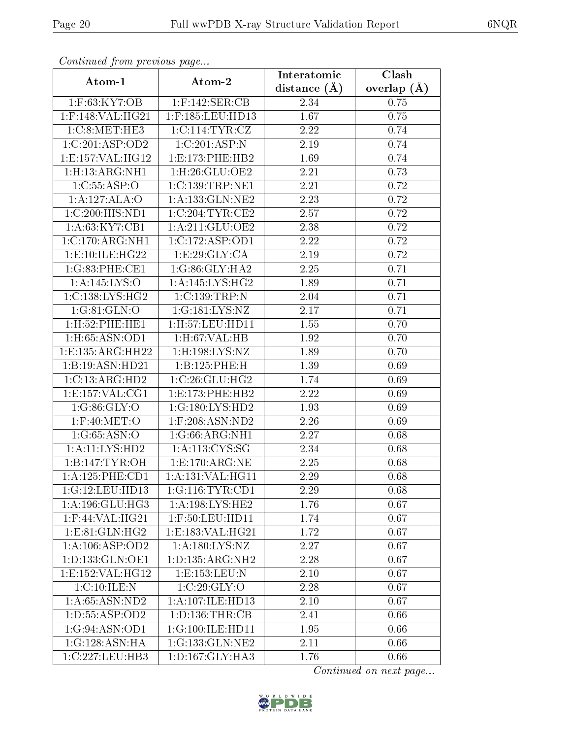*Continued from previous page...*

| Atom-1 | Atom-2 | Interatomic distance (Å) | Clash overlap (Å) |
|---|---|---|---|
| 1:F:63:KY7:OB | 1:F:142:SER:CB | 2.34 | 0.75 |
| 1:F:148:VAL:HG21 | 1:F:185:LEU:HD13 | 1.67 | 0.75 |
| 1:C:8:MET:HE3 | 1:C:114:TYR:CZ | 2.22 | 0.74 |
| 1:C:201:ASP:OD2 | 1:C:201:ASP:N | 2.19 | 0.74 |
| 1:E:157:VAL:HG12 | 1:E:173:PHE:HB2 | 1.69 | 0.74 |
| 1:H:13:ARG:NH1 | 1:H:26:GLU:OE2 | 2.21 | 0.73 |
| 1:C:55:ASP:O | 1:C:139:TRP:NE1 | 2.21 | 0.72 |
| 1:A:127:ALA:O | 1:A:133:GLN:NE2 | 2.23 | 0.72 |
| 1:C:200:HIS:ND1 | 1:C:204:TYR:CE2 | 2.57 | 0.72 |
| 1:A:63:KY7:CB1 | 1:A:211:GLU:OE2 | 2.38 | 0.72 |
| 1:C:170:ARG:NH1 | 1:C:172:ASP:OD1 | 2.22 | 0.72 |
| 1:E:10:ILE:HG22 | 1:E:29:GLY:CA | 2.19 | 0.72 |
| 1:G:83:PHE:CE1 | 1:G:86:GLY:HA2 | 2.25 | 0.71 |
| 1:A:145:LYS:O | 1:A:145:LYS:HG2 | 1.89 | 0.71 |
| 1:C:138:LYS:HG2 | 1:C:139:TRP:N | 2.04 | 0.71 |
| 1:G:81:GLN:O | 1:G:181:LYS:NZ | 2.17 | 0.71 |
| 1:H:52:PHE:HE1 | 1:H:57:LEU:HD11 | 1.55 | 0.70 |
| 1:H:65:ASN:OD1 | 1:H:67:VAL:HB | 1.92 | 0.70 |
| 1:E:135:ARG:HH22 | 1:H:198:LYS:NZ | 1.89 | 0.70 |
| 1:B:19:ASN:HD21 | 1:B:125:PHE:H | 1.39 | 0.69 |
| 1:C:13:ARG:HD2 | 1:C:26:GLU:HG2 | 1.74 | 0.69 |
| 1:E:157:VAL:CG1 | 1:E:173:PHE:HB2 | 2.22 | 0.69 |
| 1:G:86:GLY:O | 1:G:180:LYS:HD2 | 1.93 | 0.69 |
| 1:F:40:MET:O | 1:F:208:ASN:ND2 | 2.26 | 0.69 |
| 1:G:65:ASN:O | 1:G:66:ARG:NH1 | 2.27 | 0.68 |
| 1:A:11:LYS:HD2 | 1:A:113:CYS:SG | 2.34 | 0.68 |
| 1:B:147:TYR:OH | 1:E:170:ARG:NE | 2.25 | 0.68 |
| 1:A:125:PHE:CD1 | 1:A:131:VAL:HG11 | 2.29 | 0.68 |
| 1:G:12:LEU:HD13 | 1:G:116:TYR:CD1 | 2.29 | 0.68 |
| 1:A:196:GLU:HG3 | 1:A:198:LYS:HE2 | 1.76 | 0.67 |
| 1:F:44:VAL:HG21 | 1:F:50:LEU:HD11 | 1.74 | 0.67 |
| 1:E:81:GLN:HG2 | 1:E:183:VAL:HG21 | 1.72 | 0.67 |
| 1:A:106:ASP:OD2 | 1:A:180:LYS:NZ | 2.27 | 0.67 |
| 1:D:133:GLN:OE1 | 1:D:135:ARG:NH2 | 2.28 | 0.67 |
| 1:E:152:VAL:HG12 | 1:E:153:LEU:N | 2.10 | 0.67 |
| 1:C:10:ILE:N | 1:C:29:GLY:O | 2.28 | 0.67 |
| 1:A:65:ASN:ND2 | 1:A:107:ILE:HD13 | 2.10 | 0.67 |
| 1:D:55:ASP:OD2 | 1:D:136:THR:CB | 2.41 | 0.66 |
| 1:G:94:ASN:OD1 | 1:G:100:ILE:HD11 | 1.95 | 0.66 |
| 1:G:128:ASN:HA | 1:G:133:GLN:NE2 | 2.11 | 0.66 |
| 1:C:227:LEU:HB3 | 1:D:167:GLY:HA3 | 1.76 | 0.66 |

*Continued on next page...*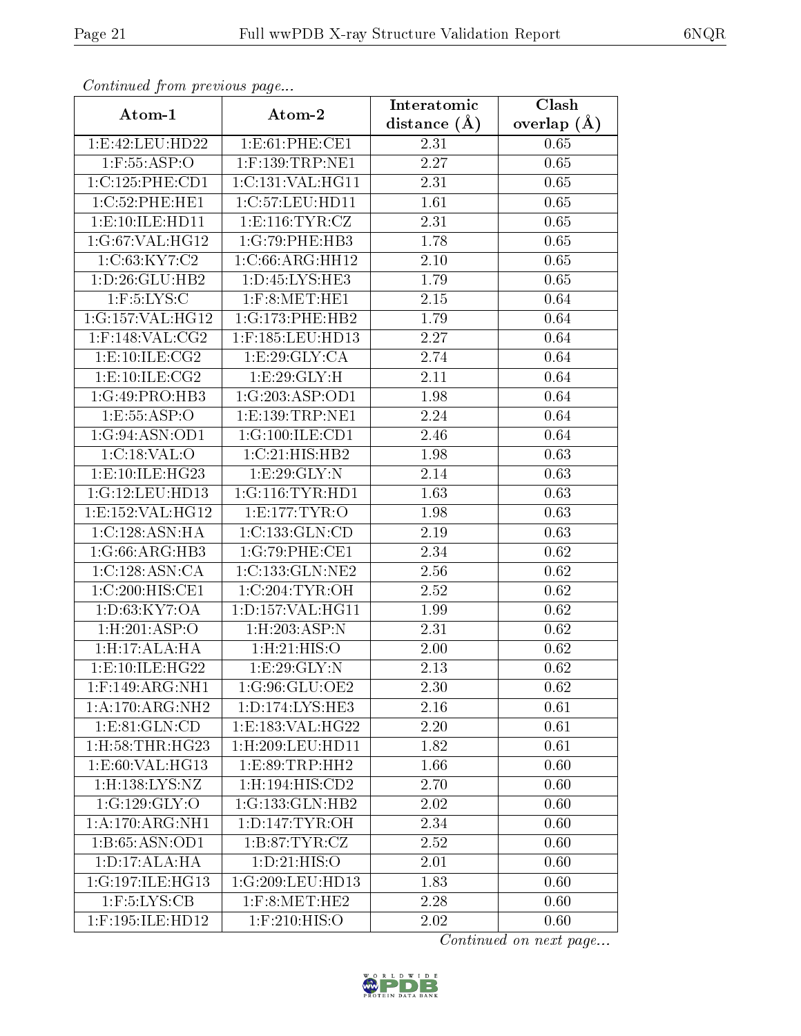*Continued from previous page...*

| Atom-1 | Atom-2 | Interatomic distance (Å) | Clash overlap (Å) |
|---|---|---|---|
| 1:E:42:LEU:HD22 | 1:E:61:PHE:CE1 | 2.31 | 0.65 |
| 1:F:55:ASP:O | 1:F:139:TRP:NE1 | 2.27 | 0.65 |
| 1:C:125:PHE:CD1 | 1:C:131:VAL:HG11 | 2.31 | 0.65 |
| 1:C:52:PHE:HE1 | 1:C:57:LEU:HD11 | 1.61 | 0.65 |
| 1:E:10:ILE:HD11 | 1:E:116:TYR:CZ | 2.31 | 0.65 |
| 1:G:67:VAL:HG12 | 1:G:79:PHE:HB3 | 1.78 | 0.65 |
| 1:C:63:KY7:C2 | 1:C:66:ARG:HH12 | 2.10 | 0.65 |
| 1:D:26:GLU:HB2 | 1:D:45:LYS:HE3 | 1.79 | 0.65 |
| 1:F:5:LYS:C | 1:F:8:MET:HE1 | 2.15 | 0.64 |
| 1:G:157:VAL:HG12 | 1:G:173:PHE:HB2 | 1.79 | 0.64 |
| 1:F:148:VAL:CG2 | 1:F:185:LEU:HD13 | 2.27 | 0.64 |
| 1:E:10:ILE:CG2 | 1:E:29:GLY:CA | 2.74 | 0.64 |
| 1:E:10:ILE:CG2 | 1:E:29:GLY:H | 2.11 | 0.64 |
| 1:G:49:PRO:HB3 | 1:G:203:ASP:OD1 | 1.98 | 0.64 |
| 1:E:55:ASP:O | 1:E:139:TRP:NE1 | 2.24 | 0.64 |
| 1:G:94:ASN:OD1 | 1:G:100:ILE:CD1 | 2.46 | 0.64 |
| 1:C:18:VAL:O | 1:C:21:HIS:HB2 | 1.98 | 0.63 |
| 1:E:10:ILE:HG23 | 1:E:29:GLY:N | 2.14 | 0.63 |
| 1:G:12:LEU:HD13 | 1:G:116:TYR:HD1 | 1.63 | 0.63 |
| 1:E:152:VAL:HG12 | 1:E:177:TYR:O | 1.98 | 0.63 |
| 1:C:128:ASN:HA | 1:C:133:GLN:CD | 2.19 | 0.63 |
| 1:G:66:ARG:HB3 | 1:G:79:PHE:CE1 | 2.34 | 0.62 |
| 1:C:128:ASN:CA | 1:C:133:GLN:NE2 | 2.56 | 0.62 |
| 1:C:200:HIS:CE1 | 1:C:204:TYR:OH | 2.52 | 0.62 |
| 1:D:63:KY7:OA | 1:D:157:VAL:HG11 | 1.99 | 0.62 |
| 1:H:201:ASP:O | 1:H:203:ASP:N | 2.31 | 0.62 |
| 1:H:17:ALA:HA | 1:H:21:HIS:O | 2.00 | 0.62 |
| 1:E:10:ILE:HG22 | 1:E:29:GLY:N | 2.13 | 0.62 |
| 1:F:149:ARG:NH1 | 1:G:96:GLU:OE2 | 2.30 | 0.62 |
| 1:A:170:ARG:NH2 | 1:D:174:LYS:HE3 | 2.16 | 0.61 |
| 1:E:81:GLN:CD | 1:E:183:VAL:HG22 | 2.20 | 0.61 |
| 1:H:58:THR:HG23 | 1:H:209:LEU:HD11 | 1.82 | 0.61 |
| 1:E:60:VAL:HG13 | 1:E:89:TRP:HH2 | 1.66 | 0.60 |
| 1:H:138:LYS:NZ | 1:H:194:HIS:CD2 | 2.70 | 0.60 |
| 1:G:129:GLY:O | 1:G:133:GLN:HB2 | 2.02 | 0.60 |
| 1:A:170:ARG:NH1 | 1:D:147:TYR:OH | 2.34 | 0.60 |
| 1:B:65:ASN:OD1 | 1:B:87:TYR:CZ | 2.52 | 0.60 |
| 1:D:17:ALA:HA | 1:D:21:HIS:O | 2.01 | 0.60 |
| 1:G:197:ILE:HG13 | 1:G:209:LEU:HD13 | 1.83 | 0.60 |
| 1:F:5:LYS:CB | 1:F:8:MET:HE2 | 2.28 | 0.60 |
| 1:F:195:ILE:HD12 | 1:F:210:HIS:O | 2.02 | 0.60 |

*Continued on next page...*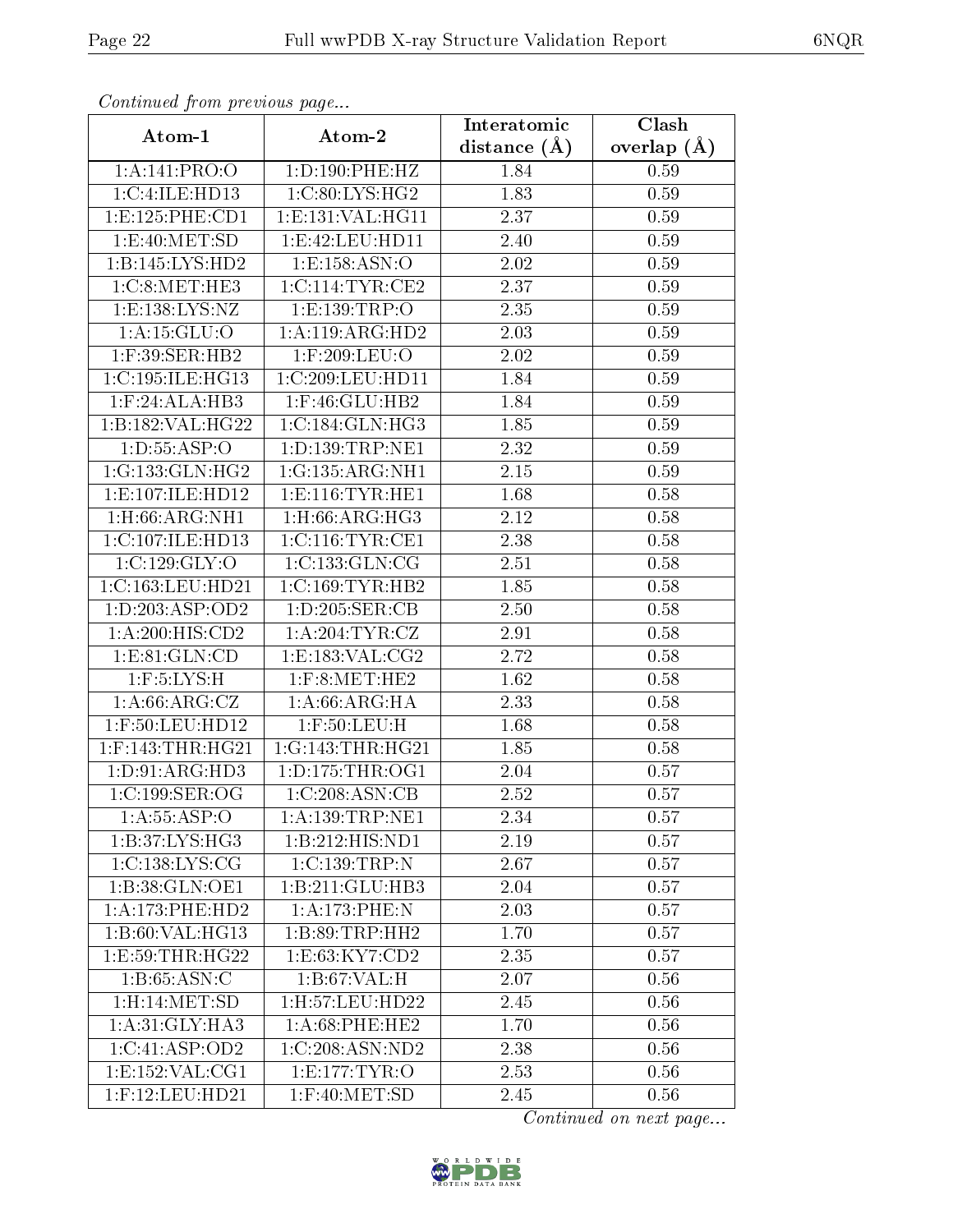*Continued from previous page...*

| Atom-1 | Atom-2 | Interatomic distance (Å) | Clash overlap (Å) |
|---|---|---|---|
| 1:A:141:PRO:O | 1:D:190:PHE:HZ | 1.84 | 0.59 |
| 1:C:4:ILE:HD13 | 1:C:80:LYS:HG2 | 1.83 | 0.59 |
| 1:E:125:PHE:CD1 | 1:E:131:VAL:HG11 | 2.37 | 0.59 |
| 1:E:40:MET:SD | 1:E:42:LEU:HD11 | 2.40 | 0.59 |
| 1:B:145:LYS:HD2 | 1:E:158:ASN:O | 2.02 | 0.59 |
| 1:C:8:MET:HE3 | 1:C:114:TYR:CE2 | 2.37 | 0.59 |
| 1:E:138:LYS:NZ | 1:E:139:TRP:O | 2.35 | 0.59 |
| 1:A:15:GLU:O | 1:A:119:ARG:HD2 | 2.03 | 0.59 |
| 1:F:39:SER:HB2 | 1:F:209:LEU:O | 2.02 | 0.59 |
| 1:C:195:ILE:HG13 | 1:C:209:LEU:HD11 | 1.84 | 0.59 |
| 1:F:24:ALA:HB3 | 1:F:46:GLU:HB2 | 1.84 | 0.59 |
| 1:B:182:VAL:HG22 | 1:C:184:GLN:HG3 | 1.85 | 0.59 |
| 1:D:55:ASP:O | 1:D:139:TRP:NE1 | 2.32 | 0.59 |
| 1:G:133:GLN:HG2 | 1:G:135:ARG:NH1 | 2.15 | 0.59 |
| 1:E:107:ILE:HD12 | 1:E:116:TYR:HE1 | 1.68 | 0.58 |
| 1:H:66:ARG:NH1 | 1:H:66:ARG:HG3 | 2.12 | 0.58 |
| 1:C:107:ILE:HD13 | 1:C:116:TYR:CE1 | 2.38 | 0.58 |
| 1:C:129:GLY:O | 1:C:133:GLN:CG | 2.51 | 0.58 |
| 1:C:163:LEU:HD21 | 1:C:169:TYR:HB2 | 1.85 | 0.58 |
| 1:D:203:ASP:OD2 | 1:D:205:SER:CB | 2.50 | 0.58 |
| 1:A:200:HIS:CD2 | 1:A:204:TYR:CZ | 2.91 | 0.58 |
| 1:E:81:GLN:CD | 1:E:183:VAL:CG2 | 2.72 | 0.58 |
| 1:F:5:LYS:H | 1:F:8:MET:HE2 | 1.62 | 0.58 |
| 1:A:66:ARG:CZ | 1:A:66:ARG:HA | 2.33 | 0.58 |
| 1:F:50:LEU:HD12 | 1:F:50:LEU:H | 1.68 | 0.58 |
| 1:F:143:THR:HG21 | 1:G:143:THR:HG21 | 1.85 | 0.58 |
| 1:D:91:ARG:HD3 | 1:D:175:THR:OG1 | 2.04 | 0.57 |
| 1:C:199:SER:OG | 1:C:208:ASN:CB | 2.52 | 0.57 |
| 1:A:55:ASP:O | 1:A:139:TRP:NE1 | 2.34 | 0.57 |
| 1:B:37:LYS:HG3 | 1:B:212:HIS:ND1 | 2.19 | 0.57 |
| 1:C:138:LYS:CG | 1:C:139:TRP:N | 2.67 | 0.57 |
| 1:B:38:GLN:OE1 | 1:B:211:GLU:HB3 | 2.04 | 0.57 |
| 1:A:173:PHE:HD2 | 1:A:173:PHE:N | 2.03 | 0.57 |
| 1:B:60:VAL:HG13 | 1:B:89:TRP:HH2 | 1.70 | 0.57 |
| 1:E:59:THR:HG22 | 1:E:63:KY7:CD2 | 2.35 | 0.57 |
| 1:B:65:ASN:C | 1:B:67:VAL:H | 2.07 | 0.56 |
| 1:H:14:MET:SD | 1:H:57:LEU:HD22 | 2.45 | 0.56 |
| 1:A:31:GLY:HA3 | 1:A:68:PHE:HE2 | 1.70 | 0.56 |
| 1:C:41:ASP:OD2 | 1:C:208:ASN:ND2 | 2.38 | 0.56 |
| 1:E:152:VAL:CG1 | 1:E:177:TYR:O | 2.53 | 0.56 |
| 1:F:12:LEU:HD21 | 1:F:40:MET:SD | 2.45 | 0.56 |

*Continued on next page...*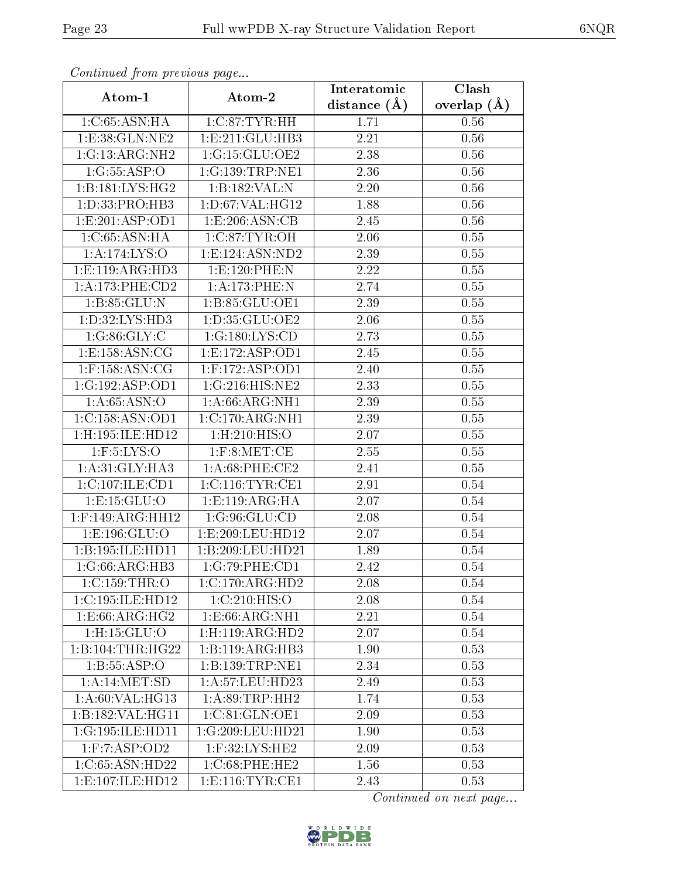*Continued from previous page...*

| Atom-1 | Atom-2 | Interatomic distance (Å) | Clash overlap (Å) |
|---|---|---|---|
| 1:C:65:ASN:HA | 1:C:87:TYR:HH | 1.71 | 0.56 |
| 1:E:38:GLN:NE2 | 1:E:211:GLU:HB3 | 2.21 | 0.56 |
| 1:G:13:ARG:NH2 | 1:G:15:GLU:OE2 | 2.38 | 0.56 |
| 1:G:55:ASP:O | 1:G:139:TRP:NE1 | 2.36 | 0.56 |
| 1:B:181:LYS:HG2 | 1:B:182:VAL:N | 2.20 | 0.56 |
| 1:D:33:PRO:HB3 | 1:D:67:VAL:HG12 | 1.88 | 0.56 |
| 1:E:201:ASP:OD1 | 1:E:206:ASN:CB | 2.45 | 0.56 |
| 1:C:65:ASN:HA | 1:C:87:TYR:OH | 2.06 | 0.55 |
| 1:A:174:LYS:O | 1:E:124:ASN:ND2 | 2.39 | 0.55 |
| 1:E:119:ARG:HD3 | 1:E:120:PHE:N | 2.22 | 0.55 |
| 1:A:173:PHE:CD2 | 1:A:173:PHE:N | 2.74 | 0.55 |
| 1:B:85:GLU:N | 1:B:85:GLU:OE1 | 2.39 | 0.55 |
| 1:D:32:LYS:HD3 | 1:D:35:GLU:OE2 | 2.06 | 0.55 |
| 1:G:86:GLY:C | 1:G:180:LYS:CD | 2.73 | 0.55 |
| 1:E:158:ASN:CG | 1:E:172:ASP:OD1 | 2.45 | 0.55 |
| 1:F:158:ASN:CG | 1:F:172:ASP:OD1 | 2.40 | 0.55 |
| 1:G:192:ASP:OD1 | 1:G:216:HIS:NE2 | 2.33 | 0.55 |
| 1:A:65:ASN:O | 1:A:66:ARG:NH1 | 2.39 | 0.55 |
| 1:C:158:ASN:OD1 | 1:C:170:ARG:NH1 | 2.39 | 0.55 |
| 1:H:195:ILE:HD12 | 1:H:210:HIS:O | 2.07 | 0.55 |
| 1:F:5:LYS:O | 1:F:8:MET:CE | 2.55 | 0.55 |
| 1:A:31:GLY:HA3 | 1:A:68:PHE:CE2 | 2.41 | 0.55 |
| 1:C:107:ILE:CD1 | 1:C:116:TYR:CE1 | 2.91 | 0.54 |
| 1:E:15:GLU:O | 1:E:119:ARG:HA | 2.07 | 0.54 |
| 1:F:149:ARG:HH12 | 1:G:96:GLU:CD | 2.08 | 0.54 |
| 1:E:196:GLU:O | 1:E:209:LEU:HD12 | 2.07 | 0.54 |
| 1:B:195:ILE:HD11 | 1:B:209:LEU:HD21 | 1.89 | 0.54 |
| 1:G:66:ARG:HB3 | 1:G:79:PHE:CD1 | 2.42 | 0.54 |
| 1:C:159:THR:O | 1:C:170:ARG:HD2 | 2.08 | 0.54 |
| 1:C:195:ILE:HD12 | 1:C:210:HIS:O | 2.08 | 0.54 |
| 1:E:66:ARG:HG2 | 1:E:66:ARG:NH1 | 2.21 | 0.54 |
| 1:H:15:GLU:O | 1:H:119:ARG:HD2 | 2.07 | 0.54 |
| 1:B:104:THR:HG22 | 1:B:119:ARG:HB3 | 1.90 | 0.53 |
| 1:B:55:ASP:O | 1:B:139:TRP:NE1 | 2.34 | 0.53 |
| 1:A:14:MET:SD | 1:A:57:LEU:HD23 | 2.49 | 0.53 |
| 1:A:60:VAL:HG13 | 1:A:89:TRP:HH2 | 1.74 | 0.53 |
| 1:B:182:VAL:HG11 | 1:C:81:GLN:OE1 | 2.09 | 0.53 |
| 1:G:195:ILE:HD11 | 1:G:209:LEU:HD21 | 1.90 | 0.53 |
| 1:F:7:ASP:OD2 | 1:F:32:LYS:HE2 | 2.09 | 0.53 |
| 1:C:65:ASN:HD22 | 1:C:68:PHE:HE2 | 1.56 | 0.53 |
| 1:E:107:ILE:HD12 | 1:E:116:TYR:CE1 | 2.43 | 0.53 |

*Continued on next page...*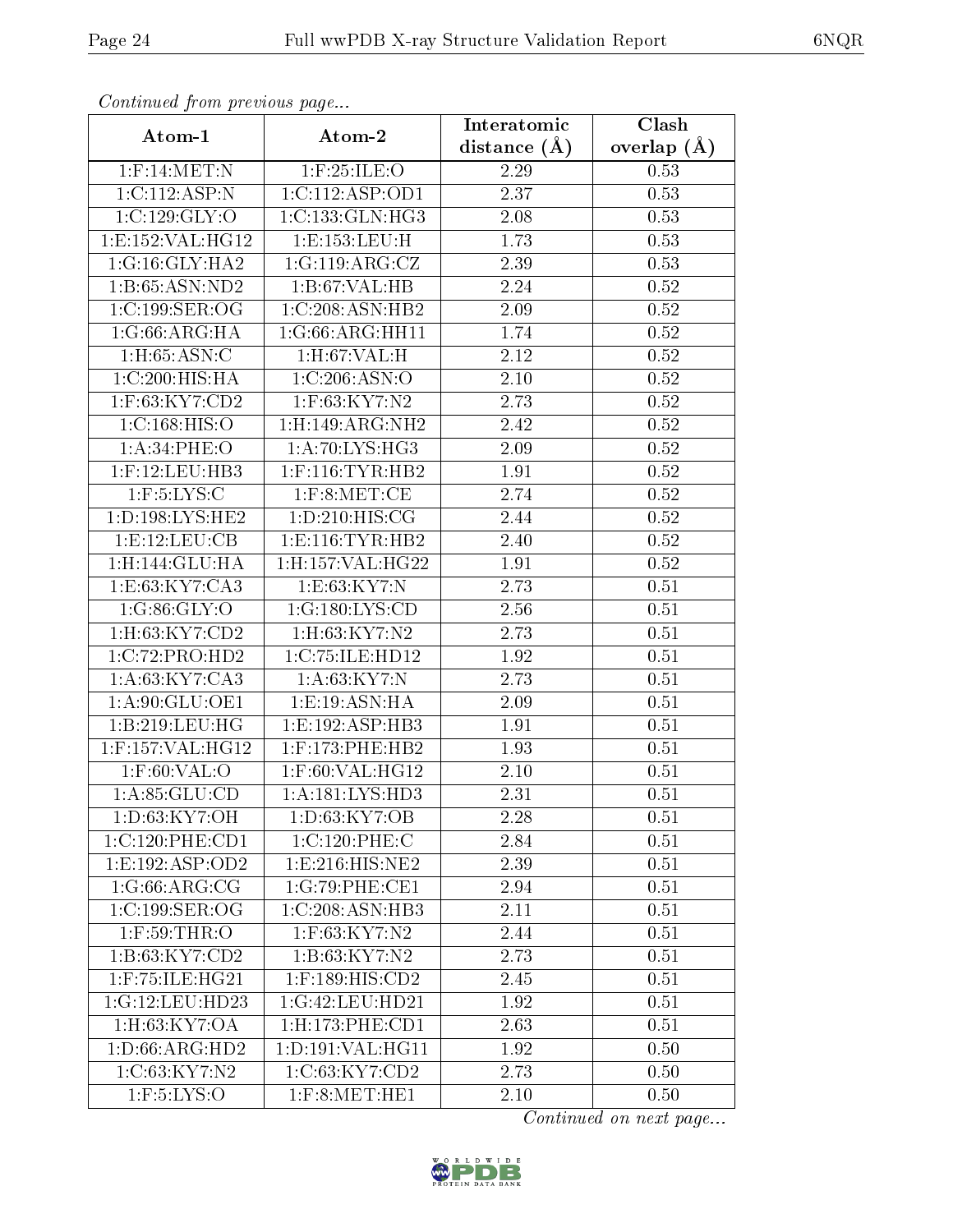*Continued from previous page...*

| Atom-1 | Atom-2 | Interatomic distance (Å) | Clash overlap (Å) |
|---|---|---|---|
| 1:F:14:MET:N | 1:F:25:ILE:O | 2.29 | 0.53 |
| 1:C:112:ASP:N | 1:C:112:ASP:OD1 | 2.37 | 0.53 |
| 1:C:129:GLY:O | 1:C:133:GLN:HG3 | 2.08 | 0.53 |
| 1:E:152:VAL:HG12 | 1:E:153:LEU:H | 1.73 | 0.53 |
| 1:G:16:GLY:HA2 | 1:G:119:ARG:CZ | 2.39 | 0.53 |
| 1:B:65:ASN:ND2 | 1:B:67:VAL:HB | 2.24 | 0.52 |
| 1:C:199:SER:OG | 1:C:208:ASN:HB2 | 2.09 | 0.52 |
| 1:G:66:ARG:HA | 1:G:66:ARG:HH11 | 1.74 | 0.52 |
| 1:H:65:ASN:C | 1:H:67:VAL:H | 2.12 | 0.52 |
| 1:C:200:HIS:HA | 1:C:206:ASN:O | 2.10 | 0.52 |
| 1:F:63:KY7:CD2 | 1:F:63:KY7:N2 | 2.73 | 0.52 |
| 1:C:168:HIS:O | 1:H:149:ARG:NH2 | 2.42 | 0.52 |
| 1:A:34:PHE:O | 1:A:70:LYS:HG3 | 2.09 | 0.52 |
| 1:F:12:LEU:HB3 | 1:F:116:TYR:HB2 | 1.91 | 0.52 |
| 1:F:5:LYS:C | 1:F:8:MET:CE | 2.74 | 0.52 |
| 1:D:198:LYS:HE2 | 1:D:210:HIS:CG | 2.44 | 0.52 |
| 1:E:12:LEU:CB | 1:E:116:TYR:HB2 | 2.40 | 0.52 |
| 1:H:144:GLU:HA | 1:H:157:VAL:HG22 | 1.91 | 0.52 |
| 1:E:63:KY7:CA3 | 1:E:63:KY7:N | 2.73 | 0.51 |
| 1:G:86:GLY:O | 1:G:180:LYS:CD | 2.56 | 0.51 |
| 1:H:63:KY7:CD2 | 1:H:63:KY7:N2 | 2.73 | 0.51 |
| 1:C:72:PRO:HD2 | 1:C:75:ILE:HD12 | 1.92 | 0.51 |
| 1:A:63:KY7:CA3 | 1:A:63:KY7:N | 2.73 | 0.51 |
| 1:A:90:GLU:OE1 | 1:E:19:ASN:HA | 2.09 | 0.51 |
| 1:B:219:LEU:HG | 1:E:192:ASP:HB3 | 1.91 | 0.51 |
| 1:F:157:VAL:HG12 | 1:F:173:PHE:HB2 | 1.93 | 0.51 |
| 1:F:60:VAL:O | 1:F:60:VAL:HG12 | 2.10 | 0.51 |
| 1:A:85:GLU:CD | 1:A:181:LYS:HD3 | 2.31 | 0.51 |
| 1:D:63:KY7:OH | 1:D:63:KY7:OB | 2.28 | 0.51 |
| 1:C:120:PHE:CD1 | 1:C:120:PHE:C | 2.84 | 0.51 |
| 1:E:192:ASP:OD2 | 1:E:216:HIS:NE2 | 2.39 | 0.51 |
| 1:G:66:ARG:CG | 1:G:79:PHE:CE1 | 2.94 | 0.51 |
| 1:C:199:SER:OG | 1:C:208:ASN:HB3 | 2.11 | 0.51 |
| 1:F:59:THR:O | 1:F:63:KY7:N2 | 2.44 | 0.51 |
| 1:B:63:KY7:CD2 | 1:B:63:KY7:N2 | 2.73 | 0.51 |
| 1:F:75:ILE:HG21 | 1:F:189:HIS:CD2 | 2.45 | 0.51 |
| 1:G:12:LEU:HD23 | 1:G:42:LEU:HD21 | 1.92 | 0.51 |
| 1:H:63:KY7:OA | 1:H:173:PHE:CD1 | 2.63 | 0.51 |
| 1:D:66:ARG:HD2 | 1:D:191:VAL:HG11 | 1.92 | 0.50 |
| 1:C:63:KY7:N2 | 1:C:63:KY7:CD2 | 2.73 | 0.50 |
| 1:F:5:LYS:O | 1:F:8:MET:HE1 | 2.10 | 0.50 |

*Continued on next page...*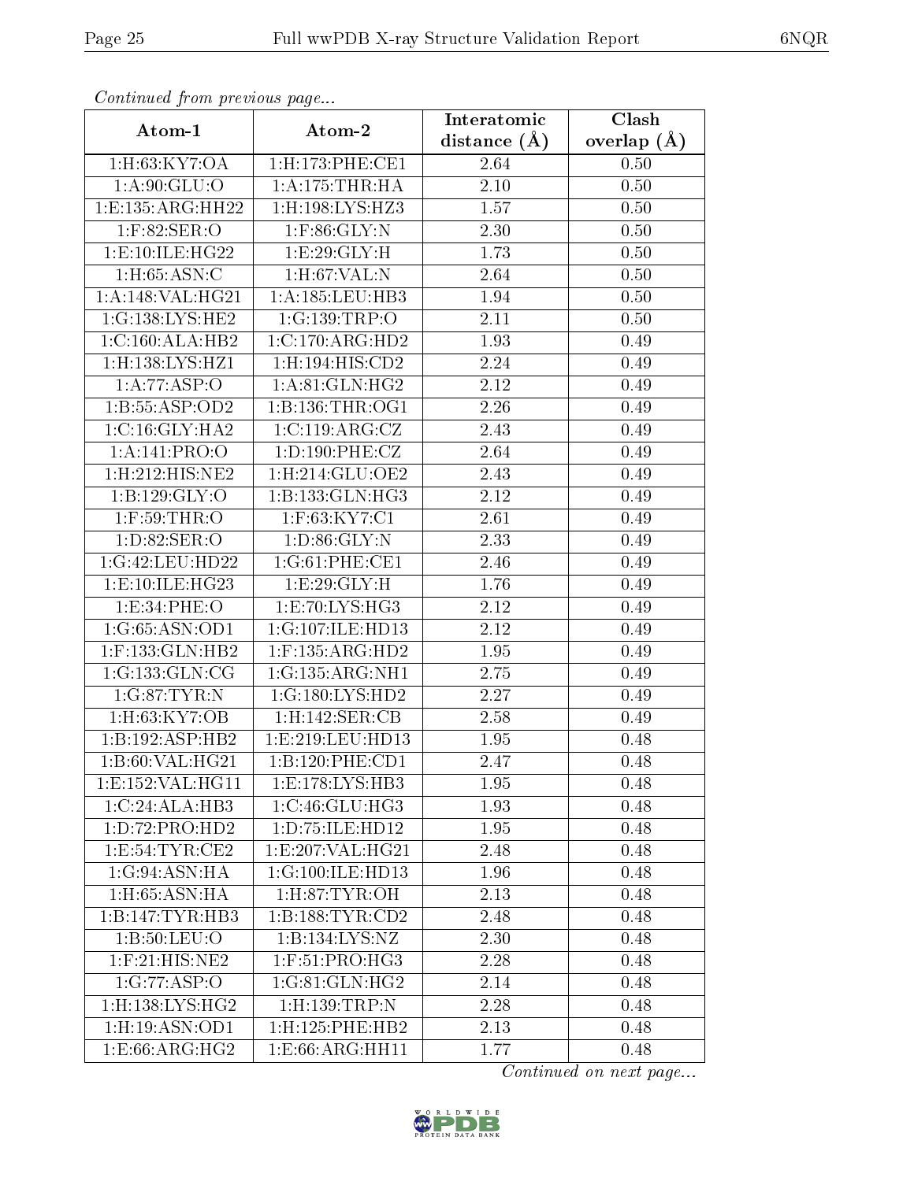*Continued from previous page...*

| Atom-1 | Atom-2 | Interatomic distance (Å) | Clash overlap (Å) |
|---|---|---|---|
| 1:H:63:KY7:OA | 1:H:173:PHE:CE1 | 2.64 | 0.50 |
| 1:A:90:GLU:O | 1:A:175:THR:HA | 2.10 | 0.50 |
| 1:E:135:ARG:HH22 | 1:H:198:LYS:HZ3 | 1.57 | 0.50 |
| 1:F:82:SER:O | 1:F:86:GLY:N | 2.30 | 0.50 |
| 1:E:10:ILE:HG22 | 1:E:29:GLY:H | 1.73 | 0.50 |
| 1:H:65:ASN:C | 1:H:67:VAL:N | 2.64 | 0.50 |
| 1:A:148:VAL:HG21 | 1:A:185:LEU:HB3 | 1.94 | 0.50 |
| 1:G:138:LYS:HE2 | 1:G:139:TRP:O | 2.11 | 0.50 |
| 1:C:160:ALA:HB2 | 1:C:170:ARG:HD2 | 1.93 | 0.49 |
| 1:H:138:LYS:HZ1 | 1:H:194:HIS:CD2 | 2.24 | 0.49 |
| 1:A:77:ASP:O | 1:A:81:GLN:HG2 | 2.12 | 0.49 |
| 1:B:55:ASP:OD2 | 1:B:136:THR:OG1 | 2.26 | 0.49 |
| 1:C:16:GLY:HA2 | 1:C:119:ARG:CZ | 2.43 | 0.49 |
| 1:A:141:PRO:O | 1:D:190:PHE:CZ | 2.64 | 0.49 |
| 1:H:212:HIS:NE2 | 1:H:214:GLU:OE2 | 2.43 | 0.49 |
| 1:B:129:GLY:O | 1:B:133:GLN:HG3 | 2.12 | 0.49 |
| 1:F:59:THR:O | 1:F:63:KY7:C1 | 2.61 | 0.49 |
| 1:D:82:SER:O | 1:D:86:GLY:N | 2.33 | 0.49 |
| 1:G:42:LEU:HD22 | 1:G:61:PHE:CE1 | 2.46 | 0.49 |
| 1:E:10:ILE:HG23 | 1:E:29:GLY:H | 1.76 | 0.49 |
| 1:E:34:PHE:O | 1:E:70:LYS:HG3 | 2.12 | 0.49 |
| 1:G:65:ASN:OD1 | 1:G:107:ILE:HD13 | 2.12 | 0.49 |
| 1:F:133:GLN:HB2 | 1:F:135:ARG:HD2 | 1.95 | 0.49 |
| 1:G:133:GLN:CG | 1:G:135:ARG:NH1 | 2.75 | 0.49 |
| 1:G:87:TYR:N | 1:G:180:LYS:HD2 | 2.27 | 0.49 |
| 1:H:63:KY7:OB | 1:H:142:SER:CB | 2.58 | 0.49 |
| 1:B:192:ASP:HB2 | 1:E:219:LEU:HD13 | 1.95 | 0.48 |
| 1:B:60:VAL:HG21 | 1:B:120:PHE:CD1 | 2.47 | 0.48 |
| 1:E:152:VAL:HG11 | 1:E:178:LYS:HB3 | 1.95 | 0.48 |
| 1:C:24:ALA:HB3 | 1:C:46:GLU:HG3 | 1.93 | 0.48 |
| 1:D:72:PRO:HD2 | 1:D:75:ILE:HD12 | 1.95 | 0.48 |
| 1:E:54:TYR:CE2 | 1:E:207:VAL:HG21 | 2.48 | 0.48 |
| 1:G:94:ASN:HA | 1:G:100:ILE:HD13 | 1.96 | 0.48 |
| 1:H:65:ASN:HA | 1:H:87:TYR:OH | 2.13 | 0.48 |
| 1:B:147:TYR:HB3 | 1:B:188:TYR:CD2 | 2.48 | 0.48 |
| 1:B:50:LEU:O | 1:B:134:LYS:NZ | 2.30 | 0.48 |
| 1:F:21:HIS:NE2 | 1:F:51:PRO:HG3 | 2.28 | 0.48 |
| 1:G:77:ASP:O | 1:G:81:GLN:HG2 | 2.14 | 0.48 |
| 1:H:138:LYS:HG2 | 1:H:139:TRP:N | 2.28 | 0.48 |
| 1:H:19:ASN:OD1 | 1:H:125:PHE:HB2 | 2.13 | 0.48 |
| 1:E:66:ARG:HG2 | 1:E:66:ARG:HH11 | 1.77 | 0.48 |

*Continued on next page...*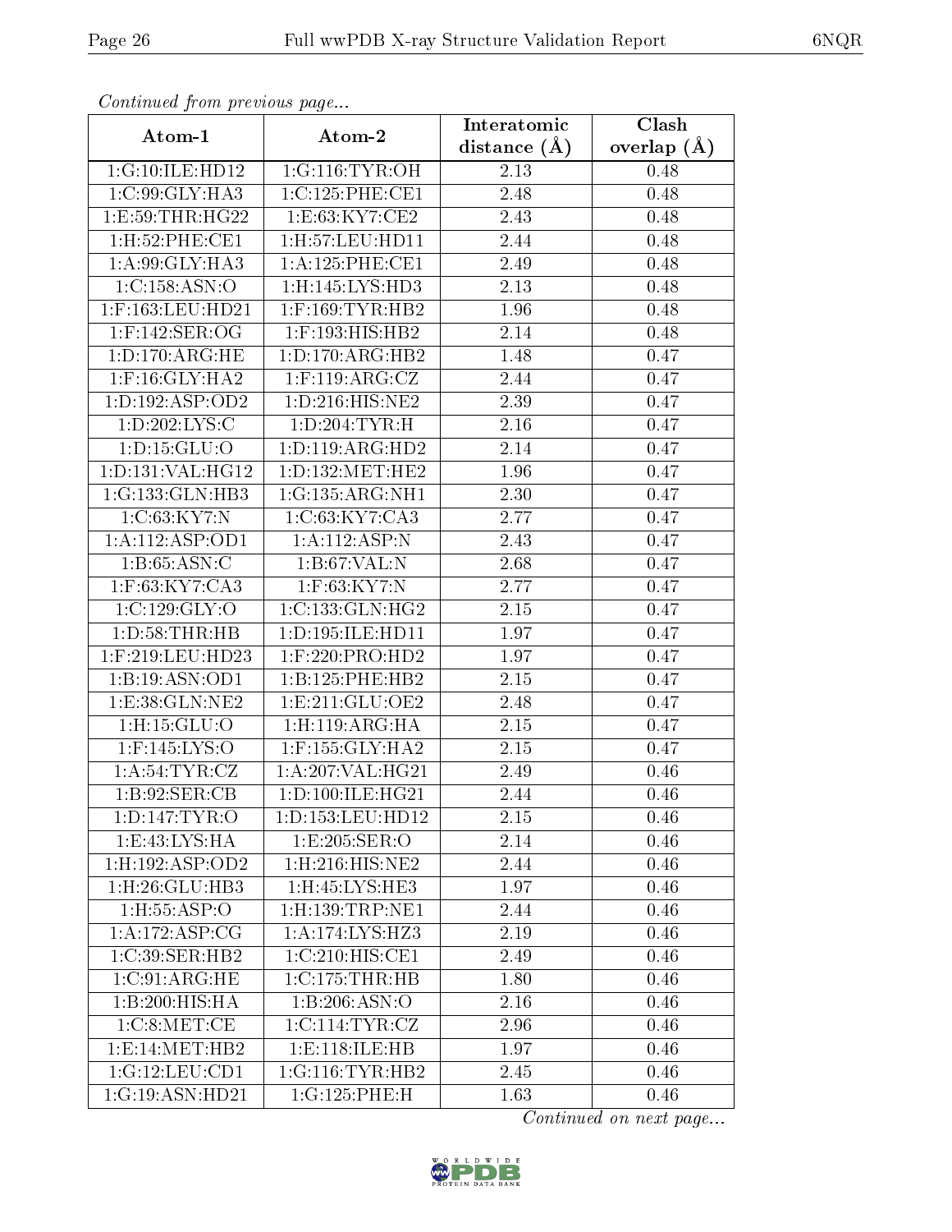*Continued from previous page...*

| Atom-1 | Atom-2 | Interatomic distance (Å) | Clash overlap (Å) |
| --- | --- | --- | --- |
| 1:G:10:ILE:HD12 | 1:G:116:TYR:OH | 2.13 | 0.48 |
| 1:C:99:GLY:HA3 | 1:C:125:PHE:CE1 | 2.48 | 0.48 |
| 1:E:59:THR:HG22 | 1:E:63:KY7:CE2 | 2.43 | 0.48 |
| 1:H:52:PHE:CE1 | 1:H:57:LEU:HD11 | 2.44 | 0.48 |
| 1:A:99:GLY:HA3 | 1:A:125:PHE:CE1 | 2.49 | 0.48 |
| 1:C:158:ASN:O | 1:H:145:LYS:HD3 | 2.13 | 0.48 |
| 1:F:163:LEU:HD21 | 1:F:169:TYR:HB2 | 1.96 | 0.48 |
| 1:F:142:SER:OG | 1:F:193:HIS:HB2 | 2.14 | 0.48 |
| 1:D:170:ARG:HE | 1:D:170:ARG:HB2 | 1.48 | 0.47 |
| 1:F:16:GLY:HA2 | 1:F:119:ARG:CZ | 2.44 | 0.47 |
| 1:D:192:ASP:OD2 | 1:D:216:HIS:NE2 | 2.39 | 0.47 |
| 1:D:202:LYS:C | 1:D:204:TYR:H | 2.16 | 0.47 |
| 1:D:15:GLU:O | 1:D:119:ARG:HD2 | 2.14 | 0.47 |
| 1:D:131:VAL:HG12 | 1:D:132:MET:HE2 | 1.96 | 0.47 |
| 1:G:133:GLN:HB3 | 1:G:135:ARG:NH1 | 2.30 | 0.47 |
| 1:C:63:KY7:N | 1:C:63:KY7:CA3 | 2.77 | 0.47 |
| 1:A:112:ASP:OD1 | 1:A:112:ASP:N | 2.43 | 0.47 |
| 1:B:65:ASN:C | 1:B:67:VAL:N | 2.68 | 0.47 |
| 1:F:63:KY7:CA3 | 1:F:63:KY7:N | 2.77 | 0.47 |
| 1:C:129:GLY:O | 1:C:133:GLN:HG2 | 2.15 | 0.47 |
| 1:D:58:THR:HB | 1:D:195:ILE:HD11 | 1.97 | 0.47 |
| 1:F:219:LEU:HD23 | 1:F:220:PRO:HD2 | 1.97 | 0.47 |
| 1:B:19:ASN:OD1 | 1:B:125:PHE:HB2 | 2.15 | 0.47 |
| 1:E:38:GLN:NE2 | 1:E:211:GLU:OE2 | 2.48 | 0.47 |
| 1:H:15:GLU:O | 1:H:119:ARG:HA | 2.15 | 0.47 |
| 1:F:145:LYS:O | 1:F:155:GLY:HA2 | 2.15 | 0.47 |
| 1:A:54:TYR:CZ | 1:A:207:VAL:HG21 | 2.49 | 0.46 |
| 1:B:92:SER:CB | 1:D:100:ILE:HG21 | 2.44 | 0.46 |
| 1:D:147:TYR:O | 1:D:153:LEU:HD12 | 2.15 | 0.46 |
| 1:E:43:LYS:HA | 1:E:205:SER:O | 2.14 | 0.46 |
| 1:H:192:ASP:OD2 | 1:H:216:HIS:NE2 | 2.44 | 0.46 |
| 1:H:26:GLU:HB3 | 1:H:45:LYS:HE3 | 1.97 | 0.46 |
| 1:H:55:ASP:O | 1:H:139:TRP:NE1 | 2.44 | 0.46 |
| 1:A:172:ASP:CG | 1:A:174:LYS:HZ3 | 2.19 | 0.46 |
| 1:C:39:SER:HB2 | 1:C:210:HIS:CE1 | 2.49 | 0.46 |
| 1:C:91:ARG:HE | 1:C:175:THR:HB | 1.80 | 0.46 |
| 1:B:200:HIS:HA | 1:B:206:ASN:O | 2.16 | 0.46 |
| 1:C:8:MET:CE | 1:C:114:TYR:CZ | 2.96 | 0.46 |
| 1:E:14:MET:HB2 | 1:E:118:ILE:HB | 1.97 | 0.46 |
| 1:G:12:LEU:CD1 | 1:G:116:TYR:HB2 | 2.45 | 0.46 |
| 1:G:19:ASN:HD21 | 1:G:125:PHE:H | 1.63 | 0.46 |

*Continued on next page...*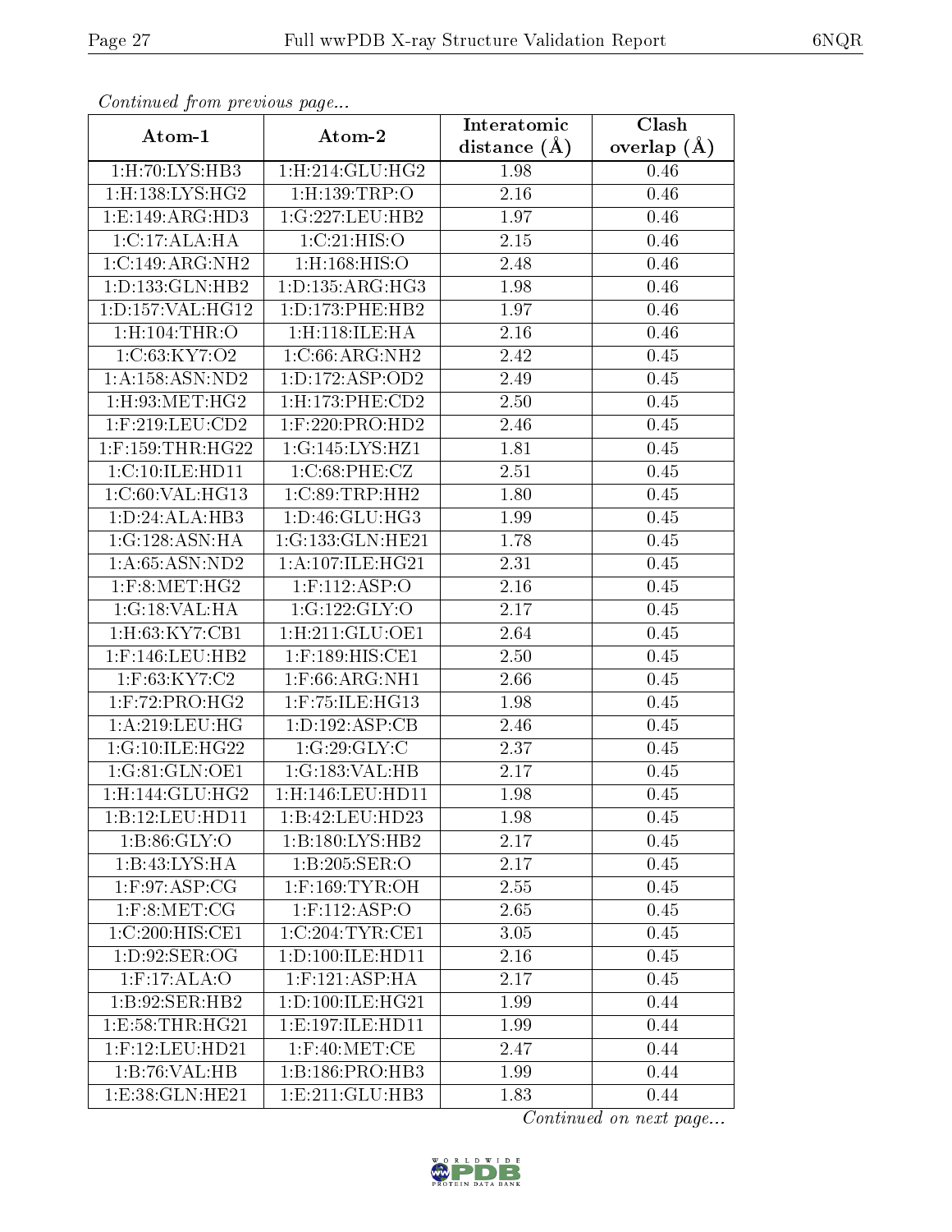*Continued from previous page...*

| Atom-1 | Atom-2 | Interatomic distance (Å) | Clash overlap (Å) |
|---|---|---|---|
| 1:H:70:LYS:HB3 | 1:H:214:GLU:HG2 | 1.98 | 0.46 |
| 1:H:138:LYS:HG2 | 1:H:139:TRP:O | 2.16 | 0.46 |
| 1:E:149:ARG:HD3 | 1:G:227:LEU:HB2 | 1.97 | 0.46 |
| 1:C:17:ALA:HA | 1:C:21:HIS:O | 2.15 | 0.46 |
| 1:C:149:ARG:NH2 | 1:H:168:HIS:O | 2.48 | 0.46 |
| 1:D:133:GLN:HB2 | 1:D:135:ARG:HG3 | 1.98 | 0.46 |
| 1:D:157:VAL:HG12 | 1:D:173:PHE:HB2 | 1.97 | 0.46 |
| 1:H:104:THR:O | 1:H:118:ILE:HA | 2.16 | 0.46 |
| 1:C:63:KY7:O2 | 1:C:66:ARG:NH2 | 2.42 | 0.45 |
| 1:A:158:ASN:ND2 | 1:D:172:ASP:OD2 | 2.49 | 0.45 |
| 1:H:93:MET:HG2 | 1:H:173:PHE:CD2 | 2.50 | 0.45 |
| 1:F:219:LEU:CD2 | 1:F:220:PRO:HD2 | 2.46 | 0.45 |
| 1:F:159:THR:HG22 | 1:G:145:LYS:HZ1 | 1.81 | 0.45 |
| 1:C:10:ILE:HD11 | 1:C:68:PHE:CZ | 2.51 | 0.45 |
| 1:C:60:VAL:HG13 | 1:C:89:TRP:HH2 | 1.80 | 0.45 |
| 1:D:24:ALA:HB3 | 1:D:46:GLU:HG3 | 1.99 | 0.45 |
| 1:G:128:ASN:HA | 1:G:133:GLN:HE21 | 1.78 | 0.45 |
| 1:A:65:ASN:ND2 | 1:A:107:ILE:HG21 | 2.31 | 0.45 |
| 1:F:8:MET:HG2 | 1:F:112:ASP:O | 2.16 | 0.45 |
| 1:G:18:VAL:HA | 1:G:122:GLY:O | 2.17 | 0.45 |
| 1:H:63:KY7:CB1 | 1:H:211:GLU:OE1 | 2.64 | 0.45 |
| 1:F:146:LEU:HB2 | 1:F:189:HIS:CE1 | 2.50 | 0.45 |
| 1:F:63:KY7:C2 | 1:F:66:ARG:NH1 | 2.66 | 0.45 |
| 1:F:72:PRO:HG2 | 1:F:75:ILE:HG13 | 1.98 | 0.45 |
| 1:A:219:LEU:HG | 1:D:192:ASP:CB | 2.46 | 0.45 |
| 1:G:10:ILE:HG22 | 1:G:29:GLY:C | 2.37 | 0.45 |
| 1:G:81:GLN:OE1 | 1:G:183:VAL:HB | 2.17 | 0.45 |
| 1:H:144:GLU:HG2 | 1:H:146:LEU:HD11 | 1.98 | 0.45 |
| 1:B:12:LEU:HD11 | 1:B:42:LEU:HD23 | 1.98 | 0.45 |
| 1:B:86:GLY:O | 1:B:180:LYS:HB2 | 2.17 | 0.45 |
| 1:B:43:LYS:HA | 1:B:205:SER:O | 2.17 | 0.45 |
| 1:F:97:ASP:CG | 1:F:169:TYR:OH | 2.55 | 0.45 |
| 1:F:8:MET:CG | 1:F:112:ASP:O | 2.65 | 0.45 |
| 1:C:200:HIS:CE1 | 1:C:204:TYR:CE1 | 3.05 | 0.45 |
| 1:D:92:SER:OG | 1:D:100:ILE:HD11 | 2.16 | 0.45 |
| 1:F:17:ALA:O | 1:F:121:ASP:HA | 2.17 | 0.45 |
| 1:B:92:SER:HB2 | 1:D:100:ILE:HG21 | 1.99 | 0.44 |
| 1:E:58:THR:HG21 | 1:E:197:ILE:HD11 | 1.99 | 0.44 |
| 1:F:12:LEU:HD21 | 1:F:40:MET:CE | 2.47 | 0.44 |
| 1:B:76:VAL:HB | 1:B:186:PRO:HB3 | 1.99 | 0.44 |
| 1:E:38:GLN:HE21 | 1:E:211:GLU:HB3 | 1.83 | 0.44 |

*Continued on next page...*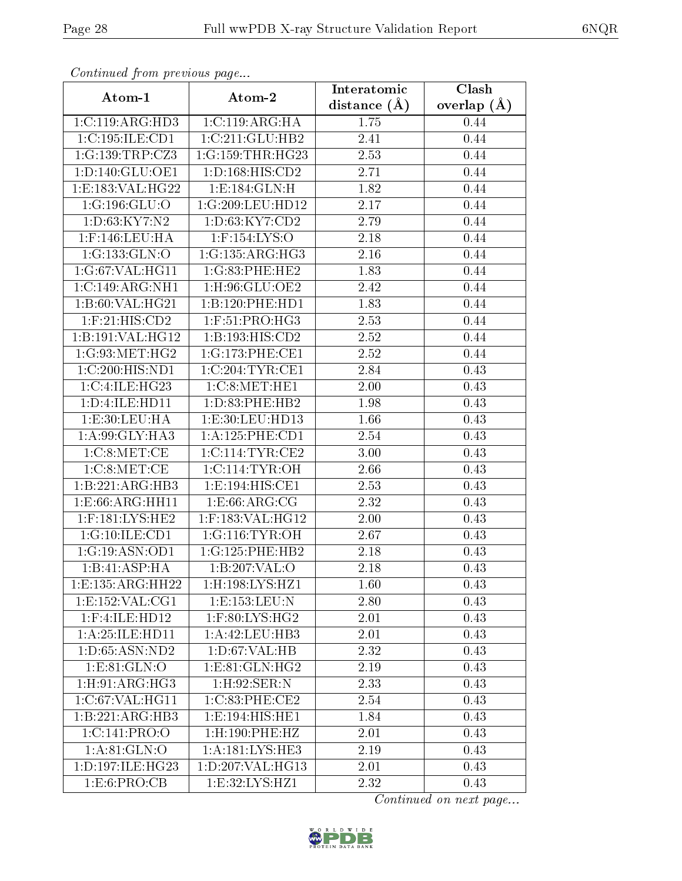*Continued from previous page...*

| Atom-1 | Atom-2 | Interatomic distance (Å) | Clash overlap (Å) |
|---|---|---|---|
| 1:C:119:ARG:HD3 | 1:C:119:ARG:HA | 1.75 | 0.44 |
| 1:C:195:ILE:CD1 | 1:C:211:GLU:HB2 | 2.41 | 0.44 |
| 1:G:139:TRP:CZ3 | 1:G:159:THR:HG23 | 2.53 | 0.44 |
| 1:D:140:GLU:OE1 | 1:D:168:HIS:CD2 | 2.71 | 0.44 |
| 1:E:183:VAL:HG22 | 1:E:184:GLN:H | 1.82 | 0.44 |
| 1:G:196:GLU:O | 1:G:209:LEU:HD12 | 2.17 | 0.44 |
| 1:D:63:KY7:N2 | 1:D:63:KY7:CD2 | 2.79 | 0.44 |
| 1:F:146:LEU:HA | 1:F:154:LYS:O | 2.18 | 0.44 |
| 1:G:133:GLN:O | 1:G:135:ARG:HG3 | 2.16 | 0.44 |
| 1:G:67:VAL:HG11 | 1:G:83:PHE:HE2 | 1.83 | 0.44 |
| 1:C:149:ARG:NH1 | 1:H:96:GLU:OE2 | 2.42 | 0.44 |
| 1:B:60:VAL:HG21 | 1:B:120:PHE:HD1 | 1.83 | 0.44 |
| 1:F:21:HIS:CD2 | 1:F:51:PRO:HG3 | 2.53 | 0.44 |
| 1:B:191:VAL:HG12 | 1:B:193:HIS:CD2 | 2.52 | 0.44 |
| 1:G:93:MET:HG2 | 1:G:173:PHE:CE1 | 2.52 | 0.44 |
| 1:C:200:HIS:ND1 | 1:C:204:TYR:CE1 | 2.84 | 0.43 |
| 1:C:4:ILE:HG23 | 1:C:8:MET:HE1 | 2.00 | 0.43 |
| 1:D:4:ILE:HD11 | 1:D:83:PHE:HB2 | 1.98 | 0.43 |
| 1:E:30:LEU:HA | 1:E:30:LEU:HD13 | 1.66 | 0.43 |
| 1:A:99:GLY:HA3 | 1:A:125:PHE:CD1 | 2.54 | 0.43 |
| 1:C:8:MET:CE | 1:C:114:TYR:CE2 | 3.00 | 0.43 |
| 1:C:8:MET:CE | 1:C:114:TYR:OH | 2.66 | 0.43 |
| 1:B:221:ARG:HB3 | 1:E:194:HIS:CE1 | 2.53 | 0.43 |
| 1:E:66:ARG:HH11 | 1:E:66:ARG:CG | 2.32 | 0.43 |
| 1:F:181:LYS:HE2 | 1:F:183:VAL:HG12 | 2.00 | 0.43 |
| 1:G:10:ILE:CD1 | 1:G:116:TYR:OH | 2.67 | 0.43 |
| 1:G:19:ASN:OD1 | 1:G:125:PHE:HB2 | 2.18 | 0.43 |
| 1:B:41:ASP:HA | 1:B:207:VAL:O | 2.18 | 0.43 |
| 1:E:135:ARG:HH22 | 1:H:198:LYS:HZ1 | 1.60 | 0.43 |
| 1:E:152:VAL:CG1 | 1:E:153:LEU:N | 2.80 | 0.43 |
| 1:F:4:ILE:HD12 | 1:F:80:LYS:HG2 | 2.01 | 0.43 |
| 1:A:25:ILE:HD11 | 1:A:42:LEU:HB3 | 2.01 | 0.43 |
| 1:D:65:ASN:ND2 | 1:D:67:VAL:HB | 2.32 | 0.43 |
| 1:E:81:GLN:O | 1:E:81:GLN:HG2 | 2.19 | 0.43 |
| 1:H:91:ARG:HG3 | 1:H:92:SER:N | 2.33 | 0.43 |
| 1:C:67:VAL:HG11 | 1:C:83:PHE:CE2 | 2.54 | 0.43 |
| 1:B:221:ARG:HB3 | 1:E:194:HIS:HE1 | 1.84 | 0.43 |
| 1:C:141:PRO:O | 1:H:190:PHE:HZ | 2.01 | 0.43 |
| 1:A:81:GLN:O | 1:A:181:LYS:HE3 | 2.19 | 0.43 |
| 1:D:197:ILE:HG23 | 1:D:207:VAL:HG13 | 2.01 | 0.43 |
| 1:E:6:PRO:CB | 1:E:32:LYS:HZ1 | 2.32 | 0.43 |

*Continued on next page...*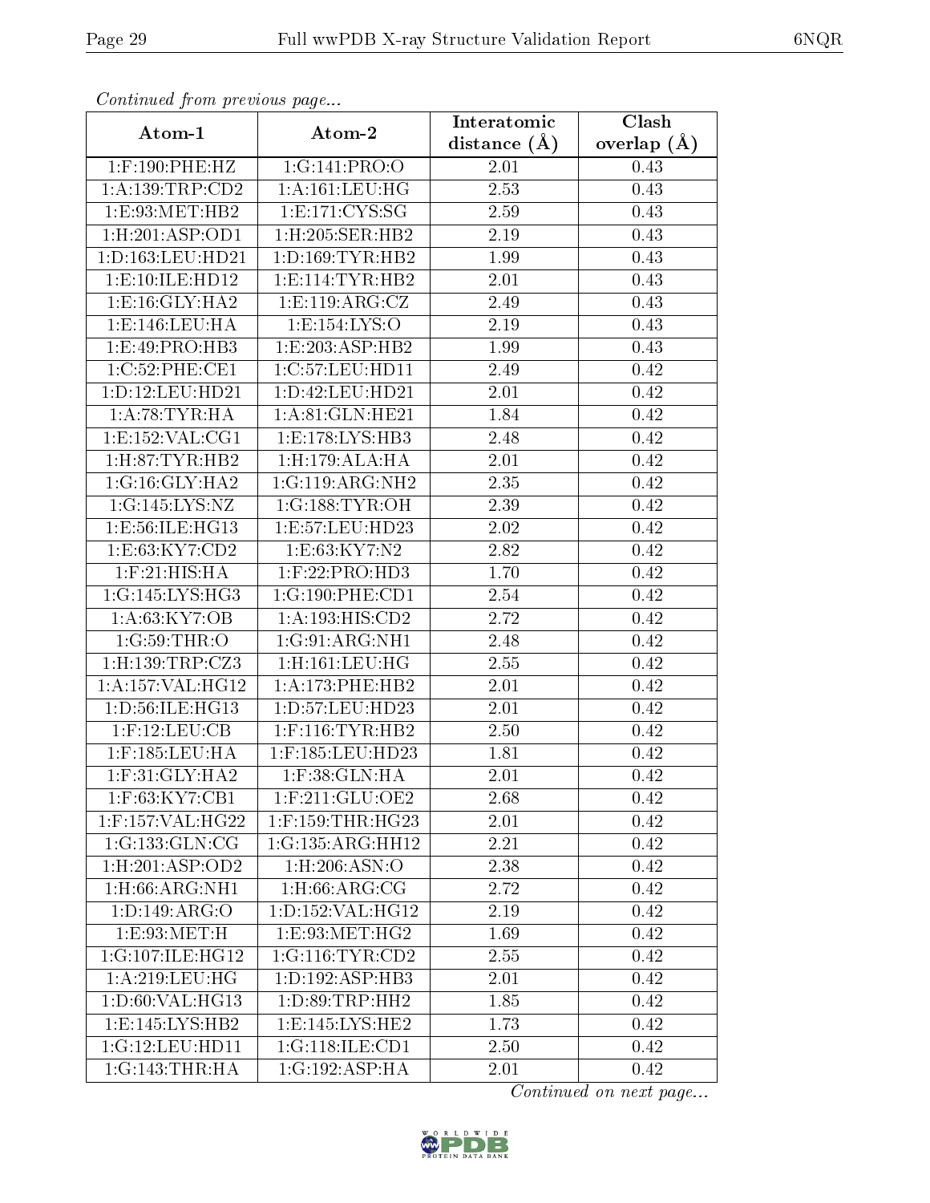*Continued from previous page...*

| Atom-1 | Atom-2 | Interatomic distance (Å) | Clash overlap (Å) |
|---|---|---|---|
| 1:F:190:PHE:HZ | 1:G:141:PRO:O | 2.01 | 0.43 |
| 1:A:139:TRP:CD2 | 1:A:161:LEU:HG | 2.53 | 0.43 |
| 1:E:93:MET:HB2 | 1:E:171:CYS:SG | 2.59 | 0.43 |
| 1:H:201:ASP:OD1 | 1:H:205:SER:HB2 | 2.19 | 0.43 |
| 1:D:163:LEU:HD21 | 1:D:169:TYR:HB2 | 1.99 | 0.43 |
| 1:E:10:ILE:HD12 | 1:E:114:TYR:HB2 | 2.01 | 0.43 |
| 1:E:16:GLY:HA2 | 1:E:119:ARG:CZ | 2.49 | 0.43 |
| 1:E:146:LEU:HA | 1:E:154:LYS:O | 2.19 | 0.43 |
| 1:E:49:PRO:HB3 | 1:E:203:ASP:HB2 | 1.99 | 0.43 |
| 1:C:52:PHE:CE1 | 1:C:57:LEU:HD11 | 2.49 | 0.42 |
| 1:D:12:LEU:HD21 | 1:D:42:LEU:HD21 | 2.01 | 0.42 |
| 1:A:78:TYR:HA | 1:A:81:GLN:HE21 | 1.84 | 0.42 |
| 1:E:152:VAL:CG1 | 1:E:178:LYS:HB3 | 2.48 | 0.42 |
| 1:H:87:TYR:HB2 | 1:H:179:ALA:HA | 2.01 | 0.42 |
| 1:G:16:GLY:HA2 | 1:G:119:ARG:NH2 | 2.35 | 0.42 |
| 1:G:145:LYS:NZ | 1:G:188:TYR:OH | 2.39 | 0.42 |
| 1:E:56:ILE:HG13 | 1:E:57:LEU:HD23 | 2.02 | 0.42 |
| 1:E:63:KY7:CD2 | 1:E:63:KY7:N2 | 2.82 | 0.42 |
| 1:F:21:HIS:HA | 1:F:22:PRO:HD3 | 1.70 | 0.42 |
| 1:G:145:LYS:HG3 | 1:G:190:PHE:CD1 | 2.54 | 0.42 |
| 1:A:63:KY7:OB | 1:A:193:HIS:CD2 | 2.72 | 0.42 |
| 1:G:59:THR:O | 1:G:91:ARG:NH1 | 2.48 | 0.42 |
| 1:H:139:TRP:CZ3 | 1:H:161:LEU:HG | 2.55 | 0.42 |
| 1:A:157:VAL:HG12 | 1:A:173:PHE:HB2 | 2.01 | 0.42 |
| 1:D:56:ILE:HG13 | 1:D:57:LEU:HD23 | 2.01 | 0.42 |
| 1:F:12:LEU:CB | 1:F:116:TYR:HB2 | 2.50 | 0.42 |
| 1:F:185:LEU:HA | 1:F:185:LEU:HD23 | 1.81 | 0.42 |
| 1:F:31:GLY:HA2 | 1:F:38:GLN:HA | 2.01 | 0.42 |
| 1:F:63:KY7:CB1 | 1:F:211:GLU:OE2 | 2.68 | 0.42 |
| 1:F:157:VAL:HG22 | 1:F:159:THR:HG23 | 2.01 | 0.42 |
| 1:G:133:GLN:CG | 1:G:135:ARG:HH12 | 2.21 | 0.42 |
| 1:H:201:ASP:OD2 | 1:H:206:ASN:O | 2.38 | 0.42 |
| 1:H:66:ARG:NH1 | 1:H:66:ARG:CG | 2.72 | 0.42 |
| 1:D:149:ARG:O | 1:D:152:VAL:HG12 | 2.19 | 0.42 |
| 1:E:93:MET:H | 1:E:93:MET:HG2 | 1.69 | 0.42 |
| 1:G:107:ILE:HG12 | 1:G:116:TYR:CD2 | 2.55 | 0.42 |
| 1:A:219:LEU:HG | 1:D:192:ASP:HB3 | 2.01 | 0.42 |
| 1:D:60:VAL:HG13 | 1:D:89:TRP:HH2 | 1.85 | 0.42 |
| 1:E:145:LYS:HB2 | 1:E:145:LYS:HE2 | 1.73 | 0.42 |
| 1:G:12:LEU:HD11 | 1:G:118:ILE:CD1 | 2.50 | 0.42 |
| 1:G:143:THR:HA | 1:G:192:ASP:HA | 2.01 | 0.42 |

*Continued on next page...*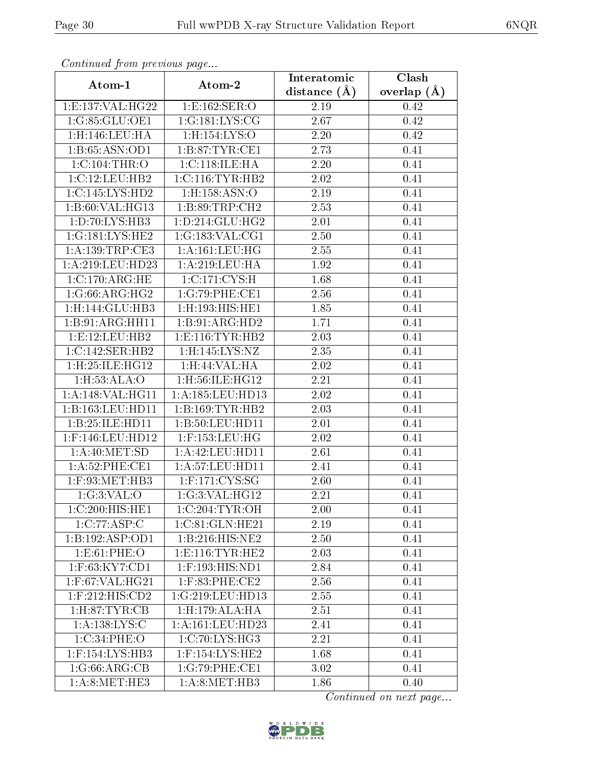*Continued from previous page...*

| Atom-1 | Atom-2 | Interatomic distance (Å) | Clash overlap (Å) |
|---|---|---|---|
| 1:E:137:VAL:HG22 | 1:E:162:SER:O | 2.19 | 0.42 |
| 1:G:85:GLU:OE1 | 1:G:181:LYS:CG | 2.67 | 0.42 |
| 1:H:146:LEU:HA | 1:H:154:LYS:O | 2.20 | 0.42 |
| 1:B:65:ASN:OD1 | 1:B:87:TYR:CE1 | 2.73 | 0.41 |
| 1:C:104:THR:O | 1:C:118:ILE:HA | 2.20 | 0.41 |
| 1:C:12:LEU:HB2 | 1:C:116:TYR:HB2 | 2.02 | 0.41 |
| 1:C:145:LYS:HD2 | 1:H:158:ASN:O | 2.19 | 0.41 |
| 1:B:60:VAL:HG13 | 1:B:89:TRP:CH2 | 2.53 | 0.41 |
| 1:D:70:LYS:HB3 | 1:D:214:GLU:HG2 | 2.01 | 0.41 |
| 1:G:181:LYS:HE2 | 1:G:183:VAL:CG1 | 2.50 | 0.41 |
| 1:A:139:TRP:CE3 | 1:A:161:LEU:HG | 2.55 | 0.41 |
| 1:A:219:LEU:HD23 | 1:A:219:LEU:HA | 1.92 | 0.41 |
| 1:C:170:ARG:HE | 1:C:171:CYS:H | 1.68 | 0.41 |
| 1:G:66:ARG:HG2 | 1:G:79:PHE:CE1 | 2.56 | 0.41 |
| 1:H:144:GLU:HB3 | 1:H:193:HIS:HE1 | 1.85 | 0.41 |
| 1:B:91:ARG:HH11 | 1:B:91:ARG:HD2 | 1.71 | 0.41 |
| 1:E:12:LEU:HB2 | 1:E:116:TYR:HB2 | 2.03 | 0.41 |
| 1:C:142:SER:HB2 | 1:H:145:LYS:NZ | 2.35 | 0.41 |
| 1:H:25:ILE:HG12 | 1:H:44:VAL:HA | 2.02 | 0.41 |
| 1:H:53:ALA:O | 1:H:56:ILE:HG12 | 2.21 | 0.41 |
| 1:A:148:VAL:HG11 | 1:A:185:LEU:HD13 | 2.02 | 0.41 |
| 1:B:163:LEU:HD11 | 1:B:169:TYR:HB2 | 2.03 | 0.41 |
| 1:B:25:ILE:HD11 | 1:B:50:LEU:HD11 | 2.01 | 0.41 |
| 1:F:146:LEU:HD12 | 1:F:153:LEU:HG | 2.02 | 0.41 |
| 1:A:40:MET:SD | 1:A:42:LEU:HD11 | 2.61 | 0.41 |
| 1:A:52:PHE:CE1 | 1:A:57:LEU:HD11 | 2.41 | 0.41 |
| 1:F:93:MET:HB3 | 1:F:171:CYS:SG | 2.60 | 0.41 |
| 1:G:3:VAL:O | 1:G:3:VAL:HG12 | 2.21 | 0.41 |
| 1:C:200:HIS:HE1 | 1:C:204:TYR:OH | 2.00 | 0.41 |
| 1:C:77:ASP:C | 1:C:81:GLN:HE21 | 2.19 | 0.41 |
| 1:B:192:ASP:OD1 | 1:B:216:HIS:NE2 | 2.50 | 0.41 |
| 1:E:61:PHE:O | 1:E:116:TYR:HE2 | 2.03 | 0.41 |
| 1:F:63:KY7:CD1 | 1:F:193:HIS:ND1 | 2.84 | 0.41 |
| 1:F:67:VAL:HG21 | 1:F:83:PHE:CE2 | 2.56 | 0.41 |
| 1:F:212:HIS:CD2 | 1:G:219:LEU:HD13 | 2.55 | 0.41 |
| 1:H:87:TYR:CB | 1:H:179:ALA:HA | 2.51 | 0.41 |
| 1:A:138:LYS:C | 1:A:161:LEU:HD23 | 2.41 | 0.41 |
| 1:C:34:PHE:O | 1:C:70:LYS:HG3 | 2.21 | 0.41 |
| 1:F:154:LYS:HB3 | 1:F:154:LYS:HE2 | 1.68 | 0.41 |
| 1:G:66:ARG:CB | 1:G:79:PHE:CE1 | 3.02 | 0.41 |
| 1:A:8:MET:HE3 | 1:A:8:MET:HB3 | 1.86 | 0.40 |

*Continued on next page...*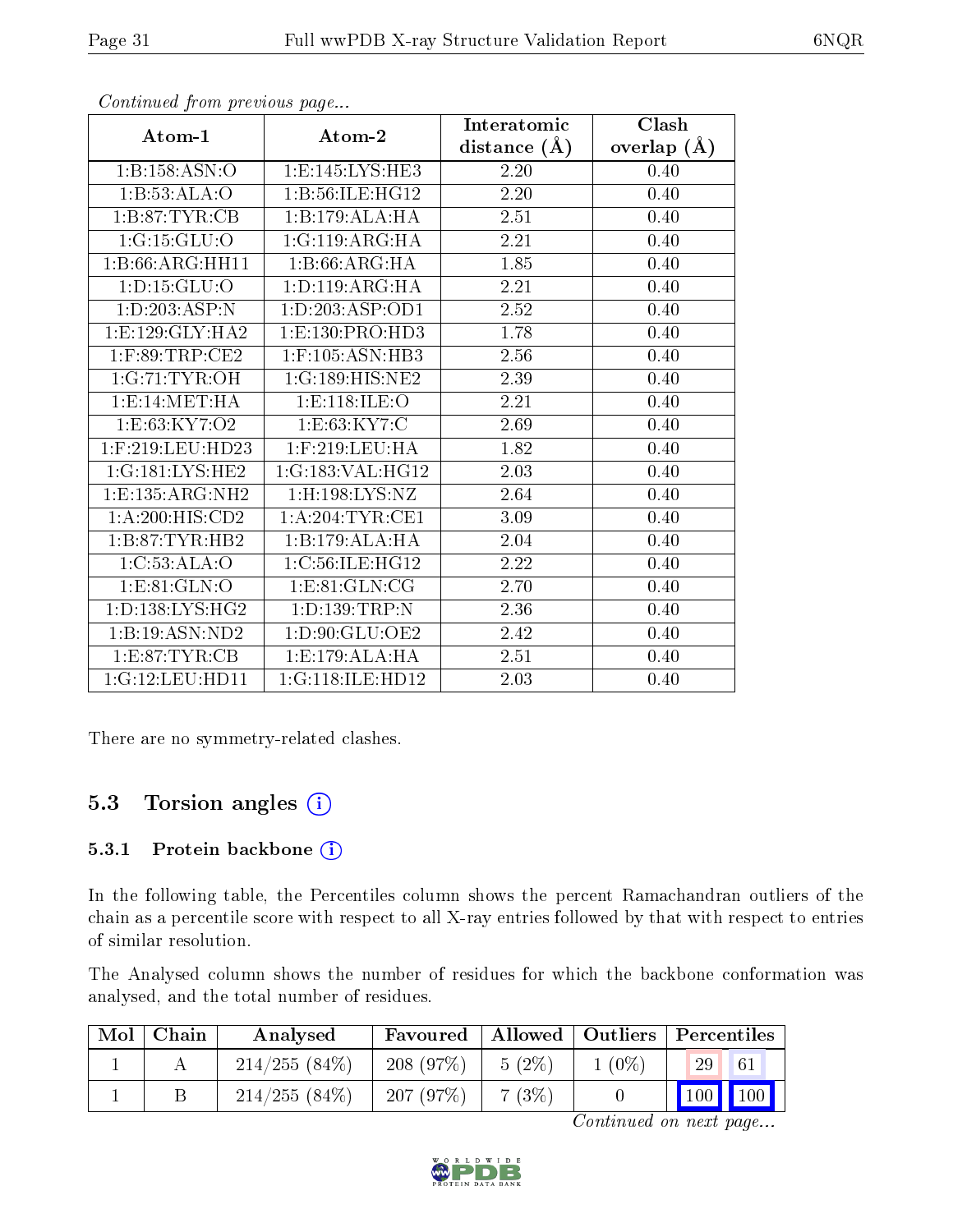*Continued from previous page...*

| Atom-1 | Atom-2 | Interatomic distance (Å) | Clash overlap (Å) |
|---|---|---|---|
| 1:B:158:ASN:O | 1:E:145:LYS:HE3 | 2.20 | 0.40 |
| 1:B:53:ALA:O | 1:B:56:ILE:HG12 | 2.20 | 0.40 |
| 1:B:87:TYR:CB | 1:B:179:ALA:HA | 2.51 | 0.40 |
| 1:G:15:GLU:O | 1:G:119:ARG:HA | 2.21 | 0.40 |
| 1:B:66:ARG:HH11 | 1:B:66:ARG:HA | 1.85 | 0.40 |
| 1:D:15:GLU:O | 1:D:119:ARG:HA | 2.21 | 0.40 |
| 1:D:203:ASP:N | 1:D:203:ASP:OD1 | 2.52 | 0.40 |
| 1:E:129:GLY:HA2 | 1:E:130:PRO:HD3 | 1.78 | 0.40 |
| 1:F:89:TRP:CE2 | 1:F:105:ASN:HB3 | 2.56 | 0.40 |
| 1:G:71:TYR:OH | 1:G:189:HIS:NE2 | 2.39 | 0.40 |
| 1:E:14:MET:HA | 1:E:118:ILE:O | 2.21 | 0.40 |
| 1:E:63:KY7:O2 | 1:E:63:KY7:C | 2.69 | 0.40 |
| 1:F:219:LEU:HD23 | 1:F:219:LEU:HA | 1.82 | 0.40 |
| 1:G:181:LYS:HE2 | 1:G:183:VAL:HG12 | 2.03 | 0.40 |
| 1:E:135:ARG:NH2 | 1:H:198:LYS:NZ | 2.64 | 0.40 |
| 1:A:200:HIS:CD2 | 1:A:204:TYR:CE1 | 3.09 | 0.40 |
| 1:B:87:TYR:HB2 | 1:B:179:ALA:HA | 2.04 | 0.40 |
| 1:C:53:ALA:O | 1:C:56:ILE:HG12 | 2.22 | 0.40 |
| 1:E:81:GLN:O | 1:E:81:GLN:CG | 2.70 | 0.40 |
| 1:D:138:LYS:HG2 | 1:D:139:TRP:N | 2.36 | 0.40 |
| 1:B:19:ASN:ND2 | 1:D:90:GLU:OE2 | 2.42 | 0.40 |
| 1:E:87:TYR:CB | 1:E:179:ALA:HA | 2.51 | 0.40 |
| 1:G:12:LEU:HD11 | 1:G:118:ILE:HD12 | 2.03 | 0.40 |

There are no symmetry-related clashes.

## 5.3 Torsion angles

### 5.3.1 Protein backbone

In the following table, the Percentiles column shows the percent Ramachandran outliers of the chain as a percentile score with respect to all X-ray entries followed by that with respect to entries of similar resolution.

The Analysed column shows the number of residues for which the backbone conformation was analysed, and the total number of residues.

| Mol | Chain | Analysed | Favoured | Allowed | Outliers | Percentiles | |
|---|---|---|---|---|---|---|---|
| 1 | A | 214/255 (84%) | 208 (97%) | 5 (2%) | 1 (0%) | 29 | 61 |
| 1 | B | 214/255 (84%) | 207 (97%) | 7 (3%) | 0 | 100 | 100 |

*Continued on next page...*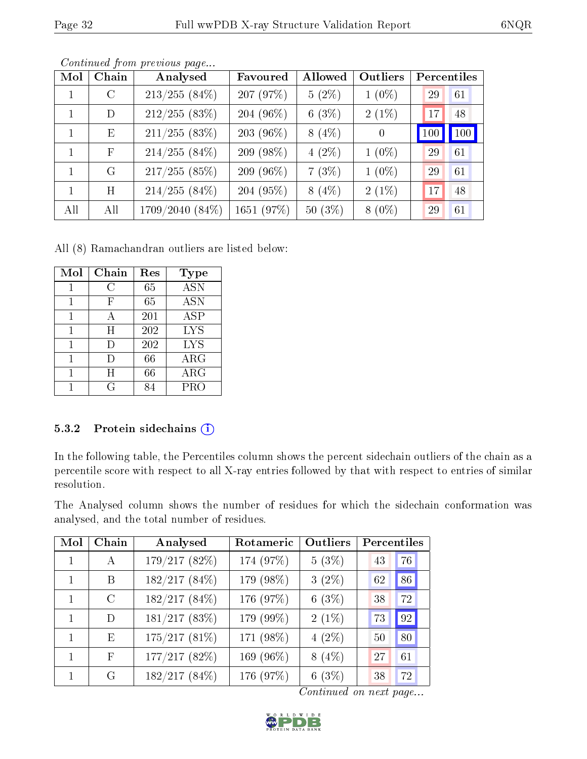*Continued from previous page...*

| Mol | Chain | Analysed | Favoured | Allowed | Outliers | Percentiles | |
|---|---|---|---|---|---|---|---|
| 1 | C | 213/255 (84%) | 207 (97%) | 5 (2%) | 1 (0%) | 29 | 61 |
| 1 | D | 212/255 (83%) | 204 (96%) | 6 (3%) | 2 (1%) | 17 | 48 |
| 1 | E | 211/255 (83%) | 203 (96%) | 8 (4%) | 0 | 100 | 100 |
| 1 | F | 214/255 (84%) | 209 (98%) | 4 (2%) | 1 (0%) | 29 | 61 |
| 1 | G | 217/255 (85%) | 209 (96%) | 7 (3%) | 1 (0%) | 29 | 61 |
| 1 | H | 214/255 (84%) | 204 (95%) | 8 (4%) | 2 (1%) | 17 | 48 |
| All | All | 1709/2040 (84%) | 1651 (97%) | 50 (3%) | 8 (0%) | 29 | 61 |

All (8) Ramachandran outliers are listed below:

| Mol | Chain | Res | Type |
|---|---|---|---|
| 1 | C | 65 | ASN |
| 1 | F | 65 | ASN |
| 1 | A | 201 | ASP |
| 1 | H | 202 | LYS |
| 1 | D | 202 | LYS |
| 1 | D | 66 | ARG |
| 1 | H | 66 | ARG |
| 1 | G | 84 | PRO |

### 5.3.2 Protein sidechains

In the following table, the Percentiles column shows the percent sidechain outliers of the chain as a percentile score with respect to all X-ray entries followed by that with respect to entries of similar resolution.

The Analysed column shows the number of residues for which the sidechain conformation was analysed, and the total number of residues.

| Mol | Chain | Analysed | Rotameric | Outliers | Percentiles | |
|---|---|---|---|---|---|---|
| 1 | A | 179/217 (82%) | 174 (97%) | 5 (3%) | 43 | 76 |
| 1 | B | 182/217 (84%) | 179 (98%) | 3 (2%) | 62 | 86 |
| 1 | C | 182/217 (84%) | 176 (97%) | 6 (3%) | 38 | 72 |
| 1 | D | 181/217 (83%) | 179 (99%) | 2 (1%) | 73 | 92 |
| 1 | E | 175/217 (81%) | 171 (98%) | 4 (2%) | 50 | 80 |
| 1 | F | 177/217 (82%) | 169 (96%) | 8 (4%) | 27 | 61 |
| 1 | G | 182/217 (84%) | 176 (97%) | 6 (3%) | 38 | 72 |

*Continued on next page...*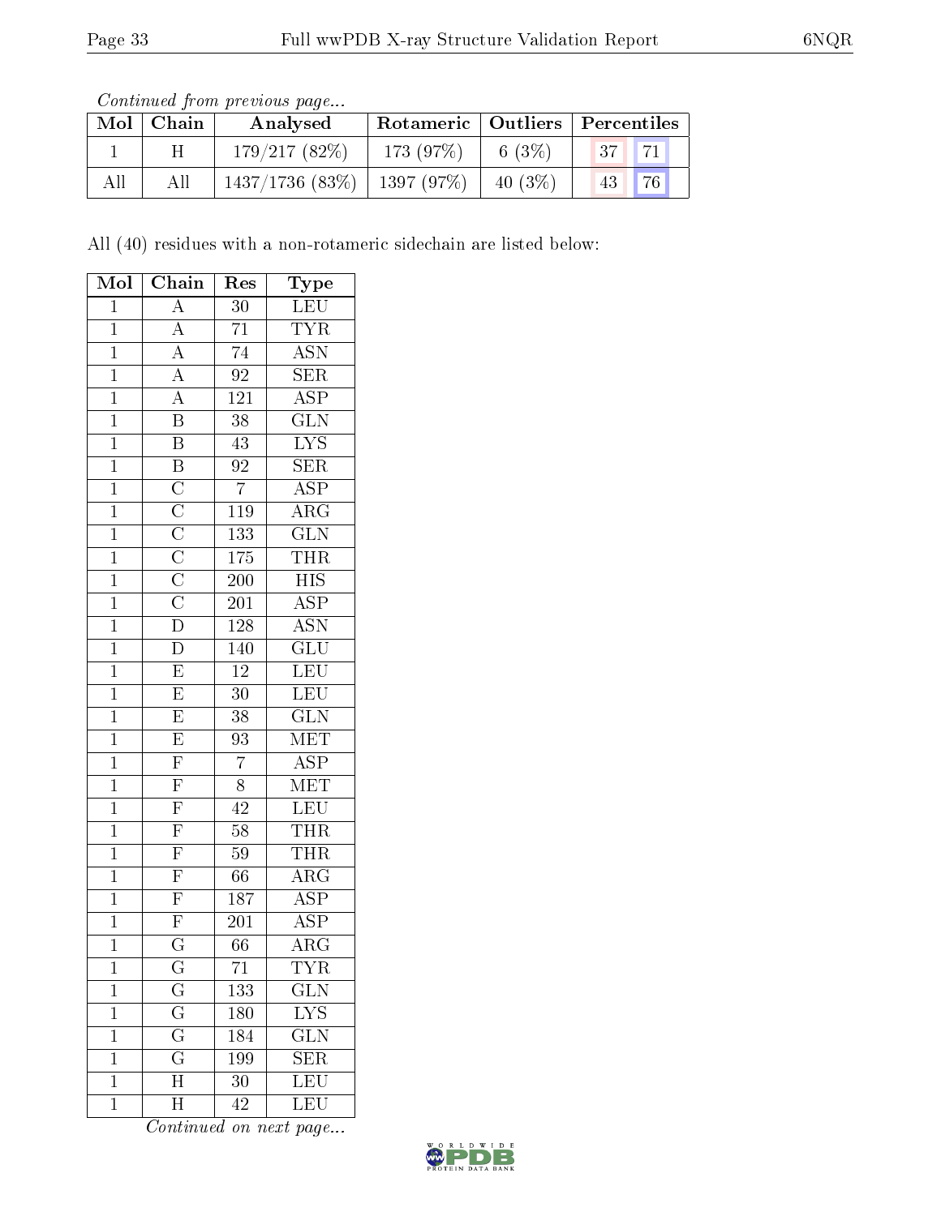*Continued from previous page...*

| Mol | Chain | Analysed | Rotameric | Outliers | Percentiles | |
|---|---|---|---|---|---|---|
| 1 | H | 179/217 (82%) | 173 (97%) | 6 (3%) | 37 | 71 |
| All | All | 1437/1736 (83%) | 1397 (97%) | 40 (3%) | 43 | 76 |

All (40) residues with a non-rotameric sidechain are listed below:

| Mol | Chain | Res | Type |
|---|---|---|---|
| 1 | A | 30 | LEU |
| 1 | A | 71 | TYR |
| 1 | A | 74 | ASN |
| 1 | A | 92 | SER |
| 1 | A | 121 | ASP |
| 1 | B | 38 | GLN |
| 1 | B | 43 | LYS |
| 1 | B | 92 | SER |
| 1 | C | 7 | ASP |
| 1 | C | 119 | ARG |
| 1 | C | 133 | GLN |
| 1 | C | 175 | THR |
| 1 | C | 200 | HIS |
| 1 | C | 201 | ASP |
| 1 | D | 128 | ASN |
| 1 | D | 140 | GLU |
| 1 | E | 12 | LEU |
| 1 | E | 30 | LEU |
| 1 | E | 38 | GLN |
| 1 | E | 93 | MET |
| 1 | F | 7 | ASP |
| 1 | F | 8 | MET |
| 1 | F | 42 | LEU |
| 1 | F | 58 | THR |
| 1 | F | 59 | THR |
| 1 | F | 66 | ARG |
| 1 | F | 187 | ASP |
| 1 | F | 201 | ASP |
| 1 | G | 66 | ARG |
| 1 | G | 71 | TYR |
| 1 | G | 133 | GLN |
| 1 | G | 180 | LYS |
| 1 | G | 184 | GLN |
| 1 | G | 199 | SER |
| 1 | H | 30 | LEU |
| 1 | H | 42 | LEU |

*Continued on next page...*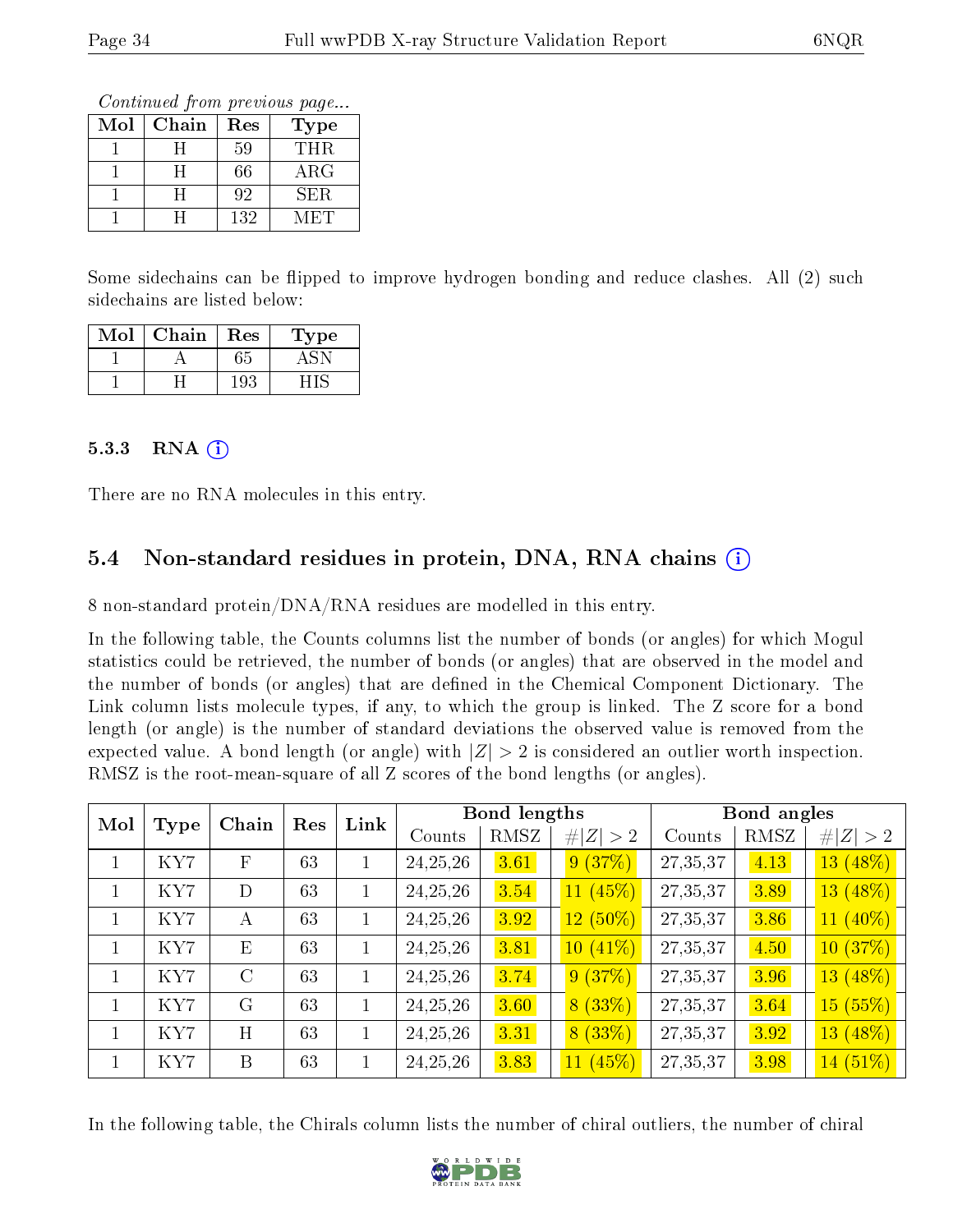*Continued from previous page...*

| Mol | Chain | Res | Type |
|---|---|---|---|
| 1 | H | 59 | THR |
| 1 | H | 66 | ARG |
| 1 | H | 92 | SER |
| 1 | H | 132 | MET |

Some sidechains can be flipped to improve hydrogen bonding and reduce clashes. All (2) such sidechains are listed below:

| Mol | Chain | Res | Type |
|---|---|---|---|
| 1 | A | 65 | ASN |
| 1 | H | 193 | HIS |

#### 5.3.3 RNA

There are no RNA molecules in this entry.

### 5.4 Non-standard residues in protein, DNA, RNA chains

8 non-standard protein/DNA/RNA residues are modelled in this entry.

In the following table, the Counts columns list the number of bonds (or angles) for which Mogul statistics could be retrieved, the number of bonds (or angles) that are observed in the model and the number of bonds (or angles) that are defined in the Chemical Component Dictionary. The Link column lists molecule types, if any, to which the group is linked. The Z score for a bond length (or angle) is the number of standard deviations the observed value is removed from the expected value. A bond length (or angle) with $|Z| > 2$ is considered an outlier worth inspection. RMSZ is the root-mean-square of all Z scores of the bond lengths (or angles).

| Mol | Type | Chain | Res | Link | Bond lengths | | | Bond angles | | |
|---|---|---|---|---|---|---|---|---|---|---|
| | | | | | Counts | RMSZ | $\#\|Z\| > 2$ | Counts | RMSZ | $\#\|Z\| > 2$ |
| 1 | KY7 | F | 63 | 1 | 24,25,26 | 3.61 | 9 (37%) | 27,35,37 | 4.13 | 13 (48%) |
| 1 | KY7 | D | 63 | 1 | 24,25,26 | 3.54 | 11 (45%) | 27,35,37 | 3.89 | 13 (48%) |
| 1 | KY7 | A | 63 | 1 | 24,25,26 | 3.92 | 12 (50%) | 27,35,37 | 3.86 | 11 (40%) |
| 1 | KY7 | E | 63 | 1 | 24,25,26 | 3.81 | 10 (41%) | 27,35,37 | 4.50 | 10 (37%) |
| 1 | KY7 | C | 63 | 1 | 24,25,26 | 3.74 | 9 (37%) | 27,35,37 | 3.96 | 13 (48%) |
| 1 | KY7 | G | 63 | 1 | 24,25,26 | 3.60 | 8 (33%) | 27,35,37 | 3.64 | 15 (55%) |
| 1 | KY7 | H | 63 | 1 | 24,25,26 | 3.31 | 8 (33%) | 27,35,37 | 3.92 | 13 (48%) |
| 1 | KY7 | B | 63 | 1 | 24,25,26 | 3.83 | 11 (45%) | 27,35,37 | 3.98 | 14 (51%) |

In the following table, the Chirals column lists the number of chiral outliers, the number of chiral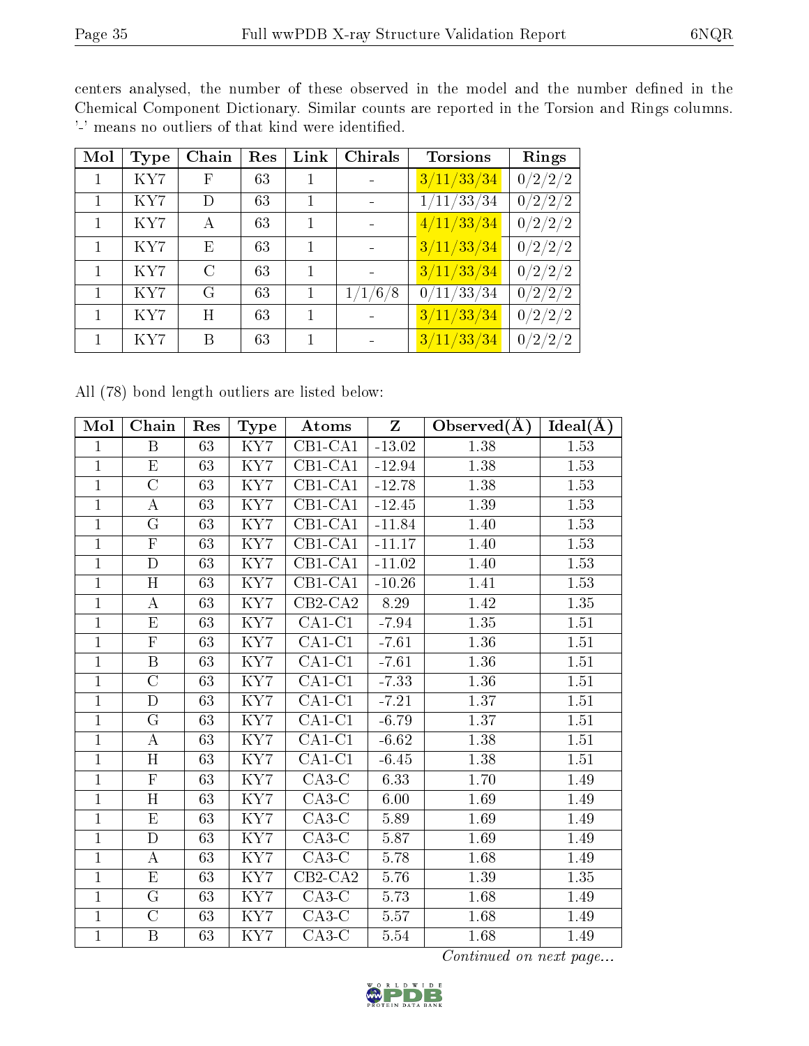centers analysed, the number of these observed in the model and the number defined in the Chemical Component Dictionary. Similar counts are reported in the Torsion and Rings columns. '-' means no outliers of that kind were identified.

| Mol | Type | Chain | Res | Link | Chirals | Torsions | Rings |
|---|---|---|---|---|---|---|---|
| 1 | KY7 | F | 63 | 1 | - | 3/11/33/34 | 0/2/2/2 |
| 1 | KY7 | D | 63 | 1 | - | 1/11/33/34 | 0/2/2/2 |
| 1 | KY7 | A | 63 | 1 | - | 4/11/33/34 | 0/2/2/2 |
| 1 | KY7 | E | 63 | 1 | - | 3/11/33/34 | 0/2/2/2 |
| 1 | KY7 | C | 63 | 1 | - | 3/11/33/34 | 0/2/2/2 |
| 1 | KY7 | G | 63 | 1 | 1/1/6/8 | 0/11/33/34 | 0/2/2/2 |
| 1 | KY7 | H | 63 | 1 | - | 3/11/33/34 | 0/2/2/2 |
| 1 | KY7 | B | 63 | 1 | - | 3/11/33/34 | 0/2/2/2 |

All (78) bond length outliers are listed below:

| Mol | Chain | Res | Type | Atoms | Z | Observed(Å) | Ideal(Å) |
|---|---|---|---|---|---|---|---|
| 1 | B | 63 | KY7 | CB1-CA1 | -13.02 | 1.38 | 1.53 |
| 1 | E | 63 | KY7 | CB1-CA1 | -12.94 | 1.38 | 1.53 |
| 1 | C | 63 | KY7 | CB1-CA1 | -12.78 | 1.38 | 1.53 |
| 1 | A | 63 | KY7 | CB1-CA1 | -12.45 | 1.39 | 1.53 |
| 1 | G | 63 | KY7 | CB1-CA1 | -11.84 | 1.40 | 1.53 |
| 1 | F | 63 | KY7 | CB1-CA1 | -11.17 | 1.40 | 1.53 |
| 1 | D | 63 | KY7 | CB1-CA1 | -11.02 | 1.40 | 1.53 |
| 1 | H | 63 | KY7 | CB1-CA1 | -10.26 | 1.41 | 1.53 |
| 1 | A | 63 | KY7 | CB2-CA2 | 8.29 | 1.42 | 1.35 |
| 1 | E | 63 | KY7 | CA1-C1 | -7.94 | 1.35 | 1.51 |
| 1 | F | 63 | KY7 | CA1-C1 | -7.61 | 1.36 | 1.51 |
| 1 | B | 63 | KY7 | CA1-C1 | -7.61 | 1.36 | 1.51 |
| 1 | C | 63 | KY7 | CA1-C1 | -7.33 | 1.36 | 1.51 |
| 1 | D | 63 | KY7 | CA1-C1 | -7.21 | 1.37 | 1.51 |
| 1 | G | 63 | KY7 | CA1-C1 | -6.79 | 1.37 | 1.51 |
| 1 | A | 63 | KY7 | CA1-C1 | -6.62 | 1.38 | 1.51 |
| 1 | H | 63 | KY7 | CA1-C1 | -6.45 | 1.38 | 1.51 |
| 1 | F | 63 | KY7 | CA3-C | 6.33 | 1.70 | 1.49 |
| 1 | H | 63 | KY7 | CA3-C | 6.00 | 1.69 | 1.49 |
| 1 | E | 63 | KY7 | CA3-C | 5.89 | 1.69 | 1.49 |
| 1 | D | 63 | KY7 | CA3-C | 5.87 | 1.69 | 1.49 |
| 1 | A | 63 | KY7 | CA3-C | 5.78 | 1.68 | 1.49 |
| 1 | E | 63 | KY7 | CB2-CA2 | 5.76 | 1.39 | 1.35 |
| 1 | G | 63 | KY7 | CA3-C | 5.73 | 1.68 | 1.49 |
| 1 | C | 63 | KY7 | CA3-C | 5.57 | 1.68 | 1.49 |
| 1 | B | 63 | KY7 | CA3-C | 5.54 | 1.68 | 1.49 |

*Continued on next page...*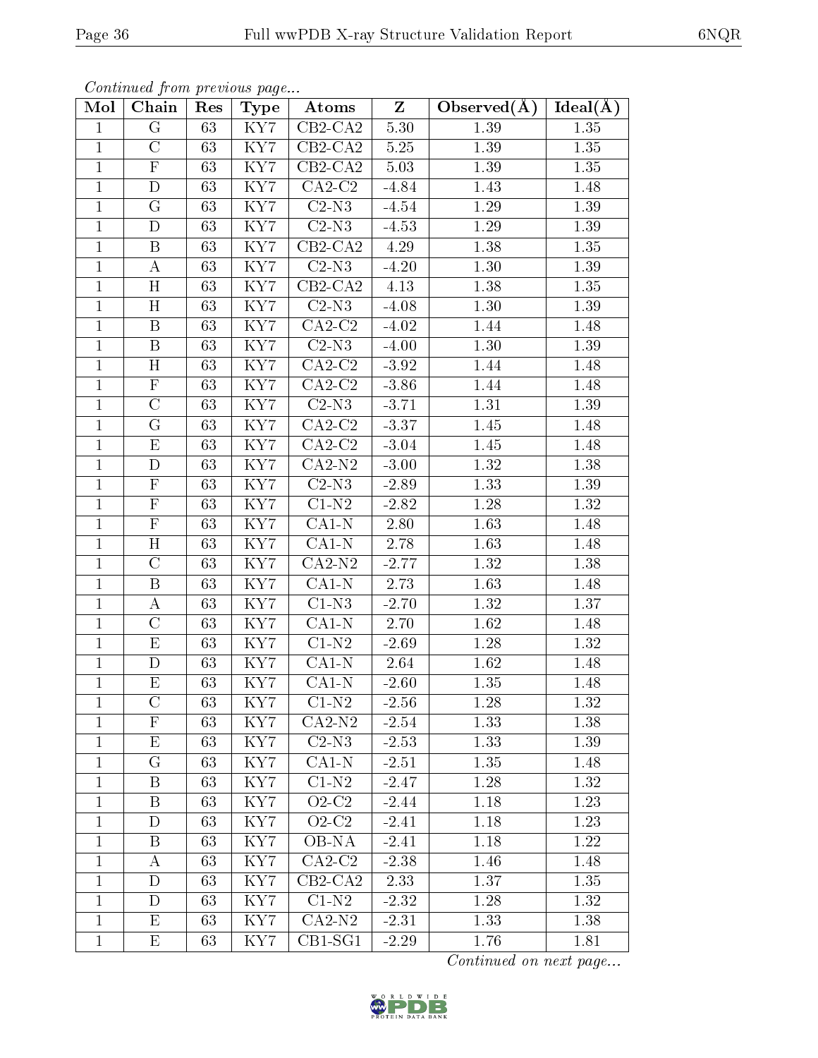*Continued from previous page...*

| Mol | Chain | Res | Type | Atoms | Z | Observed(Å) | Ideal(Å) |
|---|---|---|---|---|---|---|---|
| 1 | G | 63 | KY7 | CB2-CA2 | 5.30 | 1.39 | 1.35 |
| 1 | C | 63 | KY7 | CB2-CA2 | 5.25 | 1.39 | 1.35 |
| 1 | F | 63 | KY7 | CB2-CA2 | 5.03 | 1.39 | 1.35 |
| 1 | D | 63 | KY7 | CA2-C2 | -4.84 | 1.43 | 1.48 |
| 1 | G | 63 | KY7 | C2-N3 | -4.54 | 1.29 | 1.39 |
| 1 | D | 63 | KY7 | C2-N3 | -4.53 | 1.29 | 1.39 |
| 1 | B | 63 | KY7 | CB2-CA2 | 4.29 | 1.38 | 1.35 |
| 1 | A | 63 | KY7 | C2-N3 | -4.20 | 1.30 | 1.39 |
| 1 | H | 63 | KY7 | CB2-CA2 | 4.13 | 1.38 | 1.35 |
| 1 | H | 63 | KY7 | C2-N3 | -4.08 | 1.30 | 1.39 |
| 1 | B | 63 | KY7 | CA2-C2 | -4.02 | 1.44 | 1.48 |
| 1 | B | 63 | KY7 | C2-N3 | -4.00 | 1.30 | 1.39 |
| 1 | H | 63 | KY7 | CA2-C2 | -3.92 | 1.44 | 1.48 |
| 1 | F | 63 | KY7 | CA2-C2 | -3.86 | 1.44 | 1.48 |
| 1 | C | 63 | KY7 | C2-N3 | -3.71 | 1.31 | 1.39 |
| 1 | G | 63 | KY7 | CA2-C2 | -3.37 | 1.45 | 1.48 |
| 1 | E | 63 | KY7 | CA2-C2 | -3.04 | 1.45 | 1.48 |
| 1 | D | 63 | KY7 | CA2-N2 | -3.00 | 1.32 | 1.38 |
| 1 | F | 63 | KY7 | C2-N3 | -2.89 | 1.33 | 1.39 |
| 1 | F | 63 | KY7 | C1-N2 | -2.82 | 1.28 | 1.32 |
| 1 | F | 63 | KY7 | CA1-N | 2.80 | 1.63 | 1.48 |
| 1 | H | 63 | KY7 | CA1-N | 2.78 | 1.63 | 1.48 |
| 1 | C | 63 | KY7 | CA2-N2 | -2.77 | 1.32 | 1.38 |
| 1 | B | 63 | KY7 | CA1-N | 2.73 | 1.63 | 1.48 |
| 1 | A | 63 | KY7 | C1-N3 | -2.70 | 1.32 | 1.37 |
| 1 | C | 63 | KY7 | CA1-N | 2.70 | 1.62 | 1.48 |
| 1 | E | 63 | KY7 | C1-N2 | -2.69 | 1.28 | 1.32 |
| 1 | D | 63 | KY7 | CA1-N | 2.64 | 1.62 | 1.48 |
| 1 | E | 63 | KY7 | CA1-N | -2.60 | 1.35 | 1.48 |
| 1 | C | 63 | KY7 | C1-N2 | -2.56 | 1.28 | 1.32 |
| 1 | F | 63 | KY7 | CA2-N2 | -2.54 | 1.33 | 1.38 |
| 1 | E | 63 | KY7 | C2-N3 | -2.53 | 1.33 | 1.39 |
| 1 | G | 63 | KY7 | CA1-N | -2.51 | 1.35 | 1.48 |
| 1 | B | 63 | KY7 | C1-N2 | -2.47 | 1.28 | 1.32 |
| 1 | B | 63 | KY7 | O2-C2 | -2.44 | 1.18 | 1.23 |
| 1 | D | 63 | KY7 | O2-C2 | -2.41 | 1.18 | 1.23 |
| 1 | B | 63 | KY7 | OB-NA | -2.41 | 1.18 | 1.22 |
| 1 | A | 63 | KY7 | CA2-C2 | -2.38 | 1.46 | 1.48 |
| 1 | D | 63 | KY7 | CB2-CA2 | 2.33 | 1.37 | 1.35 |
| 1 | D | 63 | KY7 | C1-N2 | -2.32 | 1.28 | 1.32 |
| 1 | E | 63 | KY7 | CA2-N2 | -2.31 | 1.33 | 1.38 |
| 1 | E | 63 | KY7 | CB1-SG1 | -2.29 | 1.76 | 1.81 |

*Continued on next page...*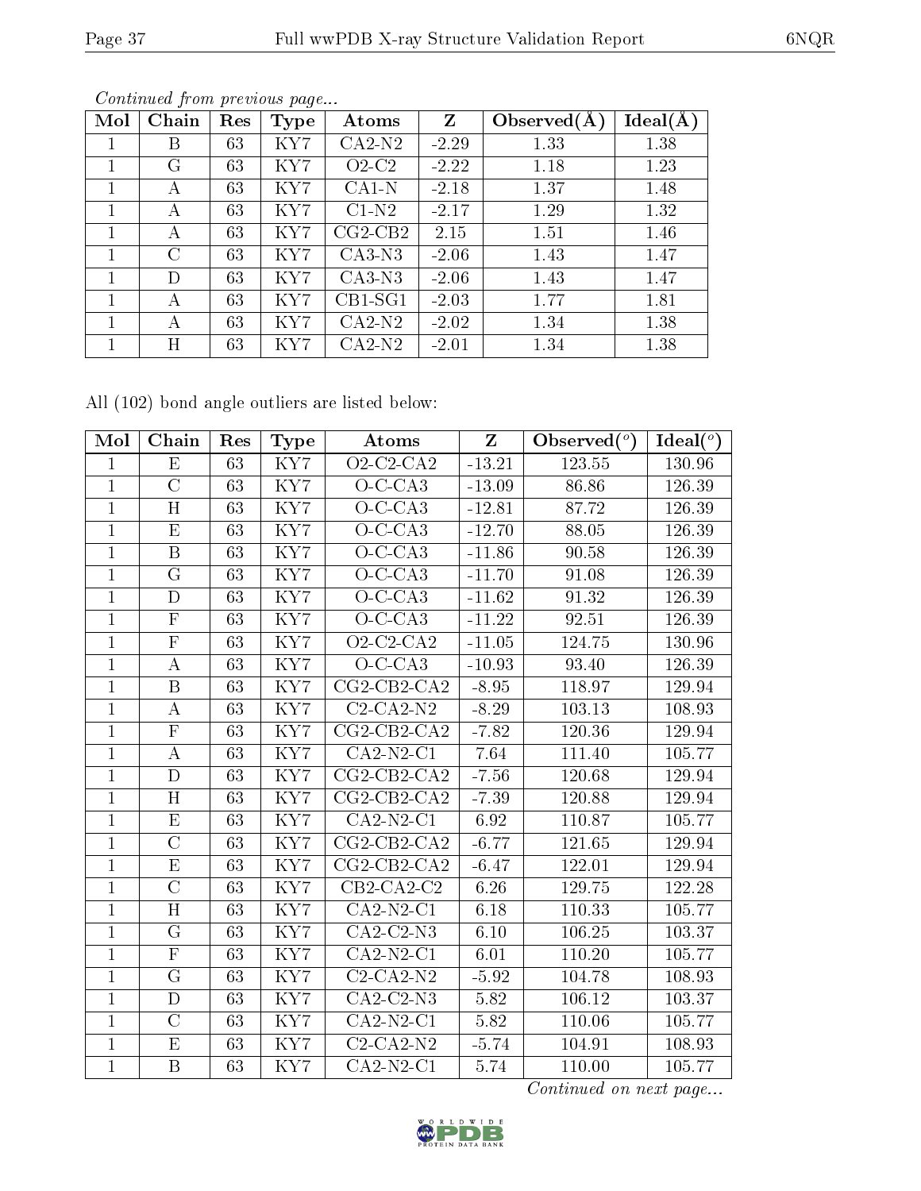*Continued from previous page...*

| Mol | Chain | Res | Type | Atoms | Z | Observed(Å) | Ideal(Å) |
|---|---|---|---|---|---|---|---|
| 1 | B | 63 | KY7 | CA2-N2 | -2.29 | 1.33 | 1.38 |
| 1 | G | 63 | KY7 | O2-C2 | -2.22 | 1.18 | 1.23 |
| 1 | A | 63 | KY7 | CA1-N | -2.18 | 1.37 | 1.48 |
| 1 | A | 63 | KY7 | C1-N2 | -2.17 | 1.29 | 1.32 |
| 1 | A | 63 | KY7 | CG2-CB2 | 2.15 | 1.51 | 1.46 |
| 1 | C | 63 | KY7 | CA3-N3 | -2.06 | 1.43 | 1.47 |
| 1 | D | 63 | KY7 | CA3-N3 | -2.06 | 1.43 | 1.47 |
| 1 | A | 63 | KY7 | CB1-SG1 | -2.03 | 1.77 | 1.81 |
| 1 | A | 63 | KY7 | CA2-N2 | -2.02 | 1.34 | 1.38 |
| 1 | H | 63 | KY7 | CA2-N2 | -2.01 | 1.34 | 1.38 |

All (102) bond angle outliers are listed below:

| Mol | Chain | Res | Type | Atoms | Z | Observed(°) | Ideal(°) |
|---|---|---|---|---|---|---|---|
| 1 | E | 63 | KY7 | O2-C2-CA2 | -13.21 | 123.55 | 130.96 |
| 1 | C | 63 | KY7 | O-C-CA3 | -13.09 | 86.86 | 126.39 |
| 1 | H | 63 | KY7 | O-C-CA3 | -12.81 | 87.72 | 126.39 |
| 1 | E | 63 | KY7 | O-C-CA3 | -12.70 | 88.05 | 126.39 |
| 1 | B | 63 | KY7 | O-C-CA3 | -11.86 | 90.58 | 126.39 |
| 1 | G | 63 | KY7 | O-C-CA3 | -11.70 | 91.08 | 126.39 |
| 1 | D | 63 | KY7 | O-C-CA3 | -11.62 | 91.32 | 126.39 |
| 1 | F | 63 | KY7 | O-C-CA3 | -11.22 | 92.51 | 126.39 |
| 1 | F | 63 | KY7 | O2-C2-CA2 | -11.05 | 124.75 | 130.96 |
| 1 | A | 63 | KY7 | O-C-CA3 | -10.93 | 93.40 | 126.39 |
| 1 | B | 63 | KY7 | CG2-CB2-CA2 | -8.95 | 118.97 | 129.94 |
| 1 | A | 63 | KY7 | C2-CA2-N2 | -8.29 | 103.13 | 108.93 |
| 1 | F | 63 | KY7 | CG2-CB2-CA2 | -7.82 | 120.36 | 129.94 |
| 1 | A | 63 | KY7 | CA2-N2-C1 | 7.64 | 111.40 | 105.77 |
| 1 | D | 63 | KY7 | CG2-CB2-CA2 | -7.56 | 120.68 | 129.94 |
| 1 | H | 63 | KY7 | CG2-CB2-CA2 | -7.39 | 120.88 | 129.94 |
| 1 | E | 63 | KY7 | CA2-N2-C1 | 6.92 | 110.87 | 105.77 |
| 1 | C | 63 | KY7 | CG2-CB2-CA2 | -6.77 | 121.65 | 129.94 |
| 1 | E | 63 | KY7 | CG2-CB2-CA2 | -6.47 | 122.01 | 129.94 |
| 1 | C | 63 | KY7 | CB2-CA2-C2 | 6.26 | 129.75 | 122.28 |
| 1 | H | 63 | KY7 | CA2-N2-C1 | 6.18 | 110.33 | 105.77 |
| 1 | G | 63 | KY7 | CA2-C2-N3 | 6.10 | 106.25 | 103.37 |
| 1 | F | 63 | KY7 | CA2-N2-C1 | 6.01 | 110.20 | 105.77 |
| 1 | G | 63 | KY7 | C2-CA2-N2 | -5.92 | 104.78 | 108.93 |
| 1 | D | 63 | KY7 | CA2-C2-N3 | 5.82 | 106.12 | 103.37 |
| 1 | C | 63 | KY7 | CA2-N2-C1 | 5.82 | 110.06 | 105.77 |
| 1 | E | 63 | KY7 | C2-CA2-N2 | -5.74 | 104.91 | 108.93 |
| 1 | B | 63 | KY7 | CA2-N2-C1 | 5.74 | 110.00 | 105.77 |

*Continued on next page...*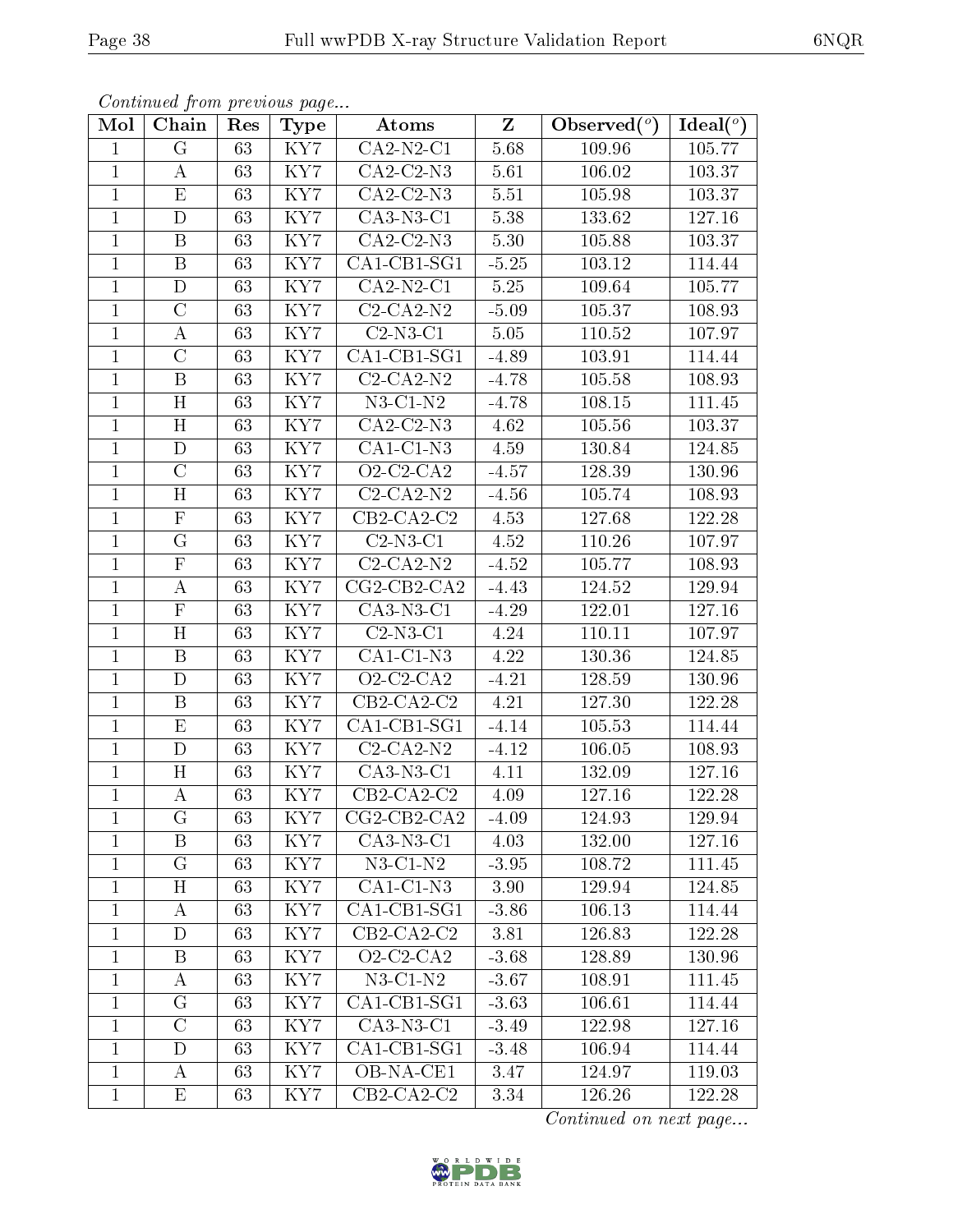*Continued from previous page...*

| Mol | Chain | Res | Type | Atoms | Z | Observed(°) | Ideal(°) |
|---|---|---|---|---|---|---|---|
| 1 | G | 63 | KY7 | CA2-N2-C1 | 5.68 | 109.96 | 105.77 |
| 1 | A | 63 | KY7 | CA2-C2-N3 | 5.61 | 106.02 | 103.37 |
| 1 | E | 63 | KY7 | CA2-C2-N3 | 5.51 | 105.98 | 103.37 |
| 1 | D | 63 | KY7 | CA3-N3-C1 | 5.38 | 133.62 | 127.16 |
| 1 | B | 63 | KY7 | CA2-C2-N3 | 5.30 | 105.88 | 103.37 |
| 1 | B | 63 | KY7 | CA1-CB1-SG1 | -5.25 | 103.12 | 114.44 |
| 1 | D | 63 | KY7 | CA2-N2-C1 | 5.25 | 109.64 | 105.77 |
| 1 | C | 63 | KY7 | C2-CA2-N2 | -5.09 | 105.37 | 108.93 |
| 1 | A | 63 | KY7 | C2-N3-C1 | 5.05 | 110.52 | 107.97 |
| 1 | C | 63 | KY7 | CA1-CB1-SG1 | -4.89 | 103.91 | 114.44 |
| 1 | B | 63 | KY7 | C2-CA2-N2 | -4.78 | 105.58 | 108.93 |
| 1 | H | 63 | KY7 | N3-C1-N2 | -4.78 | 108.15 | 111.45 |
| 1 | H | 63 | KY7 | CA2-C2-N3 | 4.62 | 105.56 | 103.37 |
| 1 | D | 63 | KY7 | CA1-C1-N3 | 4.59 | 130.84 | 124.85 |
| 1 | C | 63 | KY7 | O2-C2-CA2 | -4.57 | 128.39 | 130.96 |
| 1 | H | 63 | KY7 | C2-CA2-N2 | -4.56 | 105.74 | 108.93 |
| 1 | F | 63 | KY7 | CB2-CA2-C2 | 4.53 | 127.68 | 122.28 |
| 1 | G | 63 | KY7 | C2-N3-C1 | 4.52 | 110.26 | 107.97 |
| 1 | F | 63 | KY7 | C2-CA2-N2 | -4.52 | 105.77 | 108.93 |
| 1 | A | 63 | KY7 | CG2-CB2-CA2 | -4.43 | 124.52 | 129.94 |
| 1 | F | 63 | KY7 | CA3-N3-C1 | -4.29 | 122.01 | 127.16 |
| 1 | H | 63 | KY7 | C2-N3-C1 | 4.24 | 110.11 | 107.97 |
| 1 | B | 63 | KY7 | CA1-C1-N3 | 4.22 | 130.36 | 124.85 |
| 1 | D | 63 | KY7 | O2-C2-CA2 | -4.21 | 128.59 | 130.96 |
| 1 | B | 63 | KY7 | CB2-CA2-C2 | 4.21 | 127.30 | 122.28 |
| 1 | E | 63 | KY7 | CA1-CB1-SG1 | -4.14 | 105.53 | 114.44 |
| 1 | D | 63 | KY7 | C2-CA2-N2 | -4.12 | 106.05 | 108.93 |
| 1 | H | 63 | KY7 | CA3-N3-C1 | 4.11 | 132.09 | 127.16 |
| 1 | A | 63 | KY7 | CB2-CA2-C2 | 4.09 | 127.16 | 122.28 |
| 1 | G | 63 | KY7 | CG2-CB2-CA2 | -4.09 | 124.93 | 129.94 |
| 1 | B | 63 | KY7 | CA3-N3-C1 | 4.03 | 132.00 | 127.16 |
| 1 | G | 63 | KY7 | N3-C1-N2 | -3.95 | 108.72 | 111.45 |
| 1 | H | 63 | KY7 | CA1-C1-N3 | 3.90 | 129.94 | 124.85 |
| 1 | A | 63 | KY7 | CA1-CB1-SG1 | -3.86 | 106.13 | 114.44 |
| 1 | D | 63 | KY7 | CB2-CA2-C2 | 3.81 | 126.83 | 122.28 |
| 1 | B | 63 | KY7 | O2-C2-CA2 | -3.68 | 128.89 | 130.96 |
| 1 | A | 63 | KY7 | N3-C1-N2 | -3.67 | 108.91 | 111.45 |
| 1 | G | 63 | KY7 | CA1-CB1-SG1 | -3.63 | 106.61 | 114.44 |
| 1 | C | 63 | KY7 | CA3-N3-C1 | -3.49 | 122.98 | 127.16 |
| 1 | D | 63 | KY7 | CA1-CB1-SG1 | -3.48 | 106.94 | 114.44 |
| 1 | A | 63 | KY7 | OB-NA-CE1 | 3.47 | 124.97 | 119.03 |
| 1 | E | 63 | KY7 | CB2-CA2-C2 | 3.34 | 126.26 | 122.28 |

*Continued on next page...*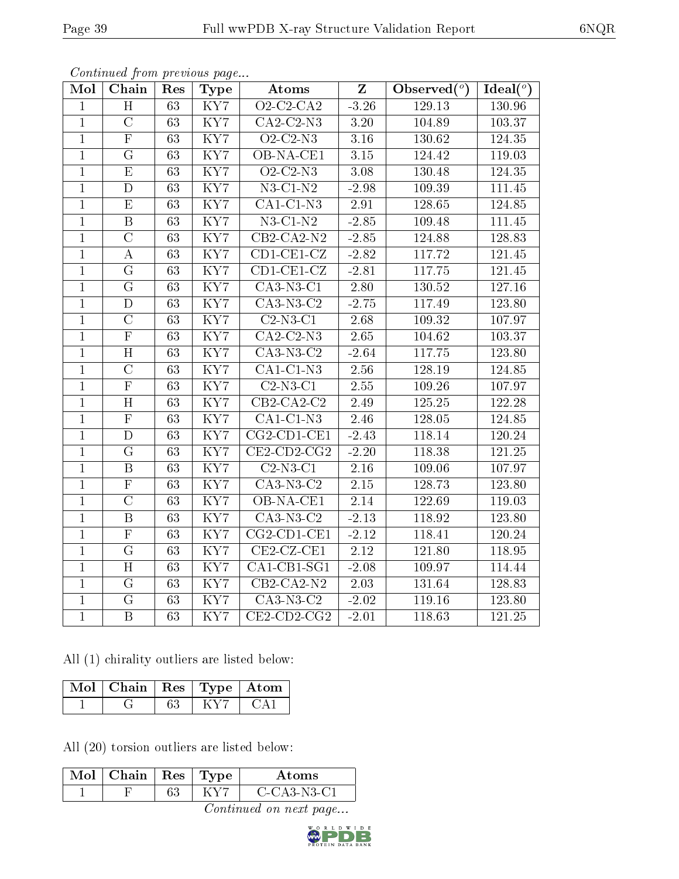*Continued from previous page...*

| Mol | Chain | Res | Type | Atoms | Z | Observed(°) | Ideal(°) |
|---|---|---|---|---|---|---|---|
| 1 | H | 63 | KY7 | O2-C2-CA2 | -3.26 | 129.13 | 130.96 |
| 1 | C | 63 | KY7 | CA2-C2-N3 | 3.20 | 104.89 | 103.37 |
| 1 | F | 63 | KY7 | O2-C2-N3 | 3.16 | 130.62 | 124.35 |
| 1 | G | 63 | KY7 | OB-NA-CE1 | 3.15 | 124.42 | 119.03 |
| 1 | E | 63 | KY7 | O2-C2-N3 | 3.08 | 130.48 | 124.35 |
| 1 | D | 63 | KY7 | N3-C1-N2 | -2.98 | 109.39 | 111.45 |
| 1 | E | 63 | KY7 | CA1-C1-N3 | 2.91 | 128.65 | 124.85 |
| 1 | B | 63 | KY7 | N3-C1-N2 | -2.85 | 109.48 | 111.45 |
| 1 | C | 63 | KY7 | CB2-CA2-N2 | -2.85 | 124.88 | 128.83 |
| 1 | A | 63 | KY7 | CD1-CE1-CZ | -2.82 | 117.72 | 121.45 |
| 1 | G | 63 | KY7 | CD1-CE1-CZ | -2.81 | 117.75 | 121.45 |
| 1 | G | 63 | KY7 | CA3-N3-C1 | 2.80 | 130.52 | 127.16 |
| 1 | D | 63 | KY7 | CA3-N3-C2 | -2.75 | 117.49 | 123.80 |
| 1 | C | 63 | KY7 | C2-N3-C1 | 2.68 | 109.32 | 107.97 |
| 1 | F | 63 | KY7 | CA2-C2-N3 | 2.65 | 104.62 | 103.37 |
| 1 | H | 63 | KY7 | CA3-N3-C2 | -2.64 | 117.75 | 123.80 |
| 1 | C | 63 | KY7 | CA1-C1-N3 | 2.56 | 128.19 | 124.85 |
| 1 | F | 63 | KY7 | C2-N3-C1 | 2.55 | 109.26 | 107.97 |
| 1 | H | 63 | KY7 | CB2-CA2-C2 | 2.49 | 125.25 | 122.28 |
| 1 | F | 63 | KY7 | CA1-C1-N3 | 2.46 | 128.05 | 124.85 |
| 1 | D | 63 | KY7 | CG2-CD1-CE1 | -2.43 | 118.14 | 120.24 |
| 1 | G | 63 | KY7 | CE2-CD2-CG2 | -2.20 | 118.38 | 121.25 |
| 1 | B | 63 | KY7 | C2-N3-C1 | 2.16 | 109.06 | 107.97 |
| 1 | F | 63 | KY7 | CA3-N3-C2 | 2.15 | 128.73 | 123.80 |
| 1 | C | 63 | KY7 | OB-NA-CE1 | 2.14 | 122.69 | 119.03 |
| 1 | B | 63 | KY7 | CA3-N3-C2 | -2.13 | 118.92 | 123.80 |
| 1 | F | 63 | KY7 | CG2-CD1-CE1 | -2.12 | 118.41 | 120.24 |
| 1 | G | 63 | KY7 | CE2-CZ-CE1 | 2.12 | 121.80 | 118.95 |
| 1 | H | 63 | KY7 | CA1-CB1-SG1 | -2.08 | 109.97 | 114.44 |
| 1 | G | 63 | KY7 | CB2-CA2-N2 | 2.03 | 131.64 | 128.83 |
| 1 | G | 63 | KY7 | CA3-N3-C2 | -2.02 | 119.16 | 123.80 |
| 1 | B | 63 | KY7 | CE2-CD2-CG2 | -2.01 | 118.63 | 121.25 |

All (1) chirality outliers are listed below:

| Mol | Chain | Res | Type | Atom |
|---|---|---|---|---|
| 1 | G | 63 | KY7 | CA1 |

All (20) torsion outliers are listed below:

| Mol | Chain | Res | Type | Atoms |
|---|---|---|---|---|
| 1 | F | 63 | KY7 | C-CA3-N3-C1 |

*Continued on next page...*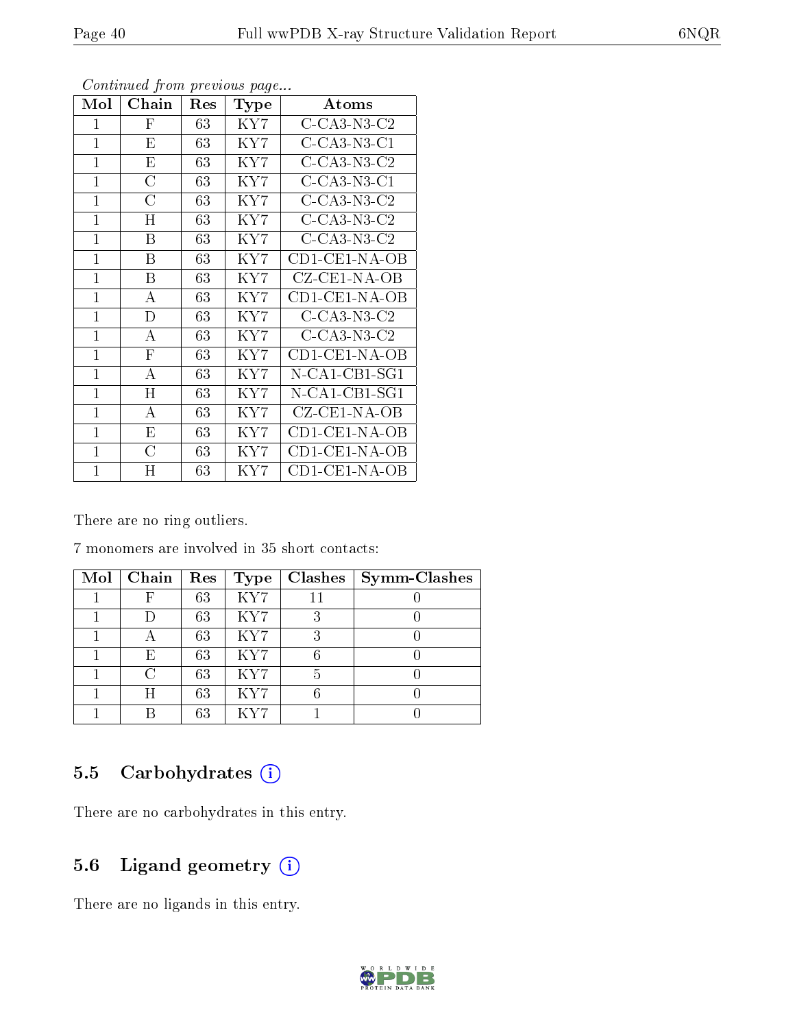*Continued from previous page...*

| Mol | Chain | Res | Type | Atoms |
|---|---|---|---|---|
| 1 | F | 63 | KY7 | C-CA3-N3-C2 |
| 1 | E | 63 | KY7 | C-CA3-N3-C1 |
| 1 | E | 63 | KY7 | C-CA3-N3-C2 |
| 1 | C | 63 | KY7 | C-CA3-N3-C1 |
| 1 | C | 63 | KY7 | C-CA3-N3-C2 |
| 1 | H | 63 | KY7 | C-CA3-N3-C2 |
| 1 | B | 63 | KY7 | C-CA3-N3-C2 |
| 1 | B | 63 | KY7 | CD1-CE1-NA-OB |
| 1 | B | 63 | KY7 | CZ-CE1-NA-OB |
| 1 | A | 63 | KY7 | CD1-CE1-NA-OB |
| 1 | D | 63 | KY7 | C-CA3-N3-C2 |
| 1 | A | 63 | KY7 | C-CA3-N3-C2 |
| 1 | F | 63 | KY7 | CD1-CE1-NA-OB |
| 1 | A | 63 | KY7 | N-CA1-CB1-SG1 |
| 1 | H | 63 | KY7 | N-CA1-CB1-SG1 |
| 1 | A | 63 | KY7 | CZ-CE1-NA-OB |
| 1 | E | 63 | KY7 | CD1-CE1-NA-OB |
| 1 | C | 63 | KY7 | CD1-CE1-NA-OB |
| 1 | H | 63 | KY7 | CD1-CE1-NA-OB |

There are no ring outliers.

7 monomers are involved in 35 short contacts:

| Mol | Chain | Res | Type | Clashes | Symm-Clashes |
|---|---|---|---|---|---|
| 1 | F | 63 | KY7 | 11 | 0 |
| 1 | D | 63 | KY7 | 3 | 0 |
| 1 | A | 63 | KY7 | 3 | 0 |
| 1 | E | 63 | KY7 | 6 | 0 |
| 1 | C | 63 | KY7 | 5 | 0 |
| 1 | H | 63 | KY7 | 6 | 0 |
| 1 | B | 63 | KY7 | 1 | 0 |

### 5.5 Carbohydrates

There are no carbohydrates in this entry.

### 5.6 Ligand geometry

There are no ligands in this entry.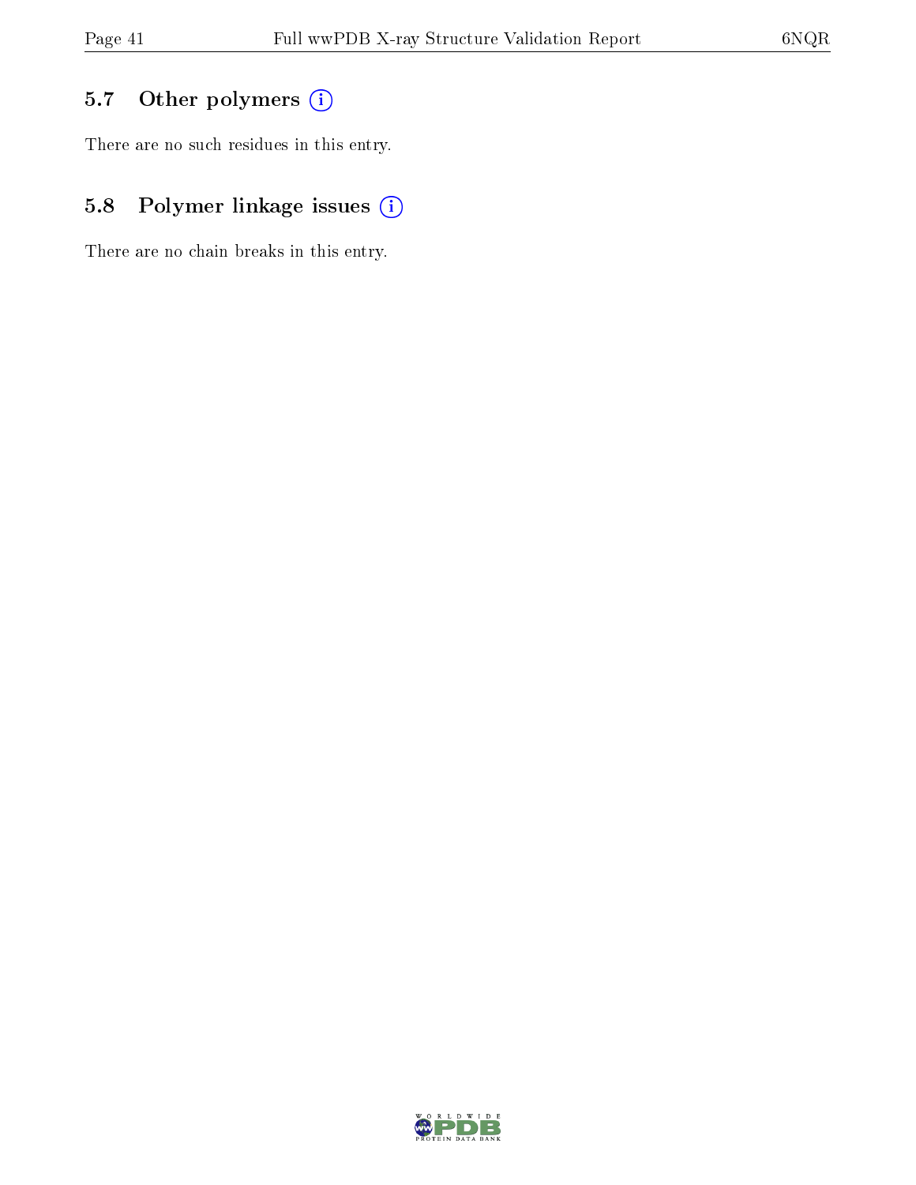### 5.7 Other polymers (i)

There are no such residues in this entry.

### 5.8 Polymer linkage issues (i)

There are no chain breaks in this entry.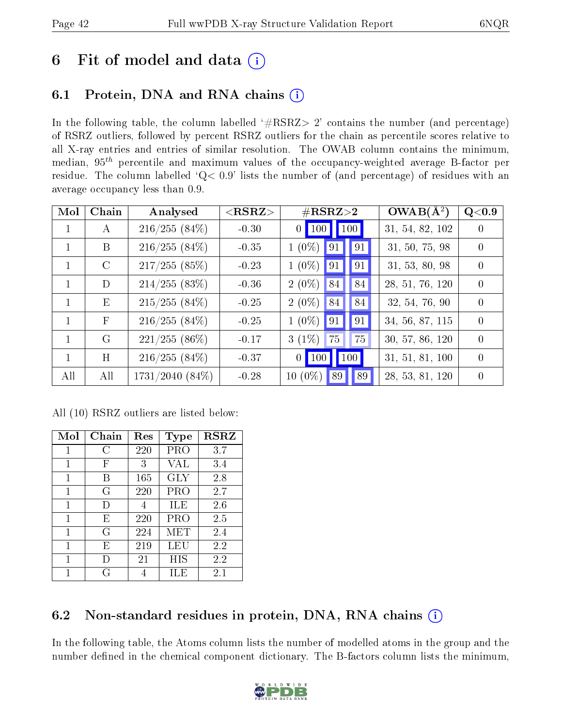# 6 Fit of model and data (i)

## 6.1 Protein, DNA and RNA chains (i)

In the following table, the column labelled '#RSRZ> 2' contains the number (and percentage) of RSRZ outliers, followed by percent RSRZ outliers for the chain as percentile scores relative to all X-ray entries and entries of similar resolution. The OWAB column contains the minimum, median, $95^{th}$ percentile and maximum values of the occupancy-weighted average B-factor per residue. The column labelled 'Q< 0.9' lists the number of (and percentage) of residues with an average occupancy less than 0.9.

| Mol | Chain | Analysed | <RSRZ> | #RSRZ>2 | | | OWAB(Å$^2$) | Q<0.9 |
|---|---|---|---|---|---|---|---|---|
| 1 | A | 216/255 (84%) | -0.30 | 0 | 100 | 100 | 31, 54, 82, 102 | 0 |
| 1 | B | 216/255 (84%) | -0.35 | 1 (0%) | 91 | 91 | 31, 50, 75, 98 | 0 |
| 1 | C | 217/255 (85%) | -0.23 | 1 (0%) | 91 | 91 | 31, 53, 80, 98 | 0 |
| 1 | D | 214/255 (83%) | -0.36 | 2 (0%) | 84 | 84 | 28, 51, 76, 120 | 0 |
| 1 | E | 215/255 (84%) | -0.25 | 2 (0%) | 84 | 84 | 32, 54, 76, 90 | 0 |
| 1 | F | 216/255 (84%) | -0.25 | 1 (0%) | 91 | 91 | 34, 56, 87, 115 | 0 |
| 1 | G | 221/255 (86%) | -0.17 | 3 (1%) | 75 | 75 | 30, 57, 86, 120 | 0 |
| 1 | H | 216/255 (84%) | -0.37 | 0 | 100 | 100 | 31, 51, 81, 100 | 0 |
| All | All | 1731/2040 (84%) | -0.28 | 10 (0%) | 89 | 89 | 28, 53, 81, 120 | 0 |

All (10) RSRZ outliers are listed below:

| Mol | Chain | Res | Type | RSRZ |
|---|---|---|---|---|
| 1 | C | 220 | PRO | 3.7 |
| 1 | F | 3 | VAL | 3.4 |
| 1 | B | 165 | GLY | 2.8 |
| 1 | G | 220 | PRO | 2.7 |
| 1 | D | 4 | ILE | 2.6 |
| 1 | E | 220 | PRO | 2.5 |
| 1 | G | 224 | MET | 2.4 |
| 1 | E | 219 | LEU | 2.2 |
| 1 | D | 21 | HIS | 2.2 |
| 1 | G | 4 | ILE | 2.1 |

## 6.2 Non-standard residues in protein, DNA, RNA chains (i)

In the following table, the Atoms column lists the number of modelled atoms in the group and the number defined in the chemical component dictionary. The B-factors column lists the minimum,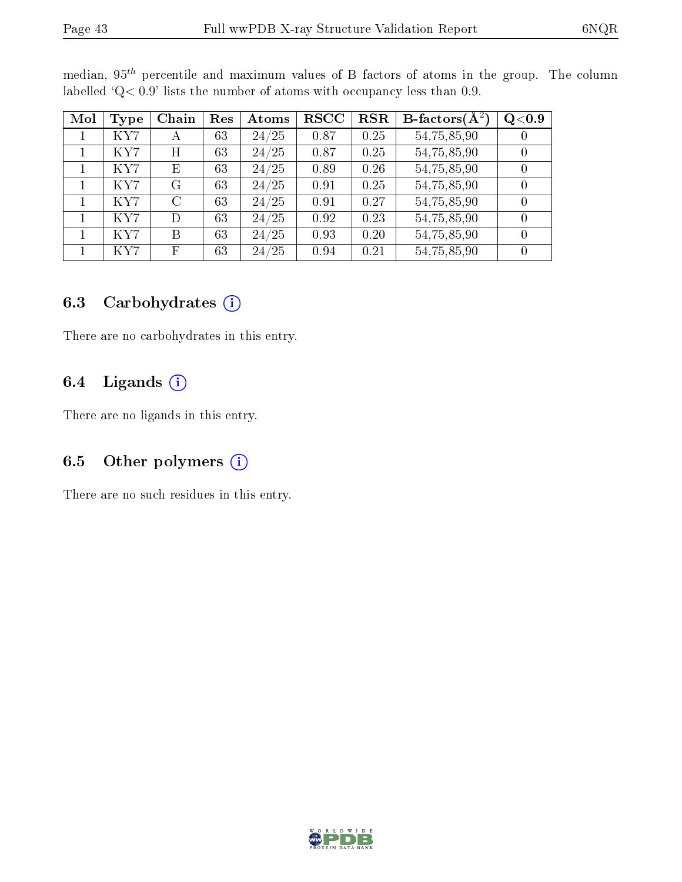median, $95^{th}$ percentile and maximum values of B factors of atoms in the group. The column labelled 'Q< 0.9' lists the number of atoms with occupancy less than 0.9.

| Mol | Type | Chain | Res | Atoms | RSCC | RSR | B-factors(Å$^2$) | Q<0.9 |
|---|---|---|---|---|---|---|---|---|
| 1 | KY7 | A | 63 | 24/25 | 0.87 | 0.25 | 54,75,85,90 | 0 |
| 1 | KY7 | H | 63 | 24/25 | 0.87 | 0.25 | 54,75,85,90 | 0 |
| 1 | KY7 | E | 63 | 24/25 | 0.89 | 0.26 | 54,75,85,90 | 0 |
| 1 | KY7 | G | 63 | 24/25 | 0.91 | 0.25 | 54,75,85,90 | 0 |
| 1 | KY7 | C | 63 | 24/25 | 0.91 | 0.27 | 54,75,85,90 | 0 |
| 1 | KY7 | D | 63 | 24/25 | 0.92 | 0.23 | 54,75,85,90 | 0 |
| 1 | KY7 | B | 63 | 24/25 | 0.93 | 0.20 | 54,75,85,90 | 0 |
| 1 | KY7 | F | 63 | 24/25 | 0.94 | 0.21 | 54,75,85,90 | 0 |

### 6.3 Carbohydrates

There are no carbohydrates in this entry.

### 6.4 Ligands

There are no ligands in this entry.

### 6.5 Other polymers

There are no such residues in this entry.